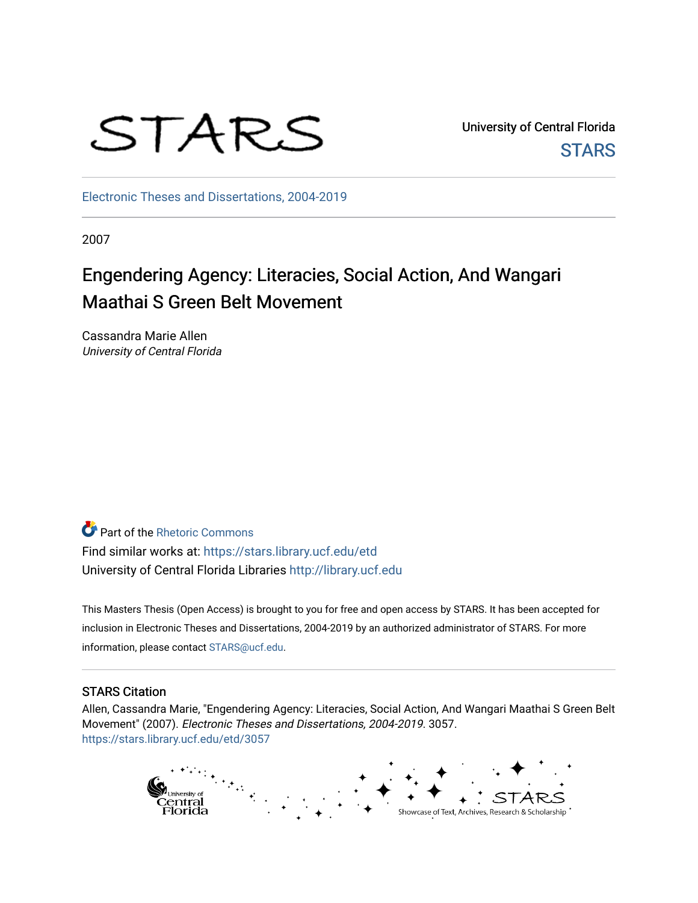STARS

University of Central Florida
STARS

Electronic Theses and Dissertations, 2004-2019

2007

# Engendering Agency: Literacies, Social Action, And Wangari Maathai S Green Belt Movement

Cassandra Marie Allen
*University of Central Florida*

Part of the Rhetoric Commons

Find similar works at: https://stars.library.ucf.edu/etd

University of Central Florida Libraries http://library.ucf.edu

This Masters Thesis (Open Access) is brought to you for free and open access by STARS. It has been accepted for inclusion in Electronic Theses and Dissertations, 2004-2019 by an authorized administrator of STARS. For more information, please contact STARS@ucf.edu.

## STARS Citation

Allen, Cassandra Marie, "Engendering Agency: Literacies, Social Action, And Wangari Maathai S Green Belt Movement" (2007). *Electronic Theses and Dissertations, 2004-2019*. 3057.
https://stars.library.ucf.edu/etd/3057

University of Central Florida
STARS
Showcase of Text, Archives, Research & Scholarship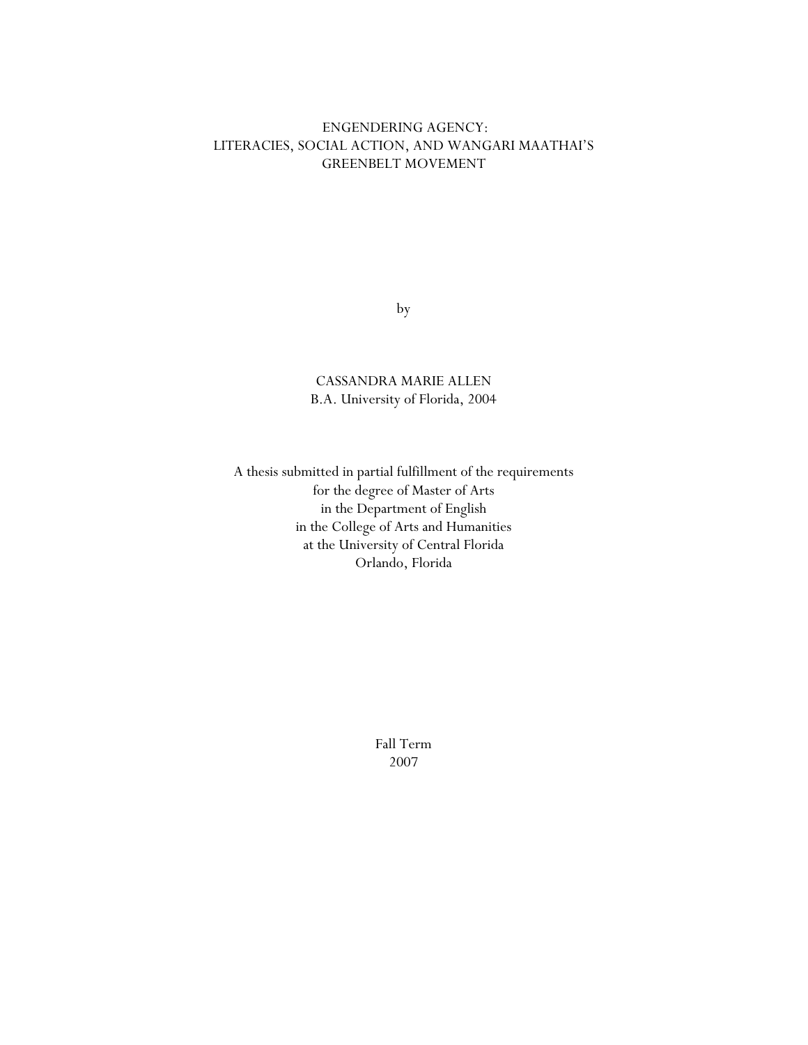# ENGENDERING AGENCY: LITERACIES, SOCIAL ACTION, AND WANGARI MAATHAI'S GREENBELT MOVEMENT

by

CASSANDRA MARIE ALLEN
B.A. University of Florida, 2004

A thesis submitted in partial fulfillment of the requirements
for the degree of Master of Arts
in the Department of English
in the College of Arts and Humanities
at the University of Central Florida
Orlando, Florida

Fall Term
2007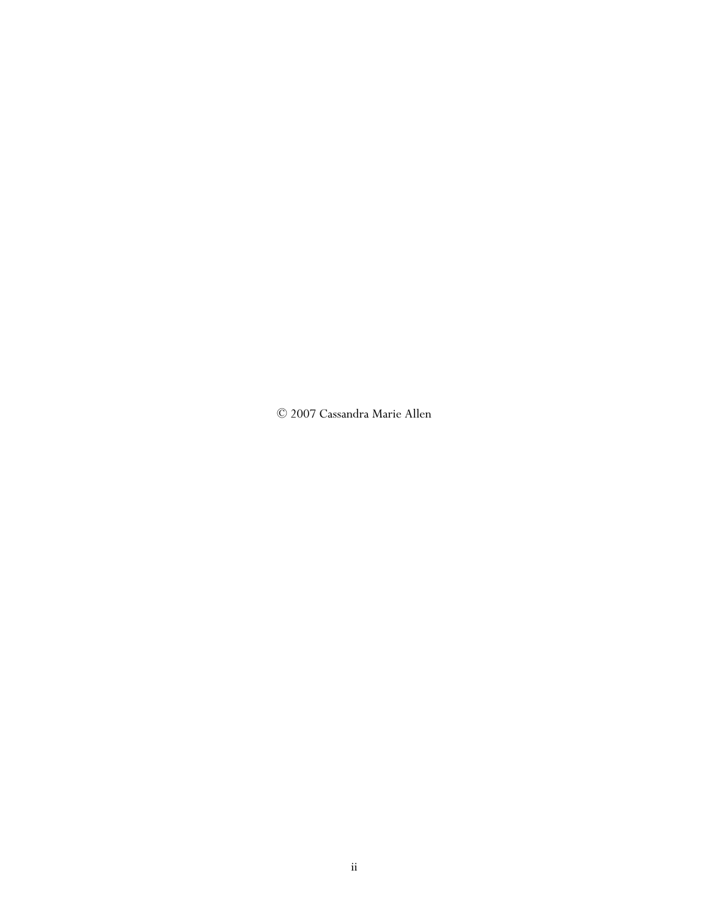© 2007 Cassandra Marie Allen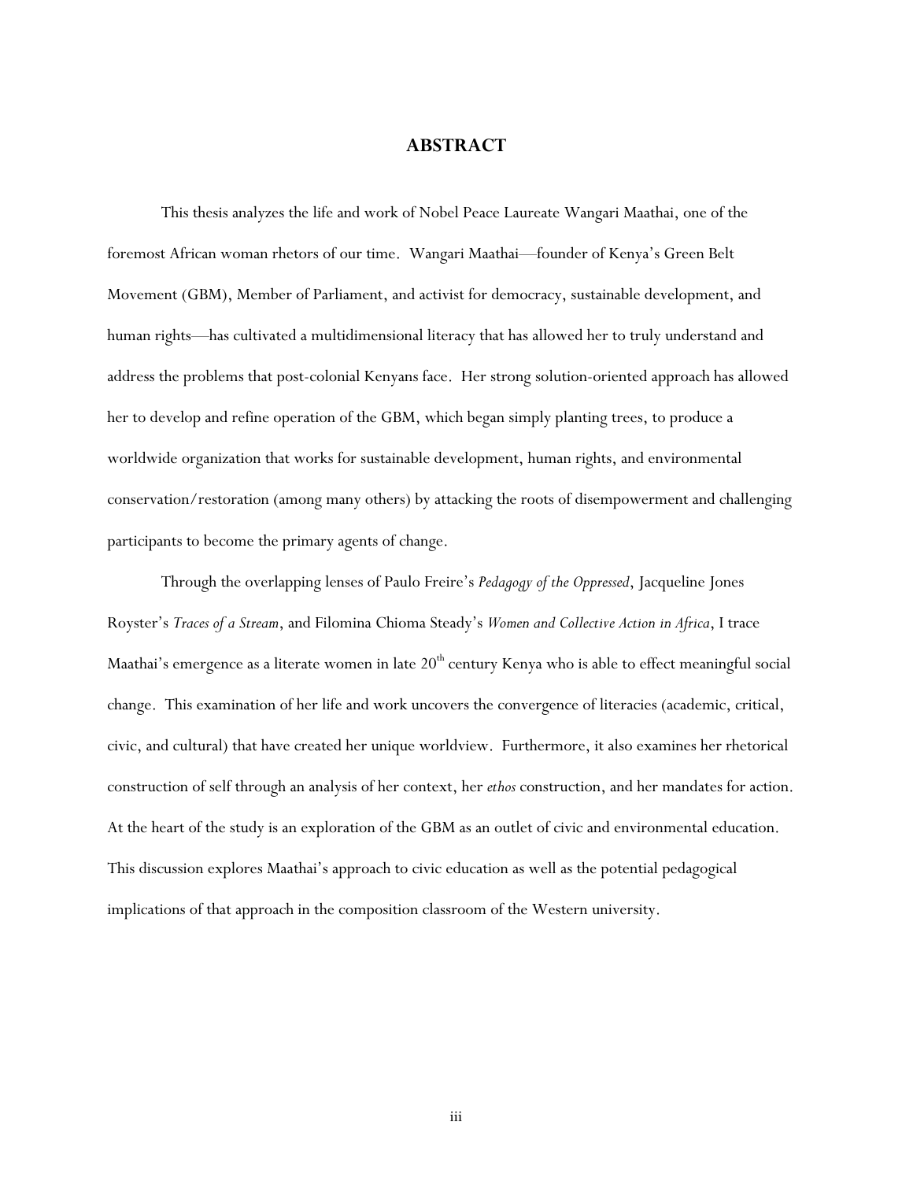# ABSTRACT

This thesis analyzes the life and work of Nobel Peace Laureate Wangari Maathai, one of the foremost African woman rhetors of our time. Wangari Maathai—founder of Kenya's Green Belt Movement (GBM), Member of Parliament, and activist for democracy, sustainable development, and human rights—has cultivated a multidimensional literacy that has allowed her to truly understand and address the problems that post-colonial Kenyans face. Her strong solution-oriented approach has allowed her to develop and refine operation of the GBM, which began simply planting trees, to produce a worldwide organization that works for sustainable development, human rights, and environmental conservation/restoration (among many others) by attacking the roots of disempowerment and challenging participants to become the primary agents of change.

Through the overlapping lenses of Paulo Freire's *Pedagogy of the Oppressed*, Jacqueline Jones Royster's *Traces of a Stream*, and Filomina Chioma Steady's *Women and Collective Action in Africa*, I trace Maathai's emergence as a literate women in late 20th century Kenya who is able to effect meaningful social change. This examination of her life and work uncovers the convergence of literacies (academic, critical, civic, and cultural) that have created her unique worldview. Furthermore, it also examines her rhetorical construction of self through an analysis of her context, her *ethos* construction, and her mandates for action. At the heart of the study is an exploration of the GBM as an outlet of civic and environmental education. This discussion explores Maathai's approach to civic education as well as the potential pedagogical implications of that approach in the composition classroom of the Western university.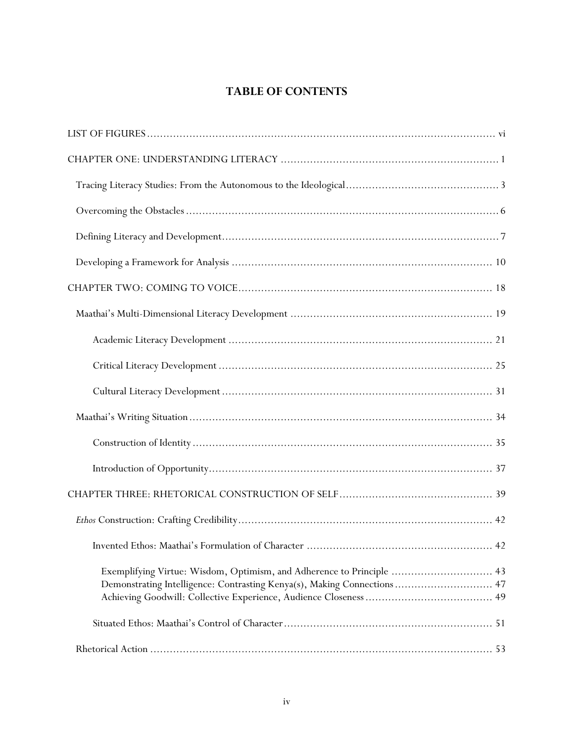# TABLE OF CONTENTS

LIST OF FIGURES ........................................................................................................ vi

CHAPTER ONE: UNDERSTANDING LITERACY ................................................................. 1

- Tracing Literacy Studies: From the Autonomous to the Ideological ........................................ 3
- Overcoming the Obstacles ........................................................................................ 6
- Defining Literacy and Development ............................................................................. 7
- Developing a Framework for Analysis ......................................................................... 10

CHAPTER TWO: COMING TO VOICE ............................................................................ 18

- Maathai's Multi-Dimensional Literacy Development ........................................................ 19
  - Academic Literacy Development ............................................................................ 21
  - Critical Literacy Development .............................................................................. 25
  - Cultural Literacy Development ............................................................................. 31
- Maathai's Writing Situation ..................................................................................... 34
  - Construction of Identity ...................................................................................... 35
  - Introduction of Opportunity .................................................................................. 37

CHAPTER THREE: RHETORICAL CONSTRUCTION OF SELF ............................................ 39

- *Ethos* Construction: Crafting Credibility ....................................................................... 42
  - Invented Ethos: Maathai's Formulation of Character .................................................... 42
    - Exemplifying Virtue: Wisdom, Optimism, and Adherence to Principle ............................. 43
    - Demonstrating Intelligence: Contrasting Kenya(s), Making Connections ............................ 47
    - Achieving Goodwill: Collective Experience, Audience Closeness ..................................... 49
  - Situated Ethos: Maathai's Control of Character ........................................................... 51
- Rhetorical Action ................................................................................................... 53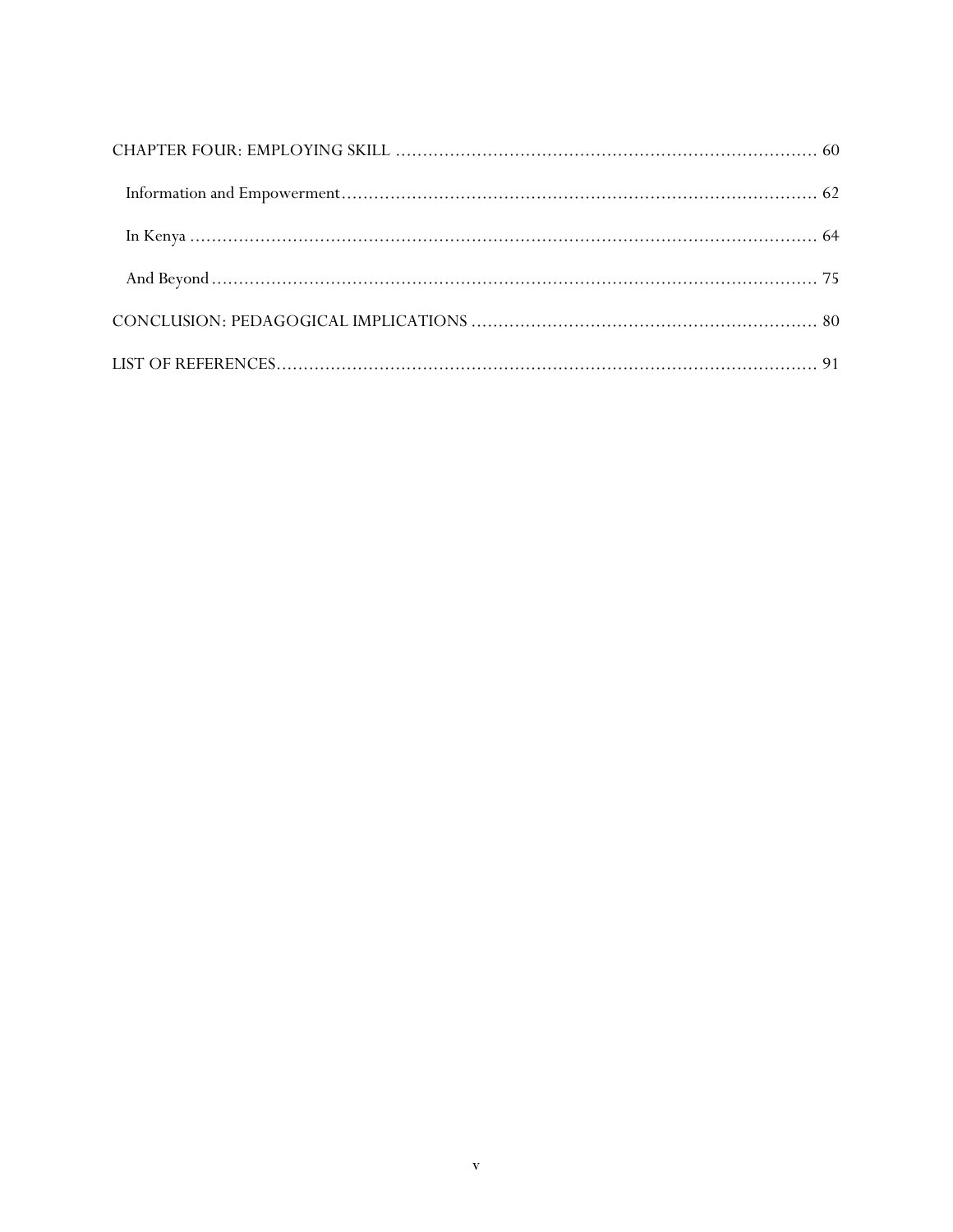CHAPTER FOUR: EMPLOYING SKILL ........................................................................ 60

Information and Empowerment ........................................................................ 62

In Kenya ........................................................................................................ 64

And Beyond .................................................................................................... 75

CONCLUSION: PEDAGOGICAL IMPLICATIONS ................................................ 80

LIST OF REFERENCES ...................................................................................... 91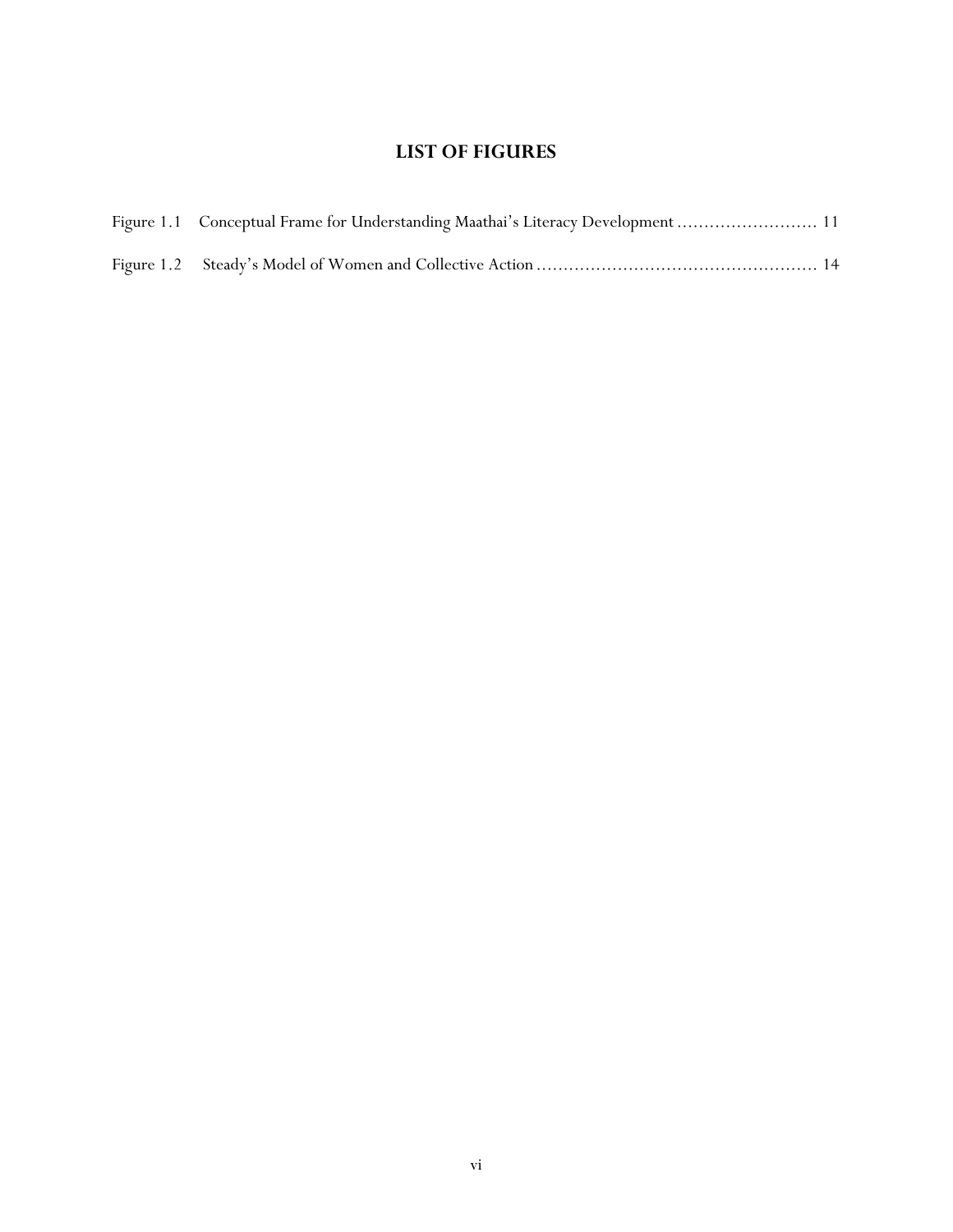## LIST OF FIGURES

Figure 1.1 Conceptual Frame for Understanding Maathai's Literacy Development .......................... 11

Figure 1.2 Steady's Model of Women and Collective Action .................................................. 14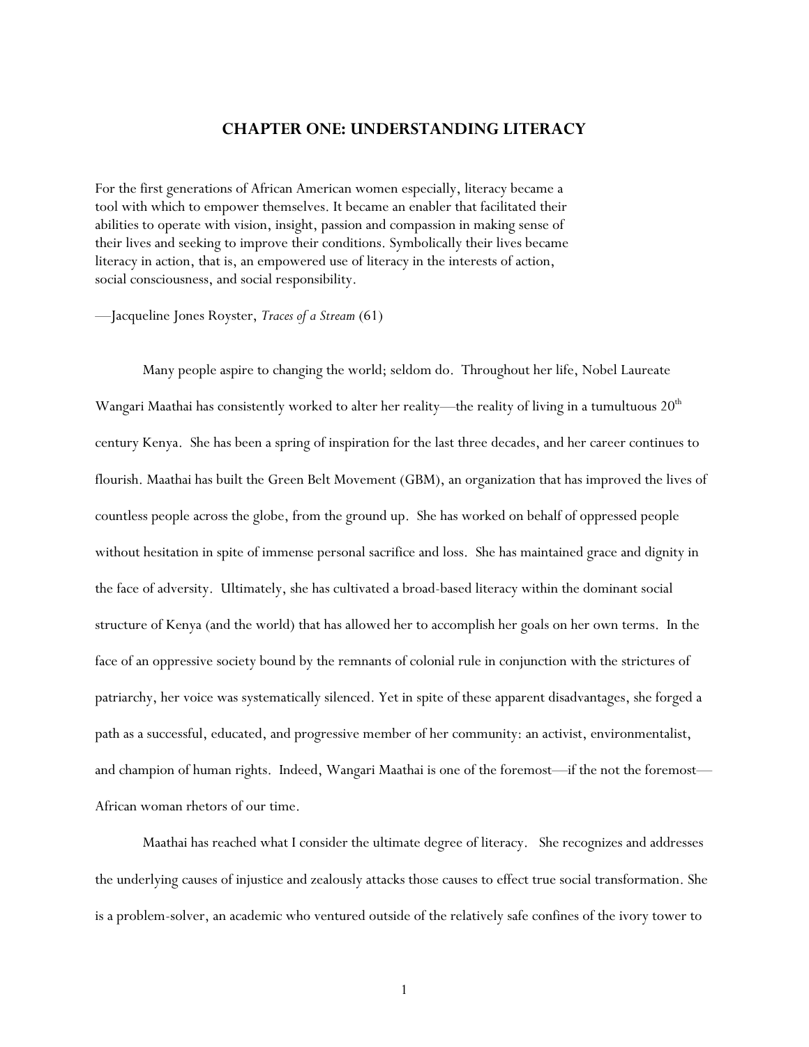# CHAPTER ONE: UNDERSTANDING LITERACY

For the first generations of African American women especially, literacy became a tool with which to empower themselves. It became an enabler that facilitated their abilities to operate with vision, insight, passion and compassion in making sense of their lives and seeking to improve their conditions. Symbolically their lives became literacy in action, that is, an empowered use of literacy in the interests of action, social consciousness, and social responsibility.

—Jacqueline Jones Royster, *Traces of a Stream* (61)

Many people aspire to changing the world; seldom do. Throughout her life, Nobel Laureate Wangari Maathai has consistently worked to alter her reality—the reality of living in a tumultuous 20th century Kenya. She has been a spring of inspiration for the last three decades, and her career continues to flourish. Maathai has built the Green Belt Movement (GBM), an organization that has improved the lives of countless people across the globe, from the ground up. She has worked on behalf of oppressed people without hesitation in spite of immense personal sacrifice and loss. She has maintained grace and dignity in the face of adversity. Ultimately, she has cultivated a broad-based literacy within the dominant social structure of Kenya (and the world) that has allowed her to accomplish her goals on her own terms. In the face of an oppressive society bound by the remnants of colonial rule in conjunction with the strictures of patriarchy, her voice was systematically silenced. Yet in spite of these apparent disadvantages, she forged a path as a successful, educated, and progressive member of her community: an activist, environmentalist, and champion of human rights. Indeed, Wangari Maathai is one of the foremost—if the not the foremost—African woman rhetors of our time.

Maathai has reached what I consider the ultimate degree of literacy. She recognizes and addresses the underlying causes of injustice and zealously attacks those causes to effect true social transformation. She is a problem-solver, an academic who ventured outside of the relatively safe confines of the ivory tower to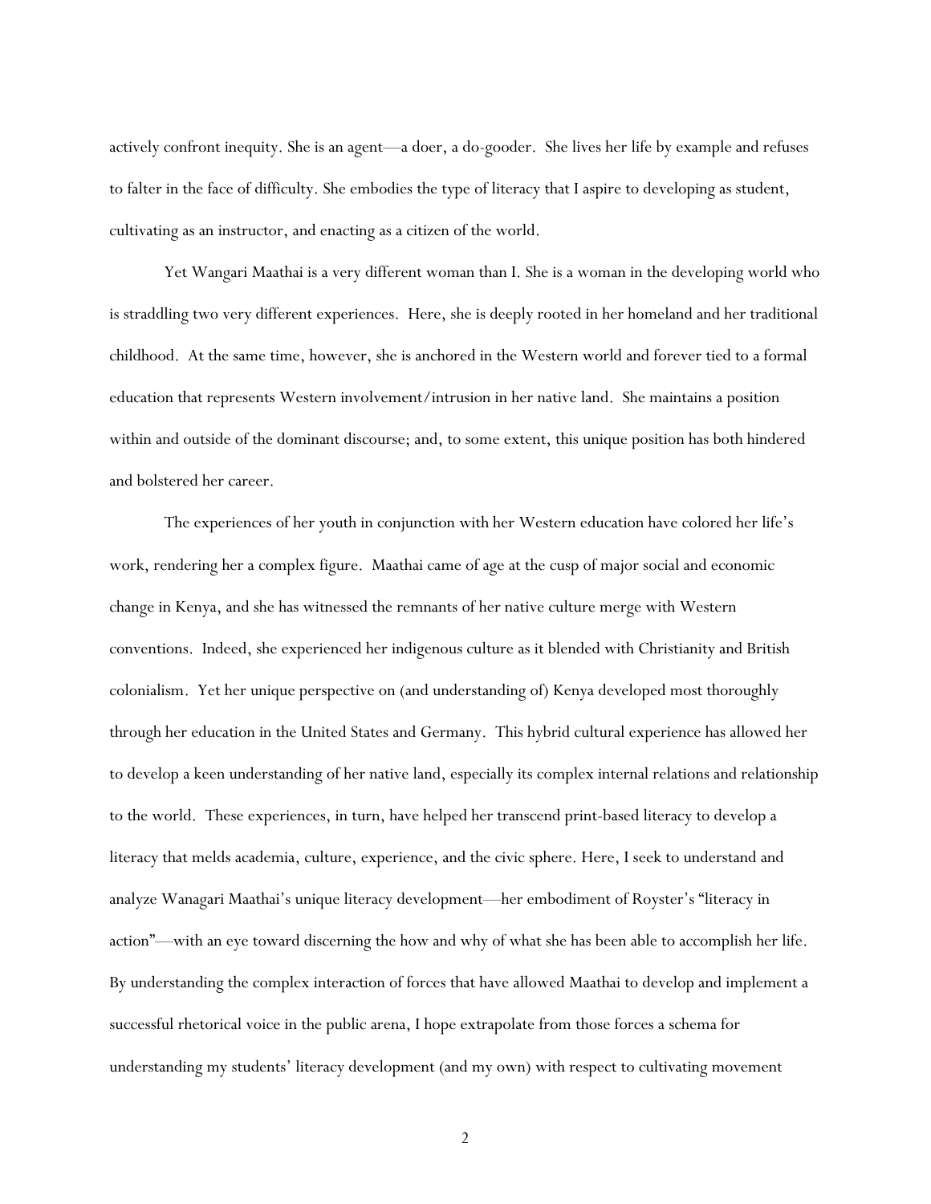actively confront inequity. She is an agent—a doer, a do-gooder. She lives her life by example and refuses to falter in the face of difficulty. She embodies the type of literacy that I aspire to developing as student, cultivating as an instructor, and enacting as a citizen of the world.

Yet Wangari Maathai is a very different woman than I. She is a woman in the developing world who is straddling two very different experiences. Here, she is deeply rooted in her homeland and her traditional childhood. At the same time, however, she is anchored in the Western world and forever tied to a formal education that represents Western involvement/intrusion in her native land. She maintains a position within and outside of the dominant discourse; and, to some extent, this unique position has both hindered and bolstered her career.

The experiences of her youth in conjunction with her Western education have colored her life's work, rendering her a complex figure. Maathai came of age at the cusp of major social and economic change in Kenya, and she has witnessed the remnants of her native culture merge with Western conventions. Indeed, she experienced her indigenous culture as it blended with Christianity and British colonialism. Yet her unique perspective on (and understanding of) Kenya developed most thoroughly through her education in the United States and Germany. This hybrid cultural experience has allowed her to develop a keen understanding of her native land, especially its complex internal relations and relationship to the world. These experiences, in turn, have helped her transcend print-based literacy to develop a literacy that melds academia, culture, experience, and the civic sphere. Here, I seek to understand and analyze Wanagari Maathai's unique literacy development—her embodiment of Royster's "literacy in action"—with an eye toward discerning the how and why of what she has been able to accomplish her life. By understanding the complex interaction of forces that have allowed Maathai to develop and implement a successful rhetorical voice in the public arena, I hope extrapolate from those forces a schema for understanding my students' literacy development (and my own) with respect to cultivating movement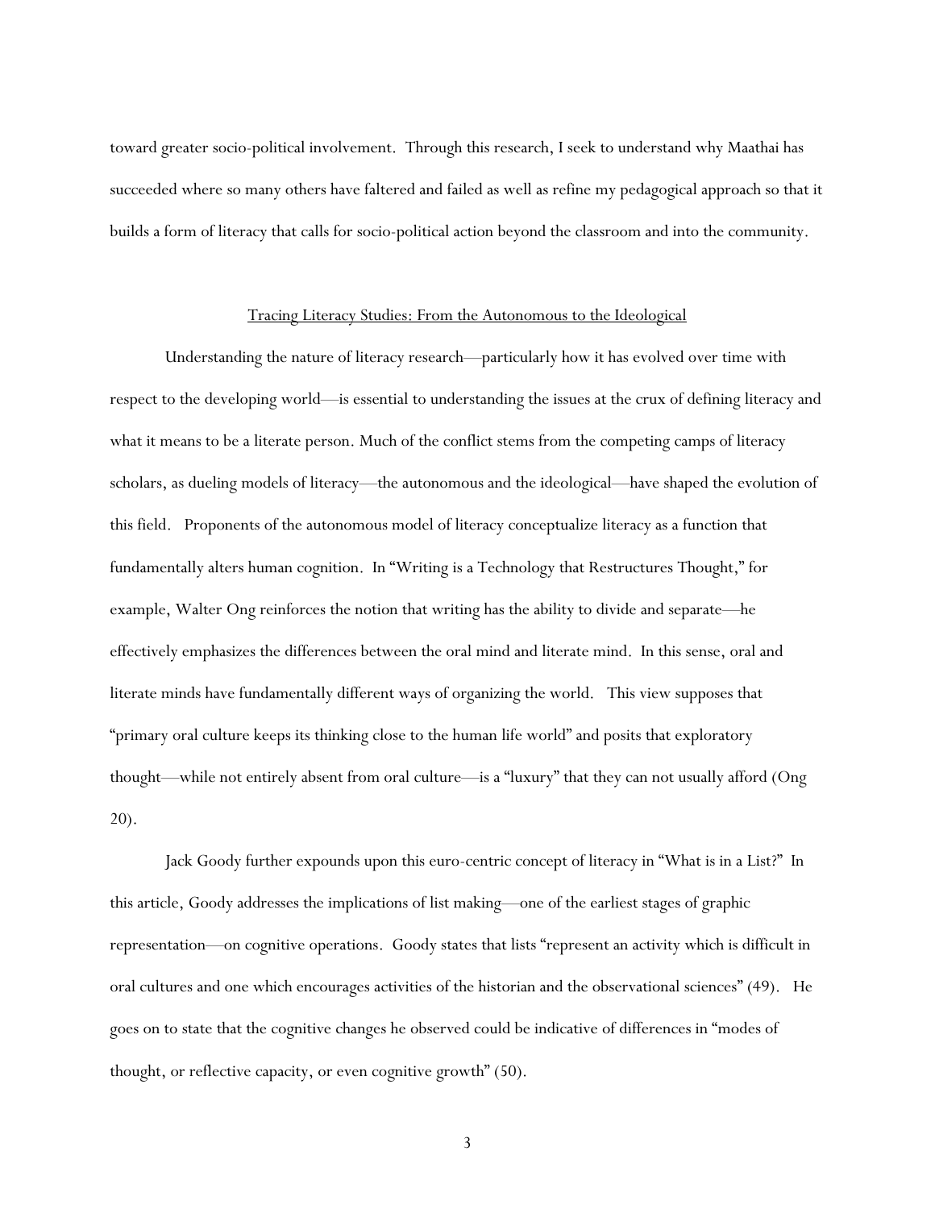toward greater socio-political involvement. Through this research, I seek to understand why Maathai has succeeded where so many others have faltered and failed as well as refine my pedagogical approach so that it builds a form of literacy that calls for socio-political action beyond the classroom and into the community.

## Tracing Literacy Studies: From the Autonomous to the Ideological

Understanding the nature of literacy research—particularly how it has evolved over time with respect to the developing world—is essential to understanding the issues at the crux of defining literacy and what it means to be a literate person. Much of the conflict stems from the competing camps of literacy scholars, as dueling models of literacy—the autonomous and the ideological—have shaped the evolution of this field. Proponents of the autonomous model of literacy conceptualize literacy as a function that fundamentally alters human cognition. In "Writing is a Technology that Restructures Thought," for example, Walter Ong reinforces the notion that writing has the ability to divide and separate—he effectively emphasizes the differences between the oral mind and literate mind. In this sense, oral and literate minds have fundamentally different ways of organizing the world. This view supposes that "primary oral culture keeps its thinking close to the human life world" and posits that exploratory thought—while not entirely absent from oral culture—is a "luxury" that they can not usually afford (Ong 20).

Jack Goody further expounds upon this euro-centric concept of literacy in "What is in a List?" In this article, Goody addresses the implications of list making—one of the earliest stages of graphic representation—on cognitive operations. Goody states that lists "represent an activity which is difficult in oral cultures and one which encourages activities of the historian and the observational sciences" (49). He goes on to state that the cognitive changes he observed could be indicative of differences in "modes of thought, or reflective capacity, or even cognitive growth" (50).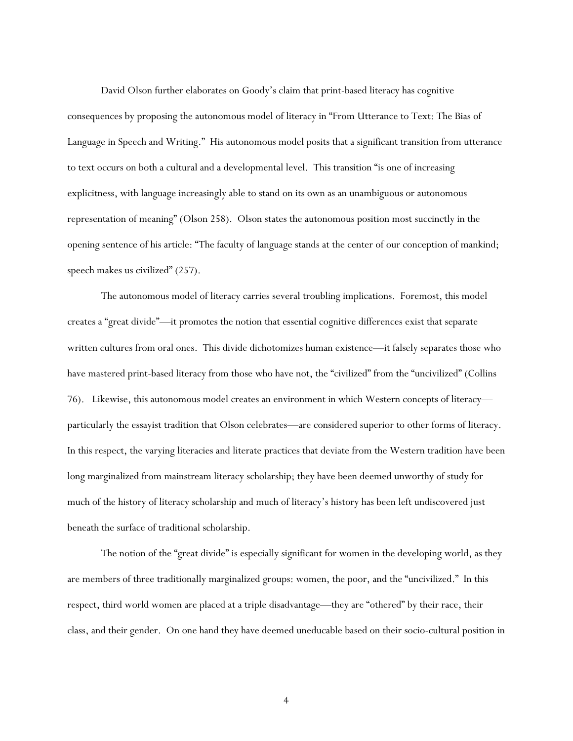David Olson further elaborates on Goody's claim that print-based literacy has cognitive consequences by proposing the autonomous model of literacy in "From Utterance to Text: The Bias of Language in Speech and Writing." His autonomous model posits that a significant transition from utterance to text occurs on both a cultural and a developmental level. This transition "is one of increasing explicitness, with language increasingly able to stand on its own as an unambiguous or autonomous representation of meaning" (Olson 258). Olson states the autonomous position most succinctly in the opening sentence of his article: "The faculty of language stands at the center of our conception of mankind; speech makes us civilized" (257).

The autonomous model of literacy carries several troubling implications. Foremost, this model creates a "great divide"—it promotes the notion that essential cognitive differences exist that separate written cultures from oral ones. This divide dichotomizes human existence—it falsely separates those who have mastered print-based literacy from those who have not, the "civilized" from the "uncivilized" (Collins 76). Likewise, this autonomous model creates an environment in which Western concepts of literacy—particularly the essayist tradition that Olson celebrates—are considered superior to other forms of literacy. In this respect, the varying literacies and literate practices that deviate from the Western tradition have been long marginalized from mainstream literacy scholarship; they have been deemed unworthy of study for much of the history of literacy scholarship and much of literacy's history has been left undiscovered just beneath the surface of traditional scholarship.

The notion of the "great divide" is especially significant for women in the developing world, as they are members of three traditionally marginalized groups: women, the poor, and the "uncivilized." In this respect, third world women are placed at a triple disadvantage—they are "othered" by their race, their class, and their gender. On one hand they have deemed uneducable based on their socio-cultural position in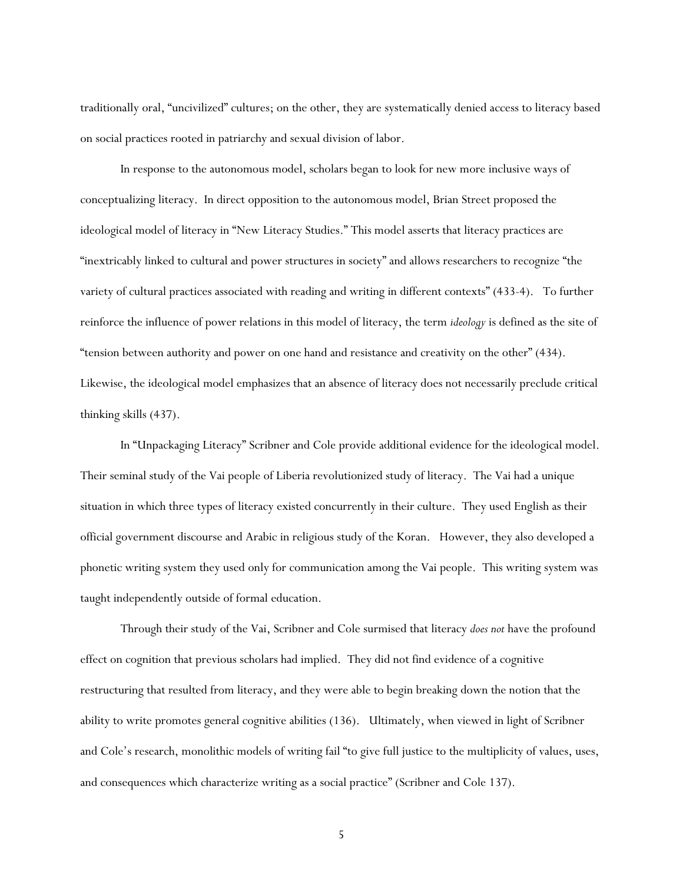traditionally oral, "uncivilized" cultures; on the other, they are systematically denied access to literacy based on social practices rooted in patriarchy and sexual division of labor.

In response to the autonomous model, scholars began to look for new more inclusive ways of conceptualizing literacy. In direct opposition to the autonomous model, Brian Street proposed the ideological model of literacy in "New Literacy Studies." This model asserts that literacy practices are "inextricably linked to cultural and power structures in society" and allows researchers to recognize "the variety of cultural practices associated with reading and writing in different contexts" (433-4). To further reinforce the influence of power relations in this model of literacy, the term *ideology* is defined as the site of "tension between authority and power on one hand and resistance and creativity on the other" (434). Likewise, the ideological model emphasizes that an absence of literacy does not necessarily preclude critical thinking skills (437).

In "Unpackaging Literacy" Scribner and Cole provide additional evidence for the ideological model. Their seminal study of the Vai people of Liberia revolutionized study of literacy. The Vai had a unique situation in which three types of literacy existed concurrently in their culture. They used English as their official government discourse and Arabic in religious study of the Koran. However, they also developed a phonetic writing system they used only for communication among the Vai people. This writing system was taught independently outside of formal education.

Through their study of the Vai, Scribner and Cole surmised that literacy *does not* have the profound effect on cognition that previous scholars had implied. They did not find evidence of a cognitive restructuring that resulted from literacy, and they were able to begin breaking down the notion that the ability to write promotes general cognitive abilities (136). Ultimately, when viewed in light of Scribner and Cole's research, monolithic models of writing fail "to give full justice to the multiplicity of values, uses, and consequences which characterize writing as a social practice" (Scribner and Cole 137).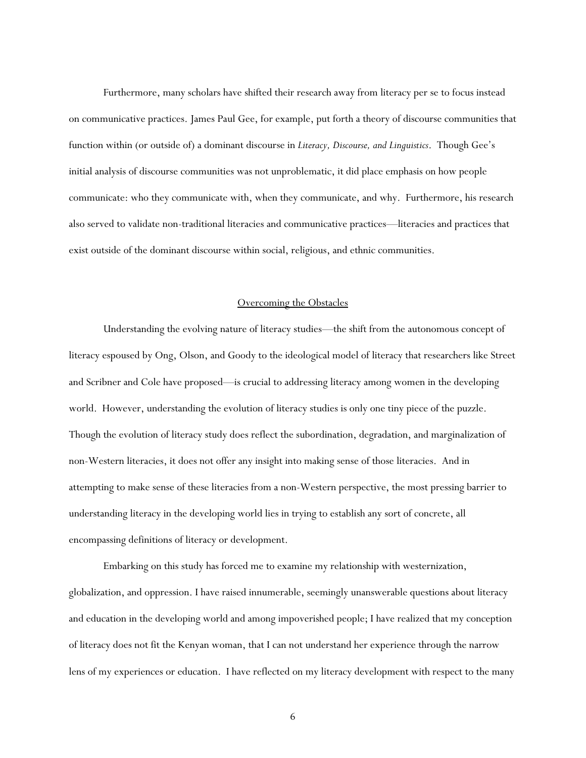Furthermore, many scholars have shifted their research away from literacy per se to focus instead on communicative practices. James Paul Gee, for example, put forth a theory of discourse communities that function within (or outside of) a dominant discourse in *Literacy, Discourse, and Linguistics*. Though Gee's initial analysis of discourse communities was not unproblematic, it did place emphasis on how people communicate: who they communicate with, when they communicate, and why. Furthermore, his research also served to validate non-traditional literacies and communicative practices—literacies and practices that exist outside of the dominant discourse within social, religious, and ethnic communities.

## Overcoming the Obstacles

Understanding the evolving nature of literacy studies—the shift from the autonomous concept of literacy espoused by Ong, Olson, and Goody to the ideological model of literacy that researchers like Street and Scribner and Cole have proposed—is crucial to addressing literacy among women in the developing world. However, understanding the evolution of literacy studies is only one tiny piece of the puzzle. Though the evolution of literacy study does reflect the subordination, degradation, and marginalization of non-Western literacies, it does not offer any insight into making sense of those literacies. And in attempting to make sense of these literacies from a non-Western perspective, the most pressing barrier to understanding literacy in the developing world lies in trying to establish any sort of concrete, all encompassing definitions of literacy or development.

Embarking on this study has forced me to examine my relationship with westernization, globalization, and oppression. I have raised innumerable, seemingly unanswerable questions about literacy and education in the developing world and among impoverished people; I have realized that my conception of literacy does not fit the Kenyan woman, that I can not understand her experience through the narrow lens of my experiences or education. I have reflected on my literacy development with respect to the many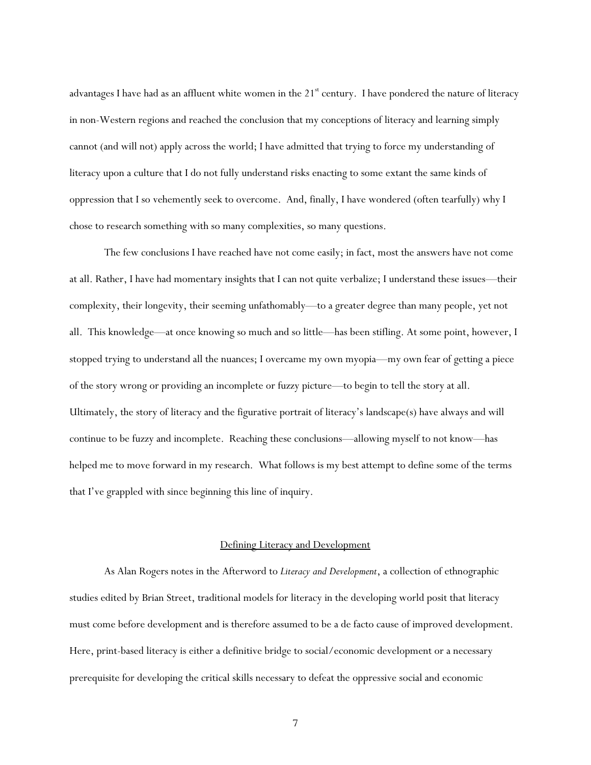advantages I have had as an affluent white women in the 21st century. I have pondered the nature of literacy in non-Western regions and reached the conclusion that my conceptions of literacy and learning simply cannot (and will not) apply across the world; I have admitted that trying to force my understanding of literacy upon a culture that I do not fully understand risks enacting to some extant the same kinds of oppression that I so vehemently seek to overcome. And, finally, I have wondered (often tearfully) why I chose to research something with so many complexities, so many questions.

The few conclusions I have reached have not come easily; in fact, most the answers have not come at all. Rather, I have had momentary insights that I can not quite verbalize; I understand these issues—their complexity, their longevity, their seeming unfathomably—to a greater degree than many people, yet not all. This knowledge—at once knowing so much and so little—has been stifling. At some point, however, I stopped trying to understand all the nuances; I overcame my own myopia—my own fear of getting a piece of the story wrong or providing an incomplete or fuzzy picture—to begin to tell the story at all. Ultimately, the story of literacy and the figurative portrait of literacy's landscape(s) have always and will continue to be fuzzy and incomplete. Reaching these conclusions—allowing myself to not know—has helped me to move forward in my research. What follows is my best attempt to define some of the terms that I've grappled with since beginning this line of inquiry.

## Defining Literacy and Development

As Alan Rogers notes in the Afterword to *Literacy and Development*, a collection of ethnographic studies edited by Brian Street, traditional models for literacy in the developing world posit that literacy must come before development and is therefore assumed to be a de facto cause of improved development. Here, print-based literacy is either a definitive bridge to social/economic development or a necessary prerequisite for developing the critical skills necessary to defeat the oppressive social and economic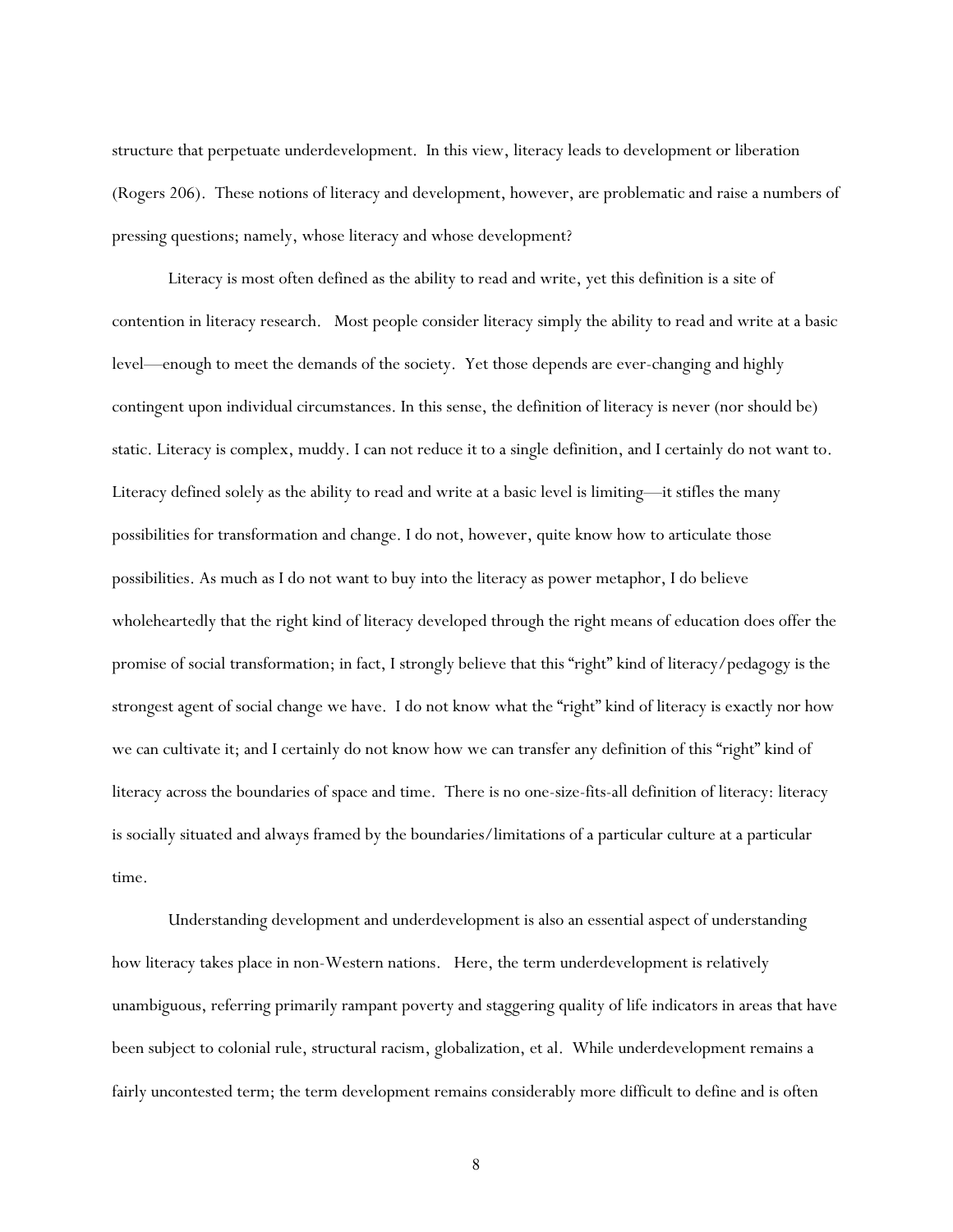structure that perpetuate underdevelopment. In this view, literacy leads to development or liberation (Rogers 206). These notions of literacy and development, however, are problematic and raise a numbers of pressing questions; namely, whose literacy and whose development?

Literacy is most often defined as the ability to read and write, yet this definition is a site of contention in literacy research. Most people consider literacy simply the ability to read and write at a basic level—enough to meet the demands of the society. Yet those depends are ever-changing and highly contingent upon individual circumstances. In this sense, the definition of literacy is never (nor should be) static. Literacy is complex, muddy. I can not reduce it to a single definition, and I certainly do not want to. Literacy defined solely as the ability to read and write at a basic level is limiting—it stifles the many possibilities for transformation and change. I do not, however, quite know how to articulate those possibilities. As much as I do not want to buy into the literacy as power metaphor, I do believe wholeheartedly that the right kind of literacy developed through the right means of education does offer the promise of social transformation; in fact, I strongly believe that this "right" kind of literacy/pedagogy is the strongest agent of social change we have. I do not know what the "right" kind of literacy is exactly nor how we can cultivate it; and I certainly do not know how we can transfer any definition of this "right" kind of literacy across the boundaries of space and time. There is no one-size-fits-all definition of literacy: literacy is socially situated and always framed by the boundaries/limitations of a particular culture at a particular time.

Understanding development and underdevelopment is also an essential aspect of understanding how literacy takes place in non-Western nations. Here, the term underdevelopment is relatively unambiguous, referring primarily rampant poverty and staggering quality of life indicators in areas that have been subject to colonial rule, structural racism, globalization, et al. While underdevelopment remains a fairly uncontested term; the term development remains considerably more difficult to define and is often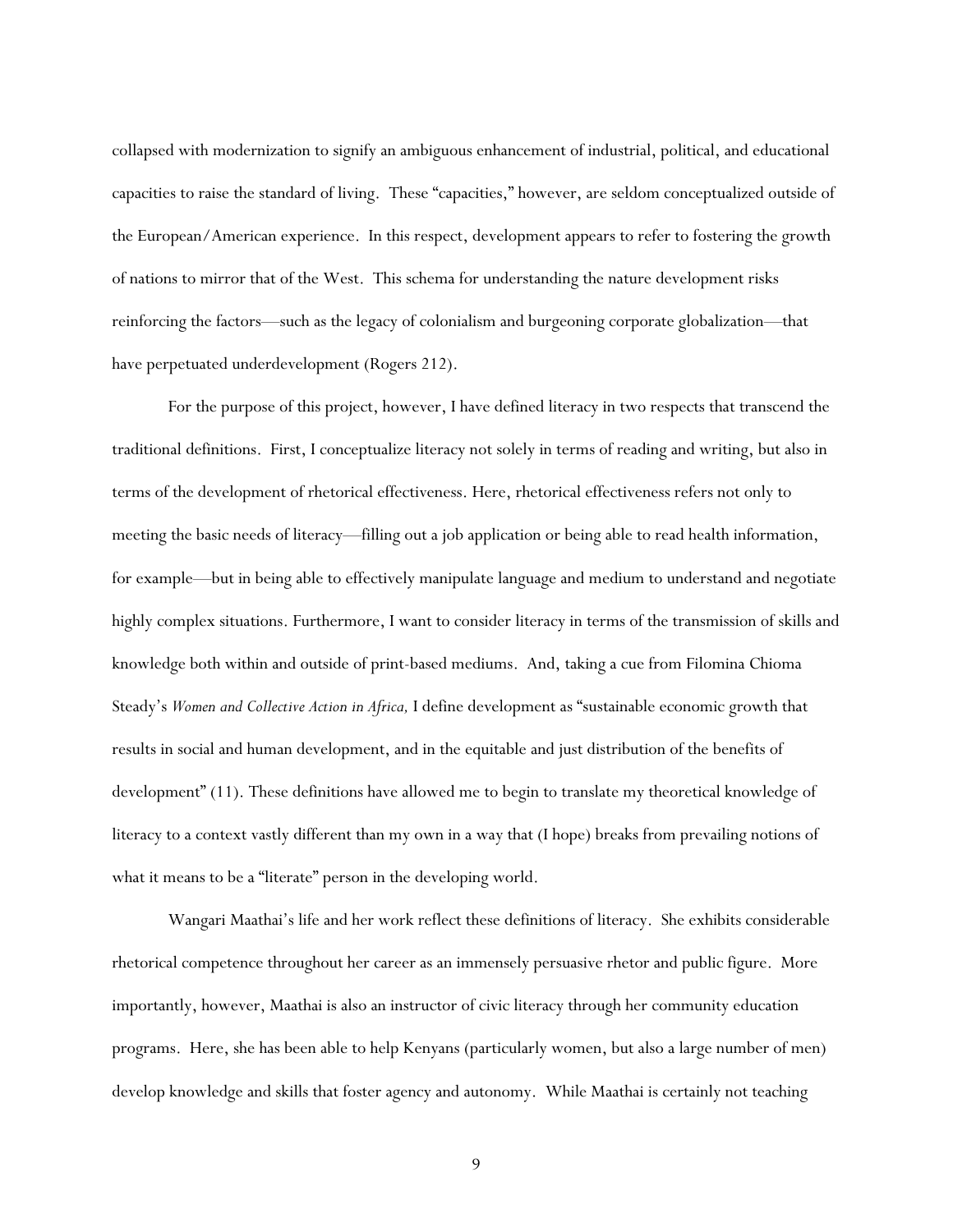collapsed with modernization to signify an ambiguous enhancement of industrial, political, and educational capacities to raise the standard of living. These "capacities," however, are seldom conceptualized outside of the European/American experience. In this respect, development appears to refer to fostering the growth of nations to mirror that of the West. This schema for understanding the nature development risks reinforcing the factors—such as the legacy of colonialism and burgeoning corporate globalization—that have perpetuated underdevelopment (Rogers 212).

For the purpose of this project, however, I have defined literacy in two respects that transcend the traditional definitions. First, I conceptualize literacy not solely in terms of reading and writing, but also in terms of the development of rhetorical effectiveness. Here, rhetorical effectiveness refers not only to meeting the basic needs of literacy—filling out a job application or being able to read health information, for example—but in being able to effectively manipulate language and medium to understand and negotiate highly complex situations. Furthermore, I want to consider literacy in terms of the transmission of skills and knowledge both within and outside of print-based mediums. And, taking a cue from Filomina Chioma Steady's *Women and Collective Action in Africa,* I define development as "sustainable economic growth that results in social and human development, and in the equitable and just distribution of the benefits of development" (11). These definitions have allowed me to begin to translate my theoretical knowledge of literacy to a context vastly different than my own in a way that (I hope) breaks from prevailing notions of what it means to be a "literate" person in the developing world.

Wangari Maathai's life and her work reflect these definitions of literacy. She exhibits considerable rhetorical competence throughout her career as an immensely persuasive rhetor and public figure. More importantly, however, Maathai is also an instructor of civic literacy through her community education programs. Here, she has been able to help Kenyans (particularly women, but also a large number of men) develop knowledge and skills that foster agency and autonomy. While Maathai is certainly not teaching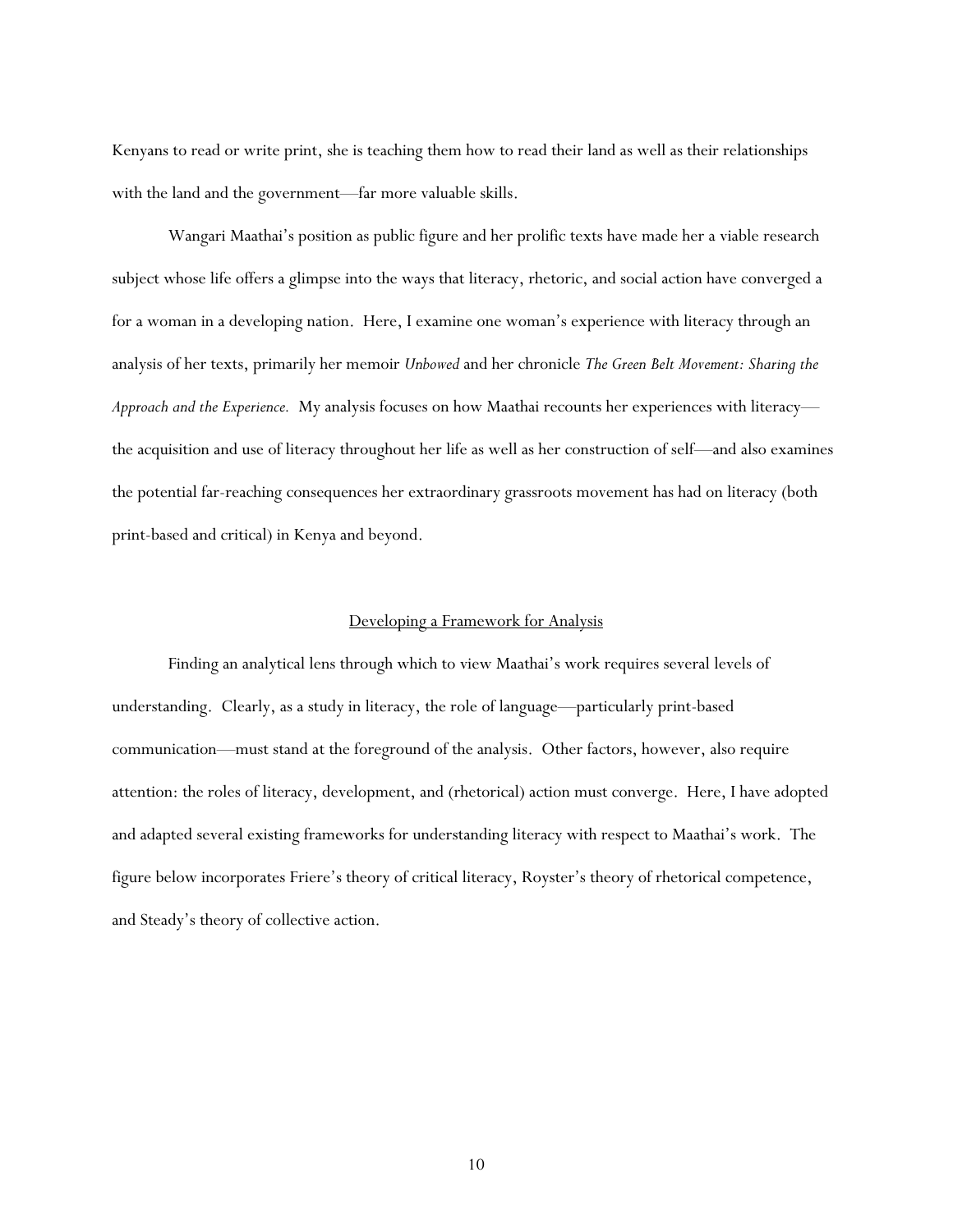Kenyans to read or write print, she is teaching them how to read their land as well as their relationships with the land and the government—far more valuable skills.

Wangari Maathai's position as public figure and her prolific texts have made her a viable research subject whose life offers a glimpse into the ways that literacy, rhetoric, and social action have converged a for a woman in a developing nation. Here, I examine one woman's experience with literacy through an analysis of her texts, primarily her memoir *Unbowed* and her chronicle *The Green Belt Movement: Sharing the Approach and the Experience.* My analysis focuses on how Maathai recounts her experiences with literacy—the acquisition and use of literacy throughout her life as well as her construction of self—and also examines the potential far-reaching consequences her extraordinary grassroots movement has had on literacy (both print-based and critical) in Kenya and beyond.

## Developing a Framework for Analysis

Finding an analytical lens through which to view Maathai's work requires several levels of understanding. Clearly, as a study in literacy, the role of language—particularly print-based communication—must stand at the foreground of the analysis. Other factors, however, also require attention: the roles of literacy, development, and (rhetorical) action must converge. Here, I have adopted and adapted several existing frameworks for understanding literacy with respect to Maathai's work. The figure below incorporates Friere's theory of critical literacy, Royster's theory of rhetorical competence, and Steady's theory of collective action.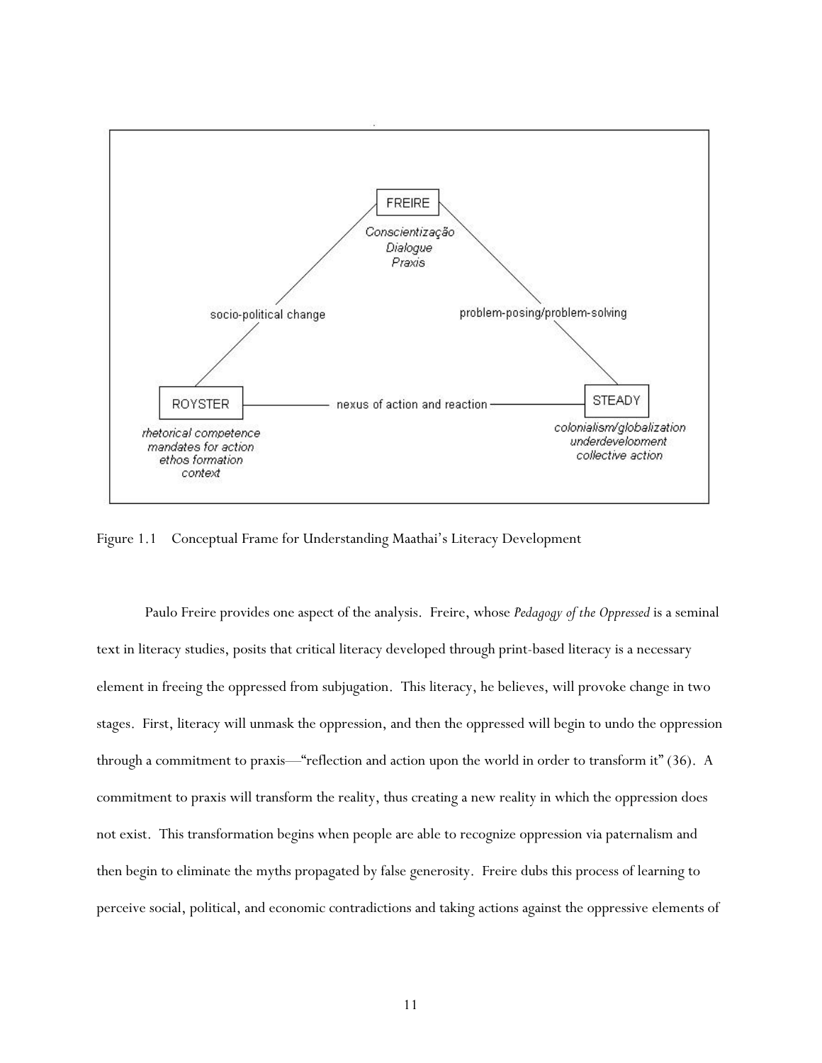FREIRE

Conscientização
Dialogue
Praxis

socio-political change

problem-posing/problem-solving

ROYSTER

nexus of action and reaction

STEADY

rhetorical competence
mandates for action
ethos formation
context

colonialism/globalization
underdevelopment
collective action

Figure 1.1 Conceptual Frame for Understanding Maathai's Literacy Development

Paulo Freire provides one aspect of the analysis. Freire, whose *Pedagogy of the Oppressed* is a seminal text in literacy studies, posits that critical literacy developed through print-based literacy is a necessary element in freeing the oppressed from subjugation. This literacy, he believes, will provoke change in two stages. First, literacy will unmask the oppression, and then the oppressed will begin to undo the oppression through a commitment to praxis—"reflection and action upon the world in order to transform it" (36). A commitment to praxis will transform the reality, thus creating a new reality in which the oppression does not exist. This transformation begins when people are able to recognize oppression via paternalism and then begin to eliminate the myths propagated by false generosity. Freire dubs this process of learning to perceive social, political, and economic contradictions and taking actions against the oppressive elements of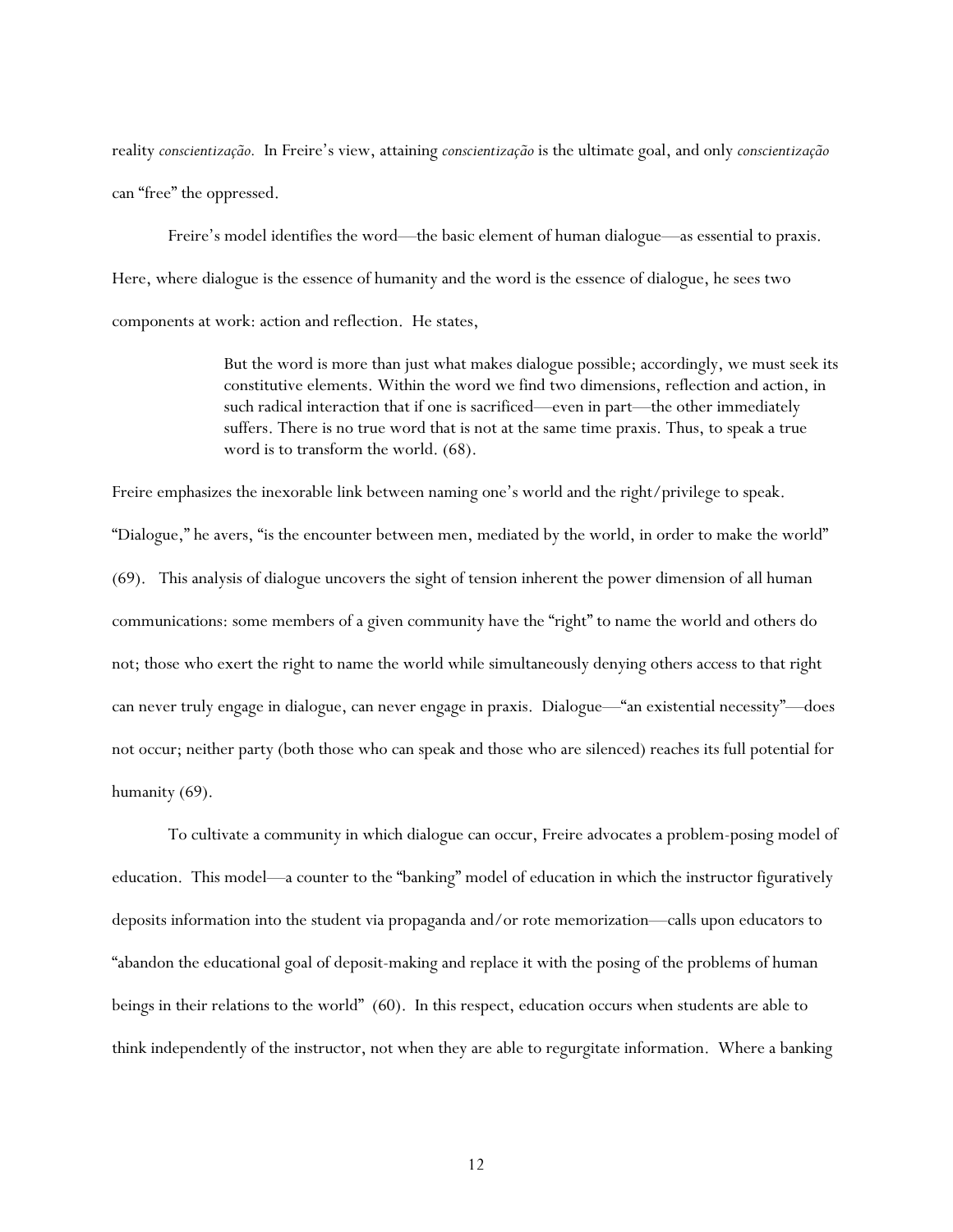reality *conscientização*. In Freire's view, attaining *conscientização* is the ultimate goal, and only *conscientização* can "free" the oppressed.

Freire's model identifies the word—the basic element of human dialogue—as essential to praxis. Here, where dialogue is the essence of humanity and the word is the essence of dialogue, he sees two components at work: action and reflection. He states,

> But the word is more than just what makes dialogue possible; accordingly, we must seek its constitutive elements. Within the word we find two dimensions, reflection and action, in such radical interaction that if one is sacrificed—even in part—the other immediately suffers. There is no true word that is not at the same time praxis. Thus, to speak a true word is to transform the world. (68).

Freire emphasizes the inexorable link between naming one's world and the right/privilege to speak. "Dialogue," he avers, "is the encounter between men, mediated by the world, in order to make the world" (69). This analysis of dialogue uncovers the sight of tension inherent the power dimension of all human communications: some members of a given community have the "right" to name the world and others do not; those who exert the right to name the world while simultaneously denying others access to that right can never truly engage in dialogue, can never engage in praxis. Dialogue—"an existential necessity"—does not occur; neither party (both those who can speak and those who are silenced) reaches its full potential for humanity (69).

To cultivate a community in which dialogue can occur, Freire advocates a problem-posing model of education. This model—a counter to the "banking" model of education in which the instructor figuratively deposits information into the student via propaganda and/or rote memorization—calls upon educators to "abandon the educational goal of deposit-making and replace it with the posing of the problems of human beings in their relations to the world" (60). In this respect, education occurs when students are able to think independently of the instructor, not when they are able to regurgitate information. Where a banking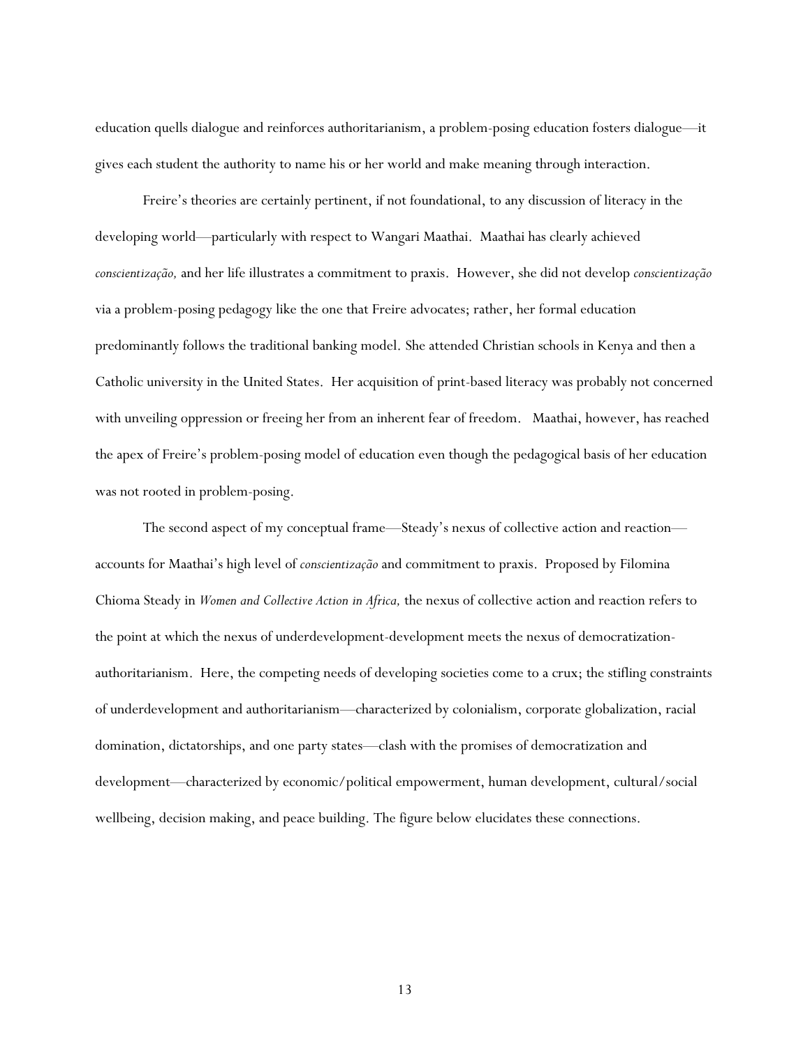education quells dialogue and reinforces authoritarianism, a problem-posing education fosters dialogue—it gives each student the authority to name his or her world and make meaning through interaction.

Freire's theories are certainly pertinent, if not foundational, to any discussion of literacy in the developing world—particularly with respect to Wangari Maathai. Maathai has clearly achieved *conscientização,* and her life illustrates a commitment to praxis. However, she did not develop *conscientização* via a problem-posing pedagogy like the one that Freire advocates; rather, her formal education predominantly follows the traditional banking model. She attended Christian schools in Kenya and then a Catholic university in the United States. Her acquisition of print-based literacy was probably not concerned with unveiling oppression or freeing her from an inherent fear of freedom. Maathai, however, has reached the apex of Freire's problem-posing model of education even though the pedagogical basis of her education was not rooted in problem-posing.

The second aspect of my conceptual frame—Steady's nexus of collective action and reaction—accounts for Maathai's high level of *conscientização* and commitment to praxis. Proposed by Filomina Chioma Steady in *Women and Collective Action in Africa,* the nexus of collective action and reaction refers to the point at which the nexus of underdevelopment-development meets the nexus of democratization-authoritarianism. Here, the competing needs of developing societies come to a crux; the stifling constraints of underdevelopment and authoritarianism—characterized by colonialism, corporate globalization, racial domination, dictatorships, and one party states—clash with the promises of democratization and development—characterized by economic/political empowerment, human development, cultural/social wellbeing, decision making, and peace building. The figure below elucidates these connections.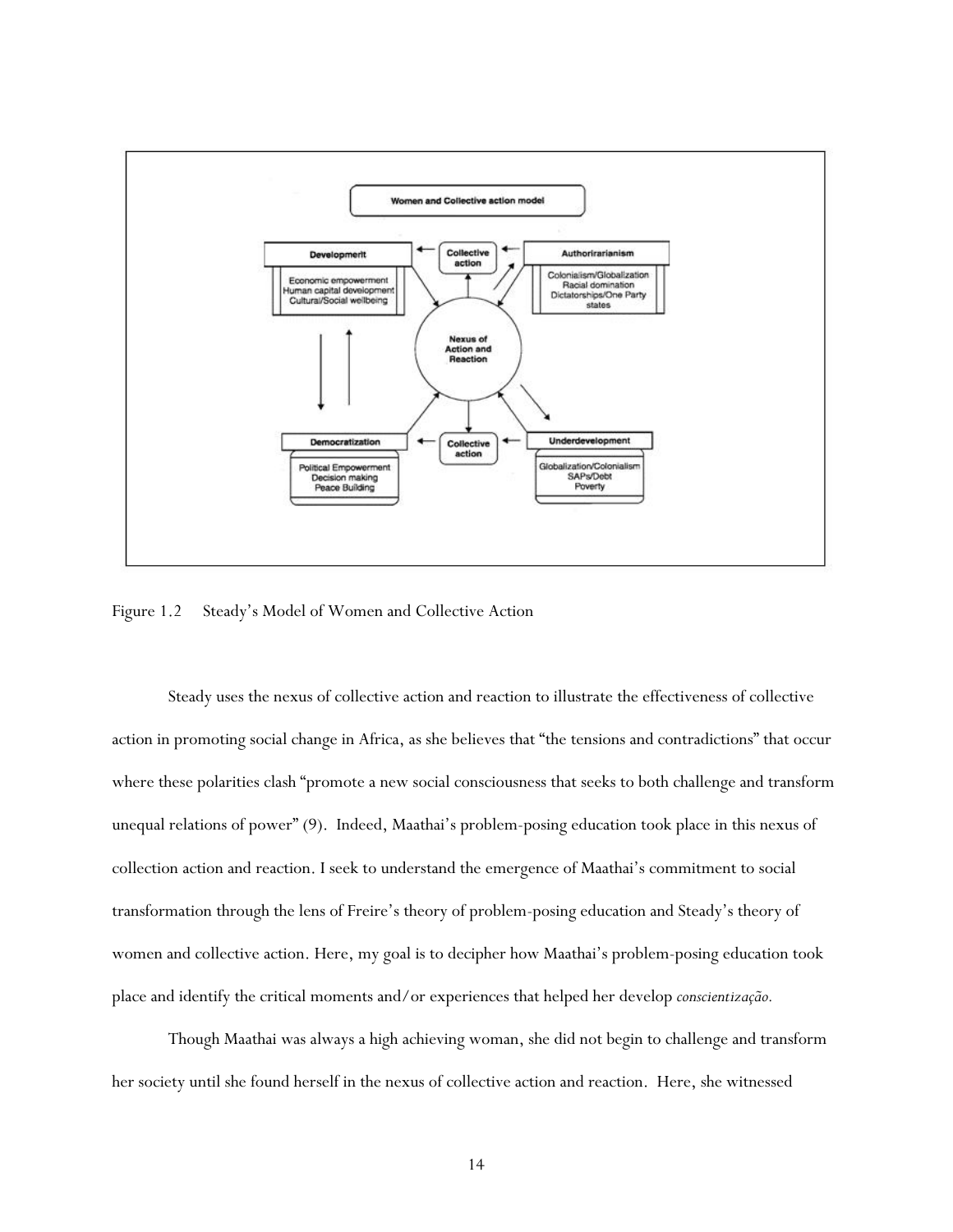Women and Collective action model

Development

Economic empowerment
Human capital development
Cultural/Social wellbeing

Collective action

Authorirarianism

Colonialism/Globalization
Racial domination
Dictatorships/One Party states

Nexus of Action and Reaction

Democratization

Political Empowerment
Decision making
Peace Building

Collective action

Underdevelopment

Globalization/Colonialism
SAPs/Debt
Poverty

Figure 1.2 Steady's Model of Women and Collective Action

Steady uses the nexus of collective action and reaction to illustrate the effectiveness of collective action in promoting social change in Africa, as she believes that "the tensions and contradictions" that occur where these polarities clash "promote a new social consciousness that seeks to both challenge and transform unequal relations of power" (9). Indeed, Maathai's problem-posing education took place in this nexus of collection action and reaction. I seek to understand the emergence of Maathai's commitment to social transformation through the lens of Freire's theory of problem-posing education and Steady's theory of women and collective action. Here, my goal is to decipher how Maathai's problem-posing education took place and identify the critical moments and/or experiences that helped her develop *conscientização*.

Though Maathai was always a high achieving woman, she did not begin to challenge and transform her society until she found herself in the nexus of collective action and reaction. Here, she witnessed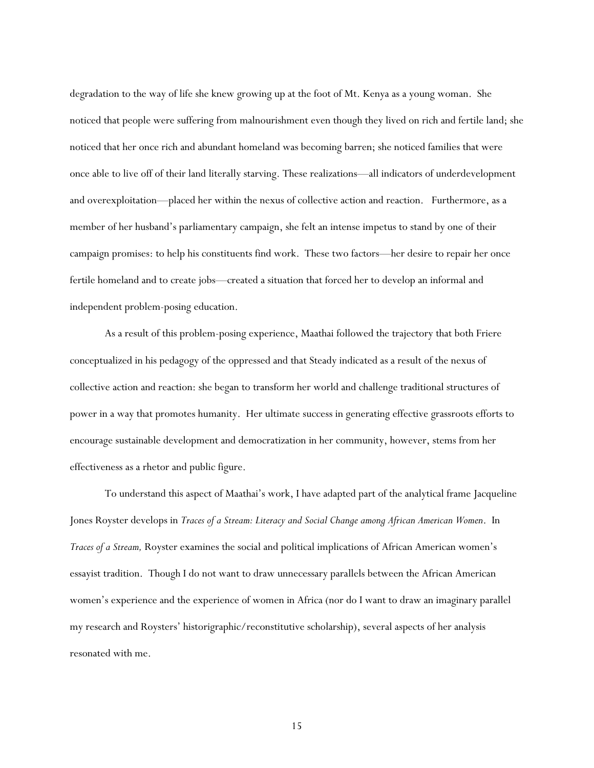degradation to the way of life she knew growing up at the foot of Mt. Kenya as a young woman. She noticed that people were suffering from malnourishment even though they lived on rich and fertile land; she noticed that her once rich and abundant homeland was becoming barren; she noticed families that were once able to live off of their land literally starving. These realizations—all indicators of underdevelopment and overexploitation—placed her within the nexus of collective action and reaction. Furthermore, as a member of her husband's parliamentary campaign, she felt an intense impetus to stand by one of their campaign promises: to help his constituents find work. These two factors—her desire to repair her once fertile homeland and to create jobs—created a situation that forced her to develop an informal and independent problem-posing education.

As a result of this problem-posing experience, Maathai followed the trajectory that both Friere conceptualized in his pedagogy of the oppressed and that Steady indicated as a result of the nexus of collective action and reaction: she began to transform her world and challenge traditional structures of power in a way that promotes humanity. Her ultimate success in generating effective grassroots efforts to encourage sustainable development and democratization in her community, however, stems from her effectiveness as a rhetor and public figure.

To understand this aspect of Maathai's work, I have adapted part of the analytical frame Jacqueline Jones Royster develops in *Traces of a Stream: Literacy and Social Change among African American Women*. In *Traces of a Stream,* Royster examines the social and political implications of African American women's essayist tradition. Though I do not want to draw unnecessary parallels between the African American women's experience and the experience of women in Africa (nor do I want to draw an imaginary parallel my research and Roysters' historigraphic/reconstitutive scholarship), several aspects of her analysis resonated with me.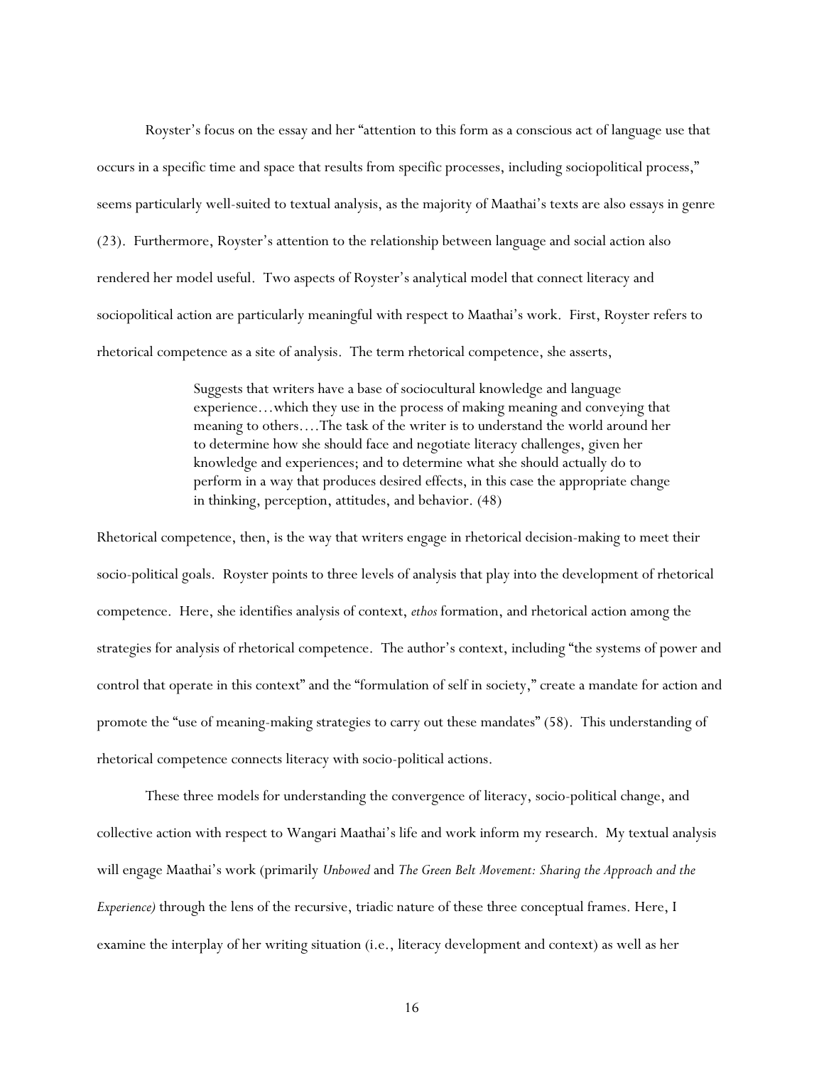Royster's focus on the essay and her "attention to this form as a conscious act of language use that occurs in a specific time and space that results from specific processes, including sociopolitical process," seems particularly well-suited to textual analysis, as the majority of Maathai's texts are also essays in genre (23). Furthermore, Royster's attention to the relationship between language and social action also rendered her model useful. Two aspects of Royster's analytical model that connect literacy and sociopolitical action are particularly meaningful with respect to Maathai's work. First, Royster refers to rhetorical competence as a site of analysis. The term rhetorical competence, she asserts,

> Suggests that writers have a base of sociocultural knowledge and language experience…which they use in the process of making meaning and conveying that meaning to others….The task of the writer is to understand the world around her to determine how she should face and negotiate literacy challenges, given her knowledge and experiences; and to determine what she should actually do to perform in a way that produces desired effects, in this case the appropriate change in thinking, perception, attitudes, and behavior. (48)

Rhetorical competence, then, is the way that writers engage in rhetorical decision-making to meet their socio-political goals. Royster points to three levels of analysis that play into the development of rhetorical competence. Here, she identifies analysis of context, *ethos* formation, and rhetorical action among the strategies for analysis of rhetorical competence. The author's context, including "the systems of power and control that operate in this context" and the "formulation of self in society," create a mandate for action and promote the "use of meaning-making strategies to carry out these mandates" (58). This understanding of rhetorical competence connects literacy with socio-political actions.

These three models for understanding the convergence of literacy, socio-political change, and collective action with respect to Wangari Maathai's life and work inform my research. My textual analysis will engage Maathai's work (primarily *Unbowed* and *The Green Belt Movement: Sharing the Approach and the Experience)* through the lens of the recursive, triadic nature of these three conceptual frames. Here, I examine the interplay of her writing situation (i.e., literacy development and context) as well as her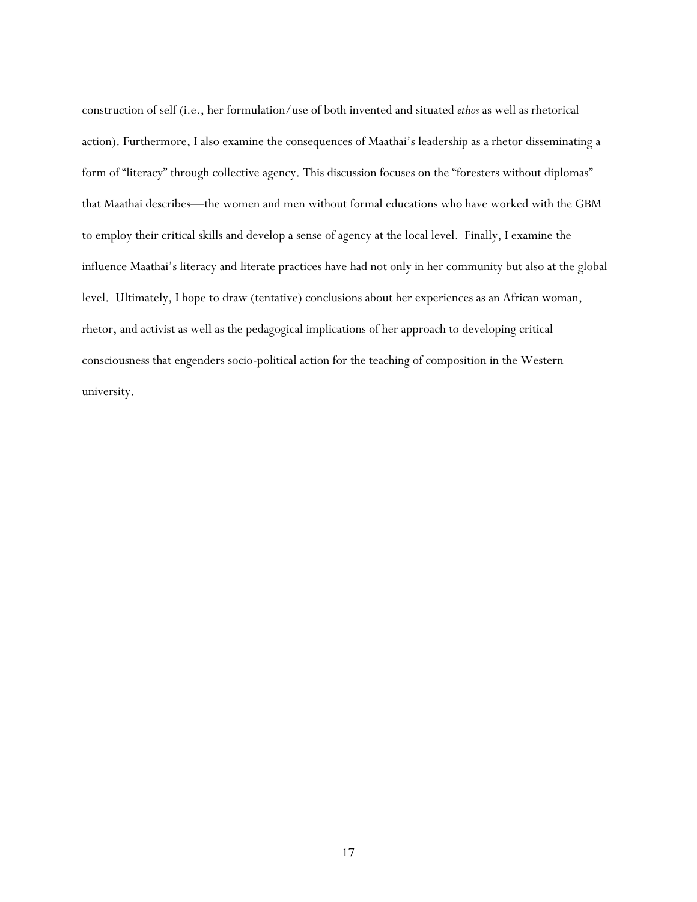construction of self (i.e., her formulation/use of both invented and situated *ethos* as well as rhetorical action). Furthermore, I also examine the consequences of Maathai's leadership as a rhetor disseminating a form of "literacy" through collective agency. This discussion focuses on the "foresters without diplomas" that Maathai describes—the women and men without formal educations who have worked with the GBM to employ their critical skills and develop a sense of agency at the local level. Finally, I examine the influence Maathai's literacy and literate practices have had not only in her community but also at the global level. Ultimately, I hope to draw (tentative) conclusions about her experiences as an African woman, rhetor, and activist as well as the pedagogical implications of her approach to developing critical consciousness that engenders socio-political action for the teaching of composition in the Western university.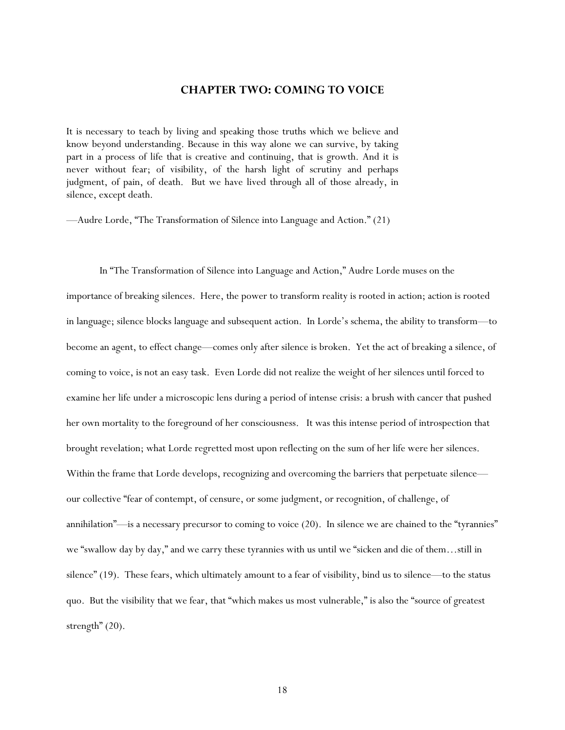# CHAPTER TWO: COMING TO VOICE

> It is necessary to teach by living and speaking those truths which we believe and know beyond understanding. Because in this way alone we can survive, by taking part in a process of life that is creative and continuing, that is growth. And it is never without fear; of visibility, of the harsh light of scrutiny and perhaps judgment, of pain, of death. But we have lived through all of those already, in silence, except death.
>
> —Audre Lorde, "The Transformation of Silence into Language and Action." (21)

In "The Transformation of Silence into Language and Action," Audre Lorde muses on the importance of breaking silences. Here, the power to transform reality is rooted in action; action is rooted in language; silence blocks language and subsequent action. In Lorde's schema, the ability to transform—to become an agent, to effect change—comes only after silence is broken. Yet the act of breaking a silence, of coming to voice, is not an easy task. Even Lorde did not realize the weight of her silences until forced to examine her life under a microscopic lens during a period of intense crisis: a brush with cancer that pushed her own mortality to the foreground of her consciousness. It was this intense period of introspection that brought revelation; what Lorde regretted most upon reflecting on the sum of her life were her silences. Within the frame that Lorde develops, recognizing and overcoming the barriers that perpetuate silence—our collective "fear of contempt, of censure, or some judgment, or recognition, of challenge, of annihilation"—is a necessary precursor to coming to voice (20). In silence we are chained to the "tyrannies" we "swallow day by day," and we carry these tyrannies with us until we "sicken and die of them…still in silence" (19). These fears, which ultimately amount to a fear of visibility, bind us to silence—to the status quo. But the visibility that we fear, that "which makes us most vulnerable," is also the "source of greatest strength" (20).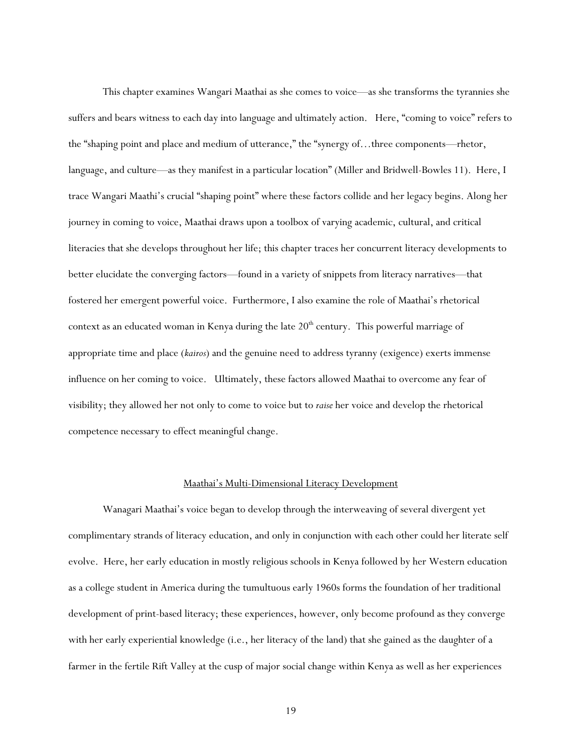This chapter examines Wangari Maathai as she comes to voice—as she transforms the tyrannies she suffers and bears witness to each day into language and ultimately action. Here, "coming to voice" refers to the "shaping point and place and medium of utterance," the "synergy of…three components—rhetor, language, and culture—as they manifest in a particular location" (Miller and Bridwell-Bowles 11). Here, I trace Wangari Maathi's crucial "shaping point" where these factors collide and her legacy begins. Along her journey in coming to voice, Maathai draws upon a toolbox of varying academic, cultural, and critical literacies that she develops throughout her life; this chapter traces her concurrent literacy developments to better elucidate the converging factors—found in a variety of snippets from literacy narratives—that fostered her emergent powerful voice. Furthermore, I also examine the role of Maathai's rhetorical context as an educated woman in Kenya during the late 20th century. This powerful marriage of appropriate time and place (*kairos*) and the genuine need to address tyranny (exigence) exerts immense influence on her coming to voice. Ultimately, these factors allowed Maathai to overcome any fear of visibility; they allowed her not only to come to voice but to *raise* her voice and develop the rhetorical competence necessary to effect meaningful change.

## Maathai's Multi-Dimensional Literacy Development

Wanagari Maathai's voice began to develop through the interweaving of several divergent yet complimentary strands of literacy education, and only in conjunction with each other could her literate self evolve. Here, her early education in mostly religious schools in Kenya followed by her Western education as a college student in America during the tumultuous early 1960s forms the foundation of her traditional development of print-based literacy; these experiences, however, only become profound as they converge with her early experiential knowledge (i.e., her literacy of the land) that she gained as the daughter of a farmer in the fertile Rift Valley at the cusp of major social change within Kenya as well as her experiences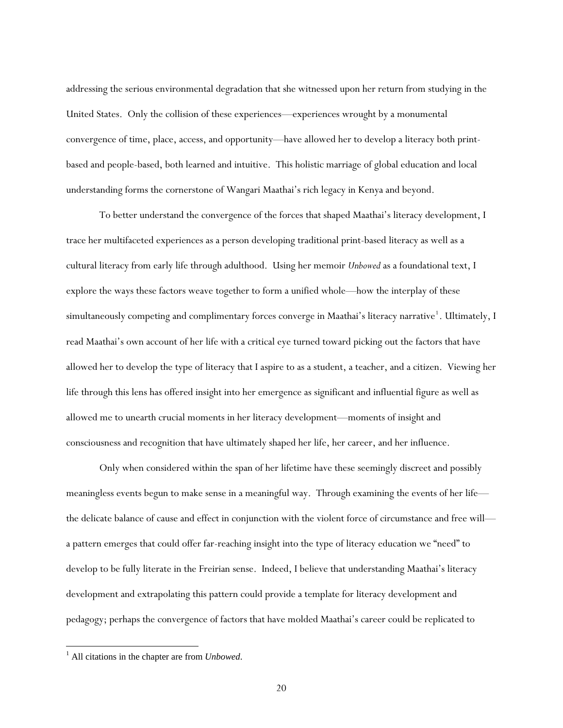addressing the serious environmental degradation that she witnessed upon her return from studying in the United States. Only the collision of these experiences—experiences wrought by a monumental convergence of time, place, access, and opportunity—have allowed her to develop a literacy both print-based and people-based, both learned and intuitive. This holistic marriage of global education and local understanding forms the cornerstone of Wangari Maathai's rich legacy in Kenya and beyond.

To better understand the convergence of the forces that shaped Maathai's literacy development, I trace her multifaceted experiences as a person developing traditional print-based literacy as well as a cultural literacy from early life through adulthood. Using her memoir *Unbowed* as a foundational text, I explore the ways these factors weave together to form a unified whole—how the interplay of these simultaneously competing and complimentary forces converge in Maathai's literacy narrative[1]. Ultimately, I read Maathai's own account of her life with a critical eye turned toward picking out the factors that have allowed her to develop the type of literacy that I aspire to as a student, a teacher, and a citizen. Viewing her life through this lens has offered insight into her emergence as significant and influential figure as well as allowed me to unearth crucial moments in her literacy development—moments of insight and consciousness and recognition that have ultimately shaped her life, her career, and her influence.

Only when considered within the span of her lifetime have these seemingly discreet and possibly meaningless events begun to make sense in a meaningful way. Through examining the events of her life—the delicate balance of cause and effect in conjunction with the violent force of circumstance and free will—a pattern emerges that could offer far-reaching insight into the type of literacy education we "need" to develop to be fully literate in the Freirian sense. Indeed, I believe that understanding Maathai's literacy development and extrapolating this pattern could provide a template for literacy development and pedagogy; perhaps the convergence of factors that have molded Maathai's career could be replicated to

[1] All citations in the chapter are from *Unbowed*.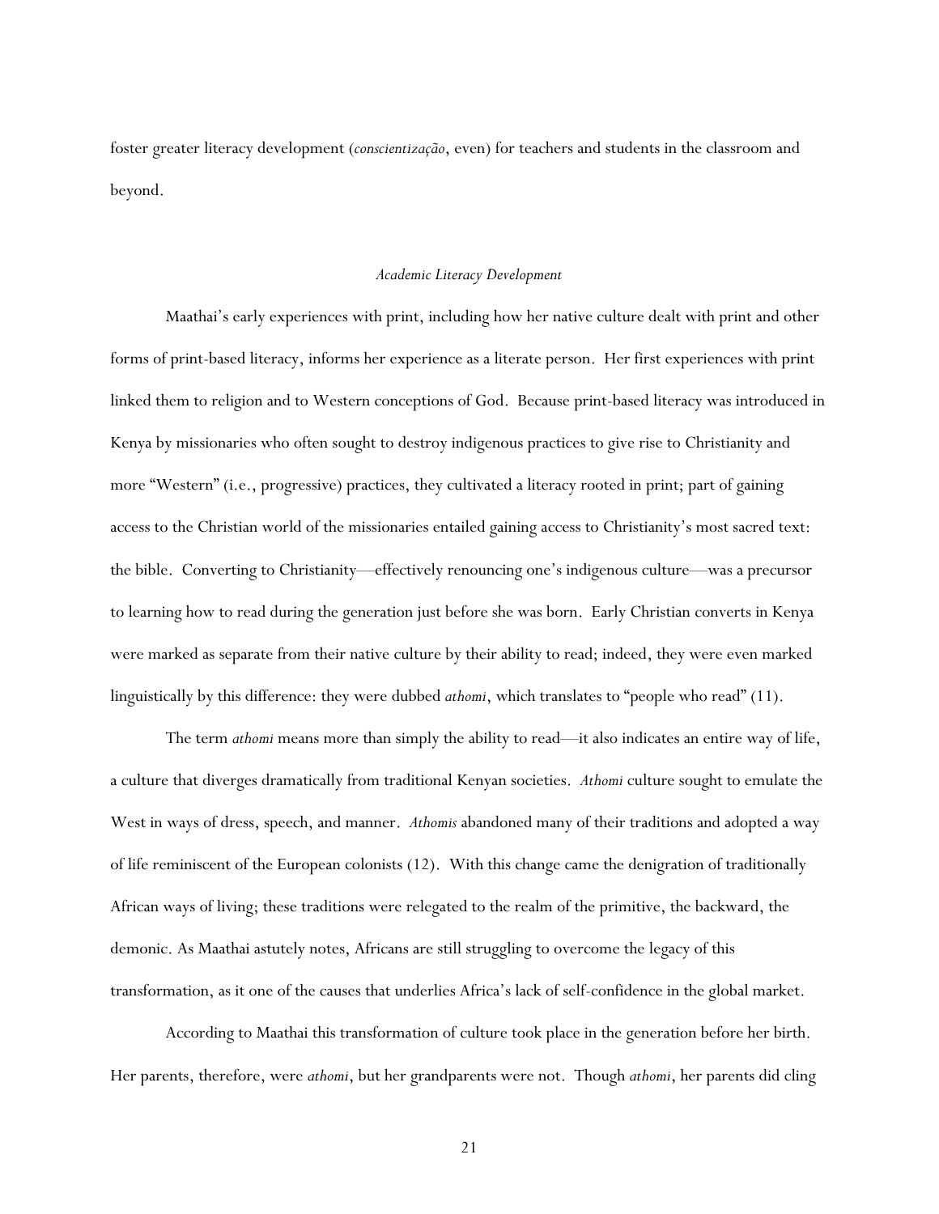foster greater literacy development (*conscientização*, even) for teachers and students in the classroom and beyond.

### *Academic Literacy Development*

Maathai's early experiences with print, including how her native culture dealt with print and other forms of print-based literacy, informs her experience as a literate person. Her first experiences with print linked them to religion and to Western conceptions of God. Because print-based literacy was introduced in Kenya by missionaries who often sought to destroy indigenous practices to give rise to Christianity and more "Western" (i.e., progressive) practices, they cultivated a literacy rooted in print; part of gaining access to the Christian world of the missionaries entailed gaining access to Christianity's most sacred text: the bible. Converting to Christianity—effectively renouncing one's indigenous culture—was a precursor to learning how to read during the generation just before she was born. Early Christian converts in Kenya were marked as separate from their native culture by their ability to read; indeed, they were even marked linguistically by this difference: they were dubbed *athomi*, which translates to "people who read" (11).

The term *athomi* means more than simply the ability to read—it also indicates an entire way of life, a culture that diverges dramatically from traditional Kenyan societies. *Athomi* culture sought to emulate the West in ways of dress, speech, and manner. *Athomis* abandoned many of their traditions and adopted a way of life reminiscent of the European colonists (12). With this change came the denigration of traditionally African ways of living; these traditions were relegated to the realm of the primitive, the backward, the demonic. As Maathai astutely notes, Africans are still struggling to overcome the legacy of this transformation, as it one of the causes that underlies Africa's lack of self-confidence in the global market.

According to Maathai this transformation of culture took place in the generation before her birth. Her parents, therefore, were *athomi*, but her grandparents were not. Though *athomi*, her parents did cling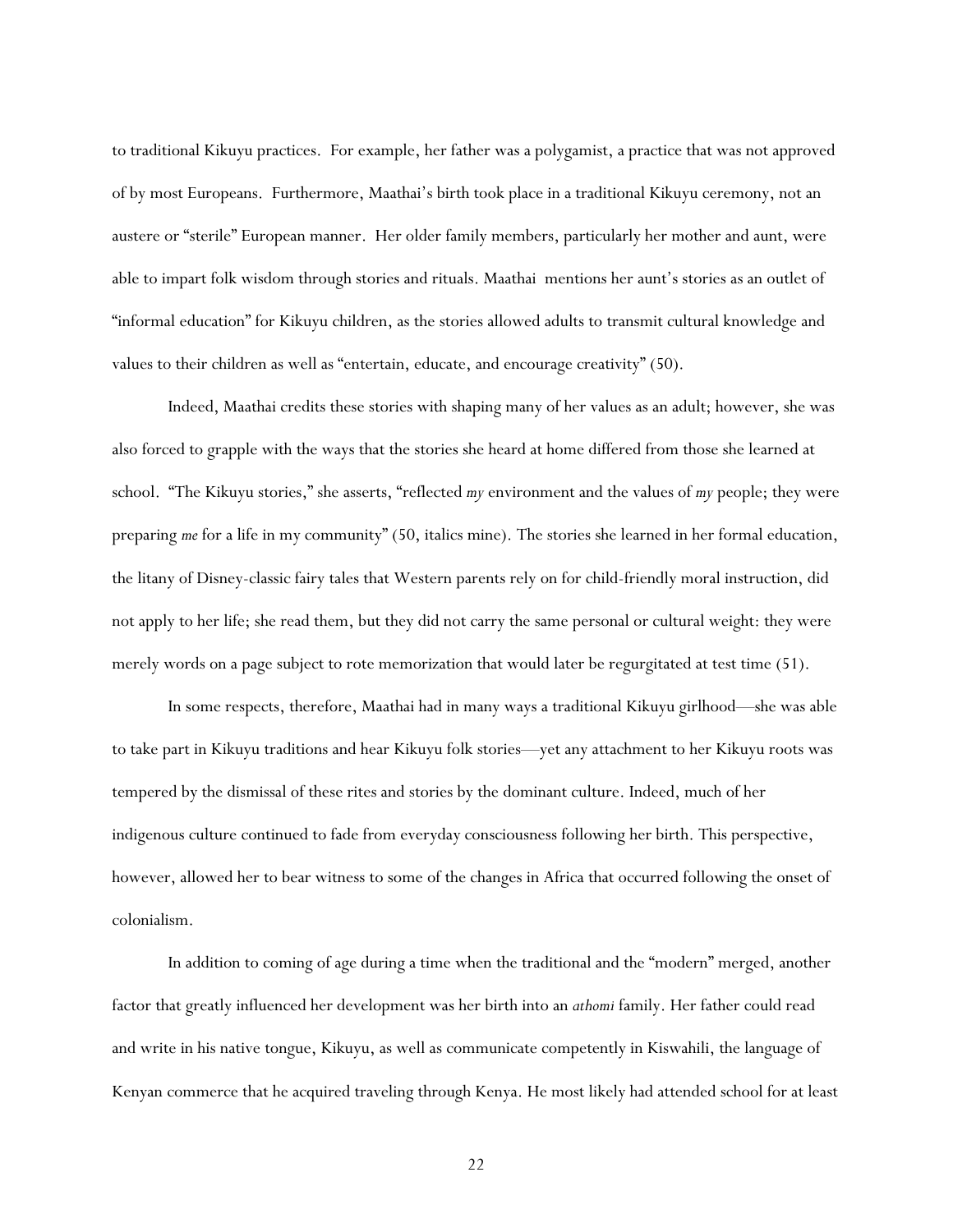to traditional Kikuyu practices. For example, her father was a polygamist, a practice that was not approved of by most Europeans. Furthermore, Maathai's birth took place in a traditional Kikuyu ceremony, not an austere or "sterile" European manner. Her older family members, particularly her mother and aunt, were able to impart folk wisdom through stories and rituals. Maathai mentions her aunt's stories as an outlet of "informal education" for Kikuyu children, as the stories allowed adults to transmit cultural knowledge and values to their children as well as "entertain, educate, and encourage creativity" (50).

Indeed, Maathai credits these stories with shaping many of her values as an adult; however, she was also forced to grapple with the ways that the stories she heard at home differed from those she learned at school. "The Kikuyu stories," she asserts, "reflected *my* environment and the values of *my* people; they were preparing *me* for a life in my community" (50, italics mine). The stories she learned in her formal education, the litany of Disney-classic fairy tales that Western parents rely on for child-friendly moral instruction, did not apply to her life; she read them, but they did not carry the same personal or cultural weight: they were merely words on a page subject to rote memorization that would later be regurgitated at test time (51).

In some respects, therefore, Maathai had in many ways a traditional Kikuyu girlhood—she was able to take part in Kikuyu traditions and hear Kikuyu folk stories—yet any attachment to her Kikuyu roots was tempered by the dismissal of these rites and stories by the dominant culture. Indeed, much of her indigenous culture continued to fade from everyday consciousness following her birth. This perspective, however, allowed her to bear witness to some of the changes in Africa that occurred following the onset of colonialism.

In addition to coming of age during a time when the traditional and the "modern" merged, another factor that greatly influenced her development was her birth into an *athomi* family. Her father could read and write in his native tongue, Kikuyu, as well as communicate competently in Kiswahili, the language of Kenyan commerce that he acquired traveling through Kenya. He most likely had attended school for at least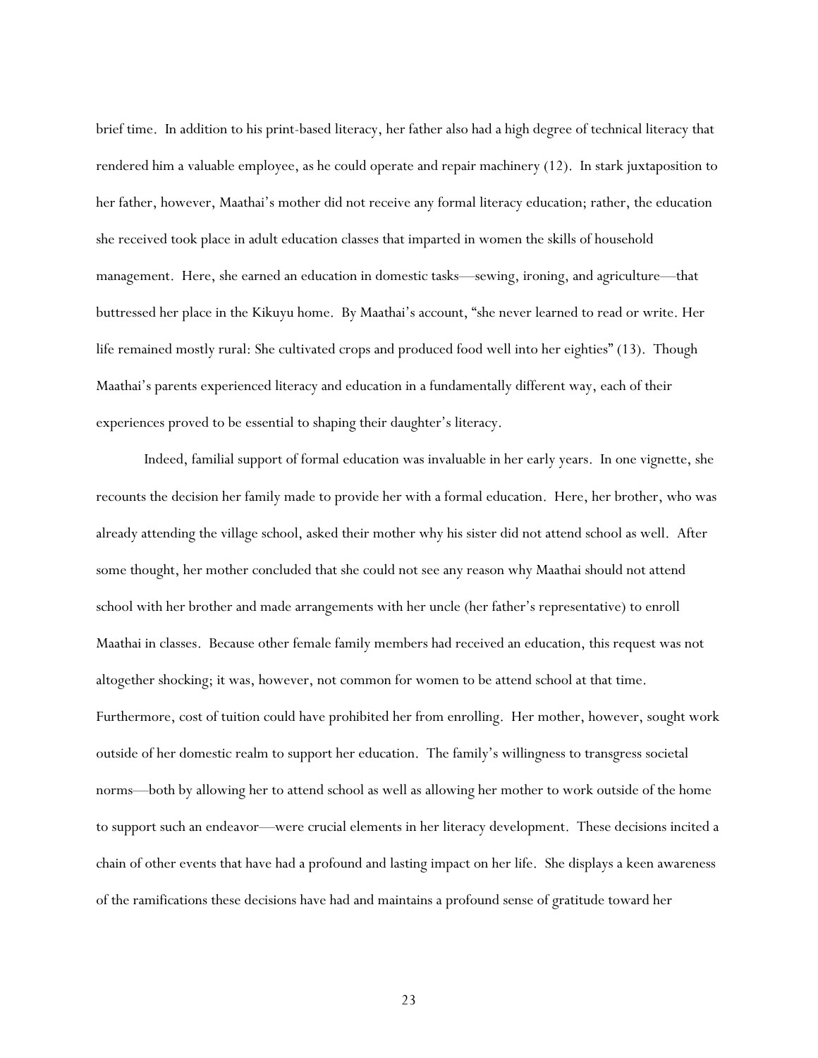brief time. In addition to his print-based literacy, her father also had a high degree of technical literacy that rendered him a valuable employee, as he could operate and repair machinery (12). In stark juxtaposition to her father, however, Maathai's mother did not receive any formal literacy education; rather, the education she received took place in adult education classes that imparted in women the skills of household management. Here, she earned an education in domestic tasks—sewing, ironing, and agriculture—that buttressed her place in the Kikuyu home. By Maathai's account, "she never learned to read or write. Her life remained mostly rural: She cultivated crops and produced food well into her eighties" (13). Though Maathai's parents experienced literacy and education in a fundamentally different way, each of their experiences proved to be essential to shaping their daughter's literacy.

Indeed, familial support of formal education was invaluable in her early years. In one vignette, she recounts the decision her family made to provide her with a formal education. Here, her brother, who was already attending the village school, asked their mother why his sister did not attend school as well. After some thought, her mother concluded that she could not see any reason why Maathai should not attend school with her brother and made arrangements with her uncle (her father's representative) to enroll Maathai in classes. Because other female family members had received an education, this request was not altogether shocking; it was, however, not common for women to be attend school at that time. Furthermore, cost of tuition could have prohibited her from enrolling. Her mother, however, sought work outside of her domestic realm to support her education. The family's willingness to transgress societal norms—both by allowing her to attend school as well as allowing her mother to work outside of the home to support such an endeavor—were crucial elements in her literacy development. These decisions incited a chain of other events that have had a profound and lasting impact on her life. She displays a keen awareness of the ramifications these decisions have had and maintains a profound sense of gratitude toward her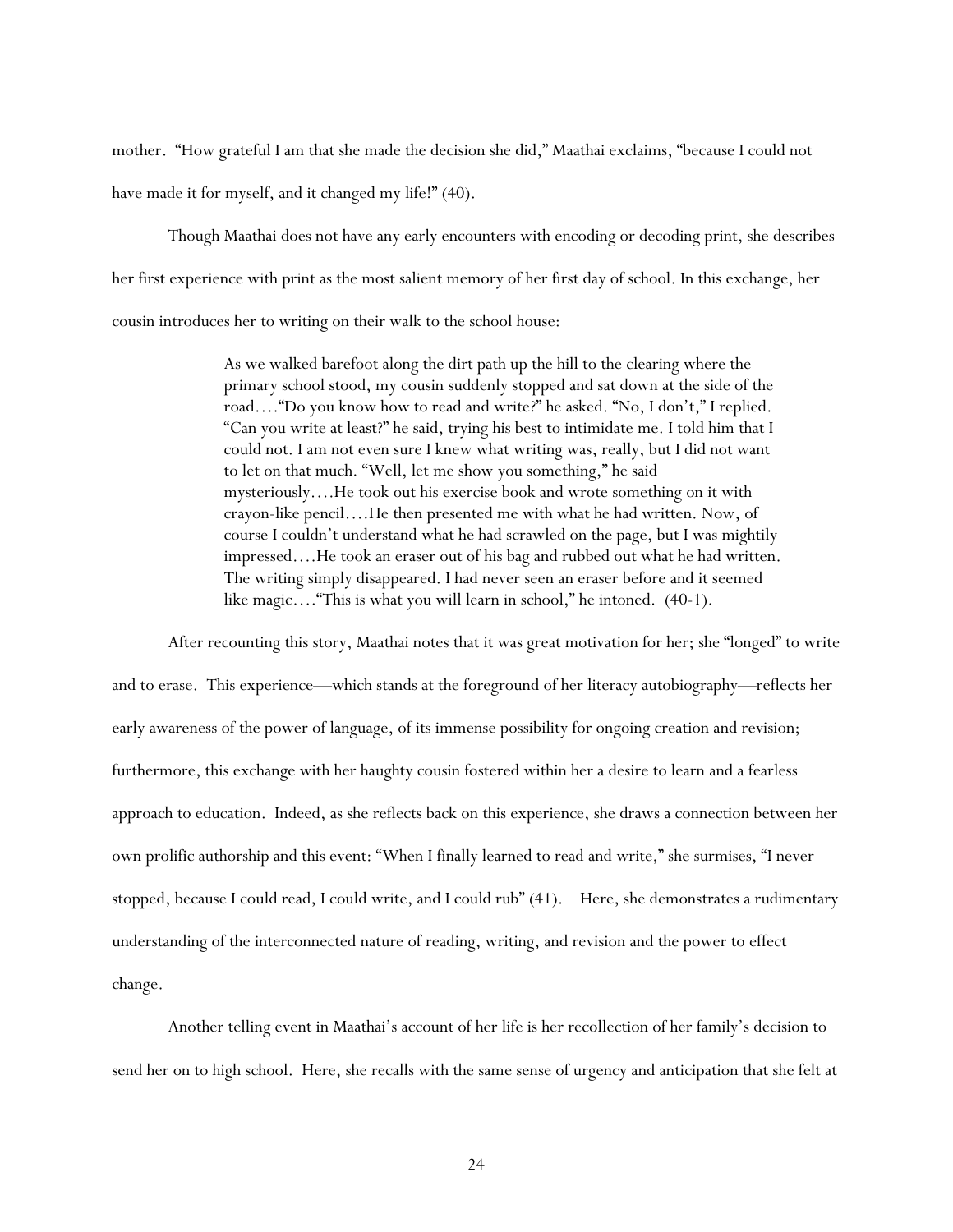mother. "How grateful I am that she made the decision she did," Maathai exclaims, "because I could not have made it for myself, and it changed my life!" (40).

Though Maathai does not have any early encounters with encoding or decoding print, she describes her first experience with print as the most salient memory of her first day of school. In this exchange, her cousin introduces her to writing on their walk to the school house:

> As we walked barefoot along the dirt path up the hill to the clearing where the primary school stood, my cousin suddenly stopped and sat down at the side of the road…."Do you know how to read and write?" he asked. "No, I don't," I replied. "Can you write at least?" he said, trying his best to intimidate me. I told him that I could not. I am not even sure I knew what writing was, really, but I did not want to let on that much. "Well, let me show you something," he said mysteriously….He took out his exercise book and wrote something on it with crayon-like pencil….He then presented me with what he had written. Now, of course I couldn't understand what he had scrawled on the page, but I was mightily impressed….He took an eraser out of his bag and rubbed out what he had written. The writing simply disappeared. I had never seen an eraser before and it seemed like magic…."This is what you will learn in school," he intoned. (40-1).

After recounting this story, Maathai notes that it was great motivation for her; she "longed" to write and to erase. This experience—which stands at the foreground of her literacy autobiography—reflects her early awareness of the power of language, of its immense possibility for ongoing creation and revision; furthermore, this exchange with her haughty cousin fostered within her a desire to learn and a fearless approach to education. Indeed, as she reflects back on this experience, she draws a connection between her own prolific authorship and this event: "When I finally learned to read and write," she surmises, "I never stopped, because I could read, I could write, and I could rub" (41). Here, she demonstrates a rudimentary understanding of the interconnected nature of reading, writing, and revision and the power to effect change.

Another telling event in Maathai's account of her life is her recollection of her family's decision to send her on to high school. Here, she recalls with the same sense of urgency and anticipation that she felt at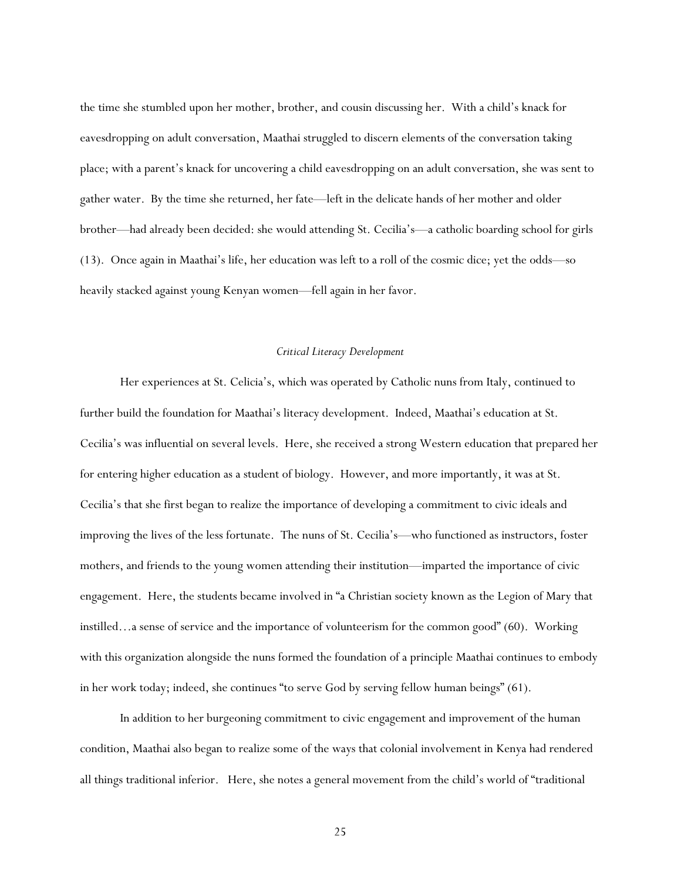the time she stumbled upon her mother, brother, and cousin discussing her. With a child's knack for eavesdropping on adult conversation, Maathai struggled to discern elements of the conversation taking place; with a parent's knack for uncovering a child eavesdropping on an adult conversation, she was sent to gather water. By the time she returned, her fate—left in the delicate hands of her mother and older brother—had already been decided: she would attending St. Cecilia's—a catholic boarding school for girls (13). Once again in Maathai's life, her education was left to a roll of the cosmic dice; yet the odds—so heavily stacked against young Kenyan women—fell again in her favor.

### *Critical Literacy Development*

Her experiences at St. Celicia's, which was operated by Catholic nuns from Italy, continued to further build the foundation for Maathai's literacy development. Indeed, Maathai's education at St. Cecilia's was influential on several levels. Here, she received a strong Western education that prepared her for entering higher education as a student of biology. However, and more importantly, it was at St. Cecilia's that she first began to realize the importance of developing a commitment to civic ideals and improving the lives of the less fortunate. The nuns of St. Cecilia's—who functioned as instructors, foster mothers, and friends to the young women attending their institution—imparted the importance of civic engagement. Here, the students became involved in "a Christian society known as the Legion of Mary that instilled…a sense of service and the importance of volunteerism for the common good" (60). Working with this organization alongside the nuns formed the foundation of a principle Maathai continues to embody in her work today; indeed, she continues "to serve God by serving fellow human beings" (61).

In addition to her burgeoning commitment to civic engagement and improvement of the human condition, Maathai also began to realize some of the ways that colonial involvement in Kenya had rendered all things traditional inferior. Here, she notes a general movement from the child's world of "traditional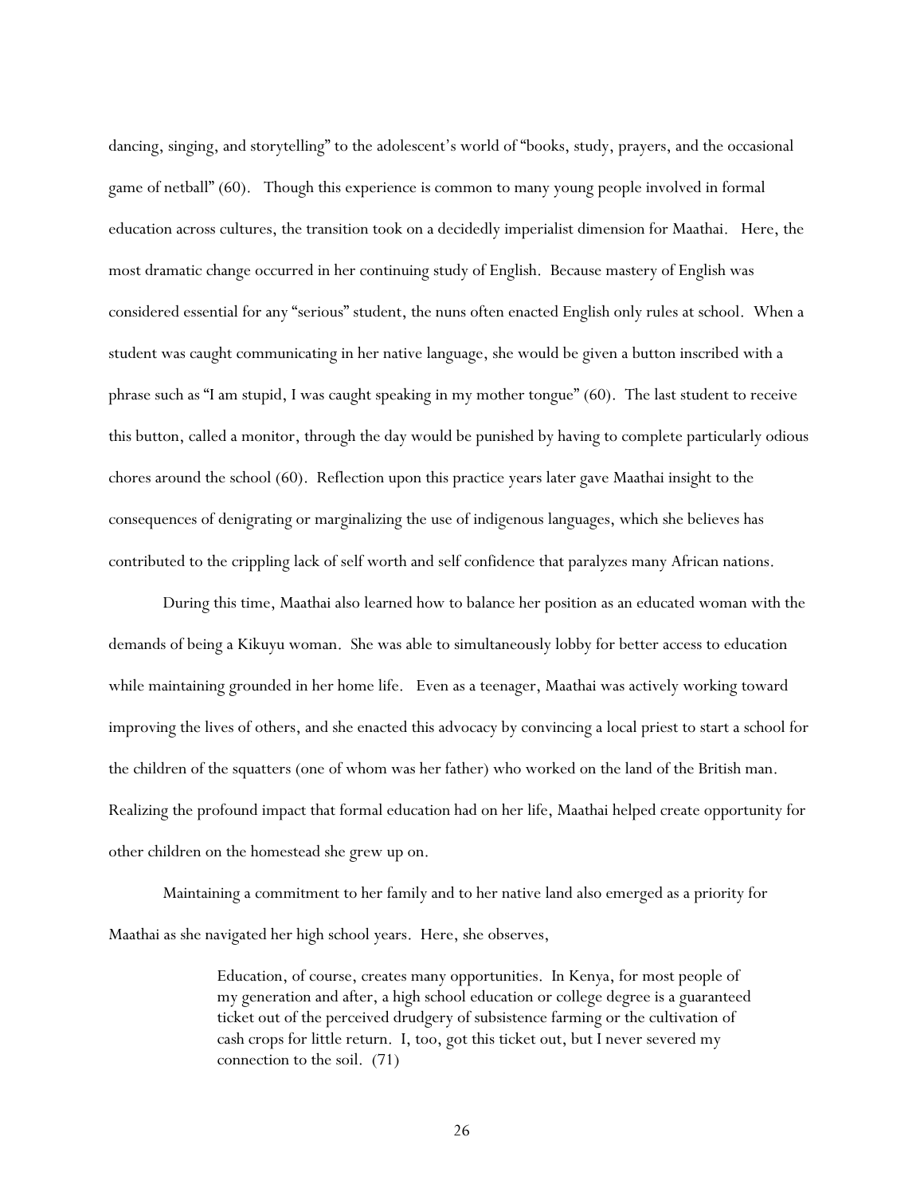dancing, singing, and storytelling" to the adolescent's world of "books, study, prayers, and the occasional game of netball" (60). Though this experience is common to many young people involved in formal education across cultures, the transition took on a decidedly imperialist dimension for Maathai. Here, the most dramatic change occurred in her continuing study of English. Because mastery of English was considered essential for any "serious" student, the nuns often enacted English only rules at school. When a student was caught communicating in her native language, she would be given a button inscribed with a phrase such as "I am stupid, I was caught speaking in my mother tongue" (60). The last student to receive this button, called a monitor, through the day would be punished by having to complete particularly odious chores around the school (60). Reflection upon this practice years later gave Maathai insight to the consequences of denigrating or marginalizing the use of indigenous languages, which she believes has contributed to the crippling lack of self worth and self confidence that paralyzes many African nations.

During this time, Maathai also learned how to balance her position as an educated woman with the demands of being a Kikuyu woman. She was able to simultaneously lobby for better access to education while maintaining grounded in her home life. Even as a teenager, Maathai was actively working toward improving the lives of others, and she enacted this advocacy by convincing a local priest to start a school for the children of the squatters (one of whom was her father) who worked on the land of the British man. Realizing the profound impact that formal education had on her life, Maathai helped create opportunity for other children on the homestead she grew up on.

Maintaining a commitment to her family and to her native land also emerged as a priority for Maathai as she navigated her high school years. Here, she observes,

> Education, of course, creates many opportunities. In Kenya, for most people of my generation and after, a high school education or college degree is a guaranteed ticket out of the perceived drudgery of subsistence farming or the cultivation of cash crops for little return. I, too, got this ticket out, but I never severed my connection to the soil. (71)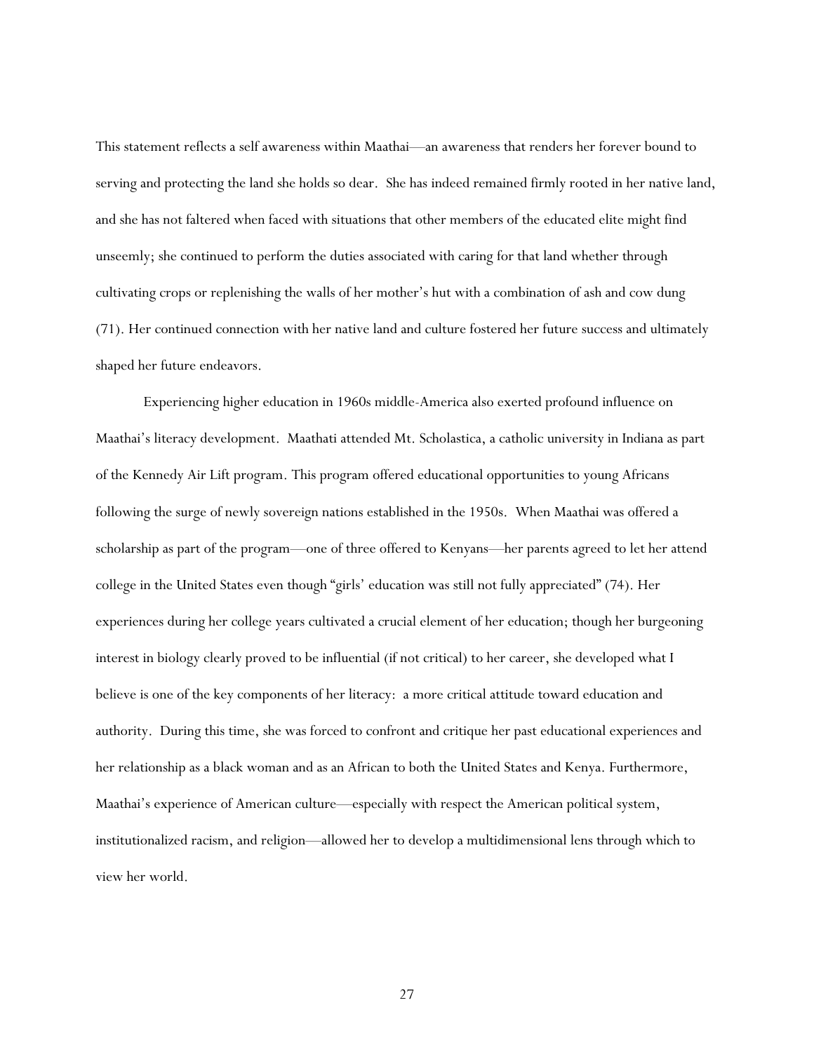This statement reflects a self awareness within Maathai—an awareness that renders her forever bound to serving and protecting the land she holds so dear. She has indeed remained firmly rooted in her native land, and she has not faltered when faced with situations that other members of the educated elite might find unseemly; she continued to perform the duties associated with caring for that land whether through cultivating crops or replenishing the walls of her mother's hut with a combination of ash and cow dung (71). Her continued connection with her native land and culture fostered her future success and ultimately shaped her future endeavors.

Experiencing higher education in 1960s middle-America also exerted profound influence on Maathai's literacy development. Maathati attended Mt. Scholastica, a catholic university in Indiana as part of the Kennedy Air Lift program. This program offered educational opportunities to young Africans following the surge of newly sovereign nations established in the 1950s. When Maathai was offered a scholarship as part of the program—one of three offered to Kenyans—her parents agreed to let her attend college in the United States even though "girls' education was still not fully appreciated" (74). Her experiences during her college years cultivated a crucial element of her education; though her burgeoning interest in biology clearly proved to be influential (if not critical) to her career, she developed what I believe is one of the key components of her literacy: a more critical attitude toward education and authority. During this time, she was forced to confront and critique her past educational experiences and her relationship as a black woman and as an African to both the United States and Kenya. Furthermore, Maathai's experience of American culture—especially with respect the American political system, institutionalized racism, and religion—allowed her to develop a multidimensional lens through which to view her world.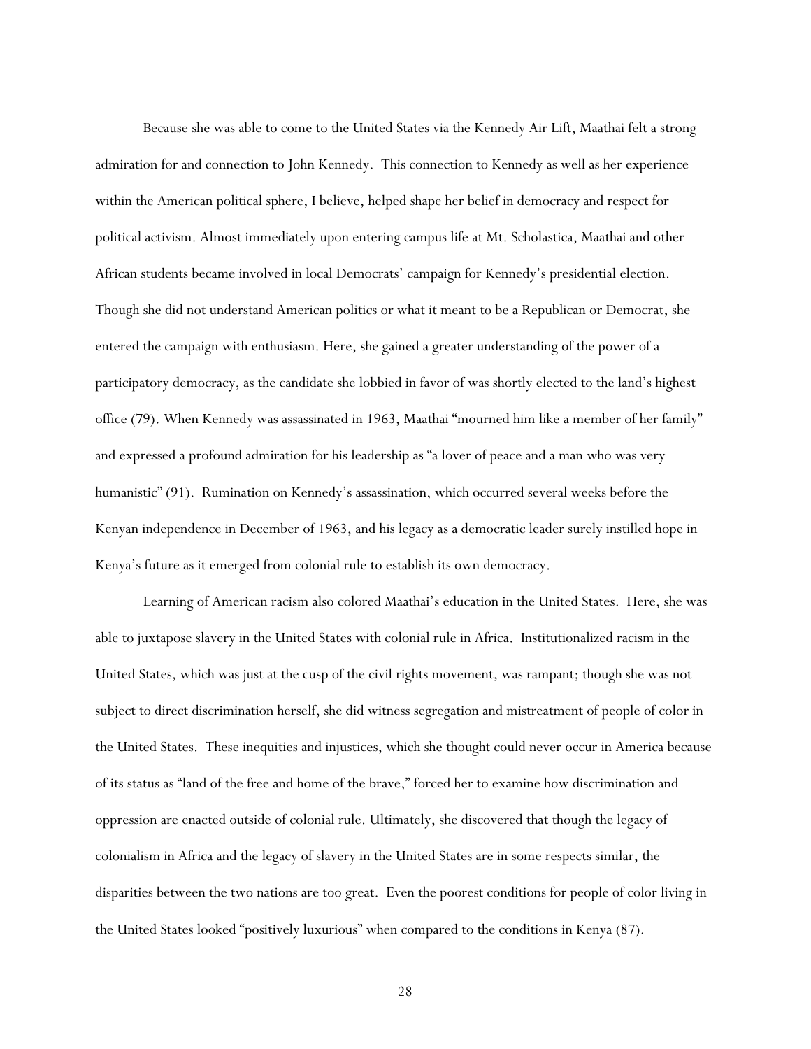Because she was able to come to the United States via the Kennedy Air Lift, Maathai felt a strong admiration for and connection to John Kennedy. This connection to Kennedy as well as her experience within the American political sphere, I believe, helped shape her belief in democracy and respect for political activism. Almost immediately upon entering campus life at Mt. Scholastica, Maathai and other African students became involved in local Democrats' campaign for Kennedy's presidential election. Though she did not understand American politics or what it meant to be a Republican or Democrat, she entered the campaign with enthusiasm. Here, she gained a greater understanding of the power of a participatory democracy, as the candidate she lobbied in favor of was shortly elected to the land's highest office (79). When Kennedy was assassinated in 1963, Maathai "mourned him like a member of her family" and expressed a profound admiration for his leadership as "a lover of peace and a man who was very humanistic" (91). Rumination on Kennedy's assassination, which occurred several weeks before the Kenyan independence in December of 1963, and his legacy as a democratic leader surely instilled hope in Kenya's future as it emerged from colonial rule to establish its own democracy.

Learning of American racism also colored Maathai's education in the United States. Here, she was able to juxtapose slavery in the United States with colonial rule in Africa. Institutionalized racism in the United States, which was just at the cusp of the civil rights movement, was rampant; though she was not subject to direct discrimination herself, she did witness segregation and mistreatment of people of color in the United States. These inequities and injustices, which she thought could never occur in America because of its status as "land of the free and home of the brave," forced her to examine how discrimination and oppression are enacted outside of colonial rule. Ultimately, she discovered that though the legacy of colonialism in Africa and the legacy of slavery in the United States are in some respects similar, the disparities between the two nations are too great. Even the poorest conditions for people of color living in the United States looked "positively luxurious" when compared to the conditions in Kenya (87).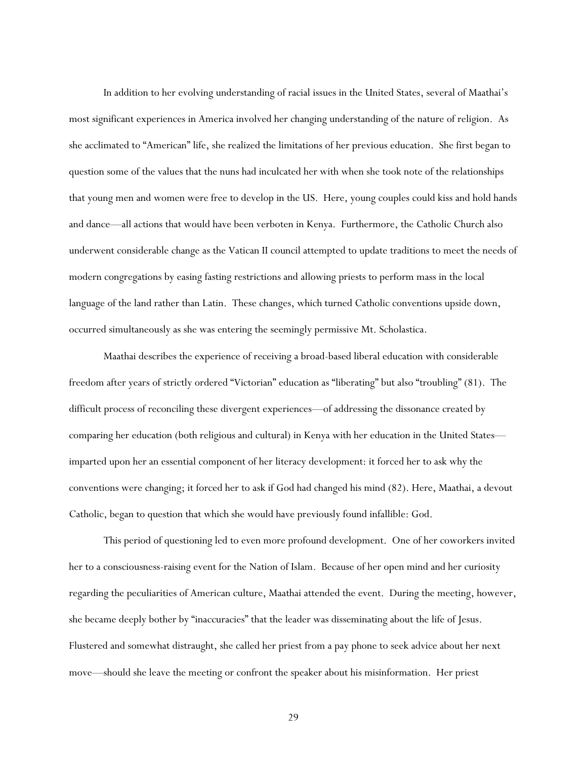In addition to her evolving understanding of racial issues in the United States, several of Maathai's most significant experiences in America involved her changing understanding of the nature of religion. As she acclimated to "American" life, she realized the limitations of her previous education. She first began to question some of the values that the nuns had inculcated her with when she took note of the relationships that young men and women were free to develop in the US. Here, young couples could kiss and hold hands and dance—all actions that would have been verboten in Kenya. Furthermore, the Catholic Church also underwent considerable change as the Vatican II council attempted to update traditions to meet the needs of modern congregations by easing fasting restrictions and allowing priests to perform mass in the local language of the land rather than Latin. These changes, which turned Catholic conventions upside down, occurred simultaneously as she was entering the seemingly permissive Mt. Scholastica.

Maathai describes the experience of receiving a broad-based liberal education with considerable freedom after years of strictly ordered "Victorian" education as "liberating" but also "troubling" (81). The difficult process of reconciling these divergent experiences—of addressing the dissonance created by comparing her education (both religious and cultural) in Kenya with her education in the United States—imparted upon her an essential component of her literacy development: it forced her to ask why the conventions were changing; it forced her to ask if God had changed his mind (82). Here, Maathai, a devout Catholic, began to question that which she would have previously found infallible: God.

This period of questioning led to even more profound development. One of her coworkers invited her to a consciousness-raising event for the Nation of Islam. Because of her open mind and her curiosity regarding the peculiarities of American culture, Maathai attended the event. During the meeting, however, she became deeply bother by "inaccuracies" that the leader was disseminating about the life of Jesus. Flustered and somewhat distraught, she called her priest from a pay phone to seek advice about her next move—should she leave the meeting or confront the speaker about his misinformation. Her priest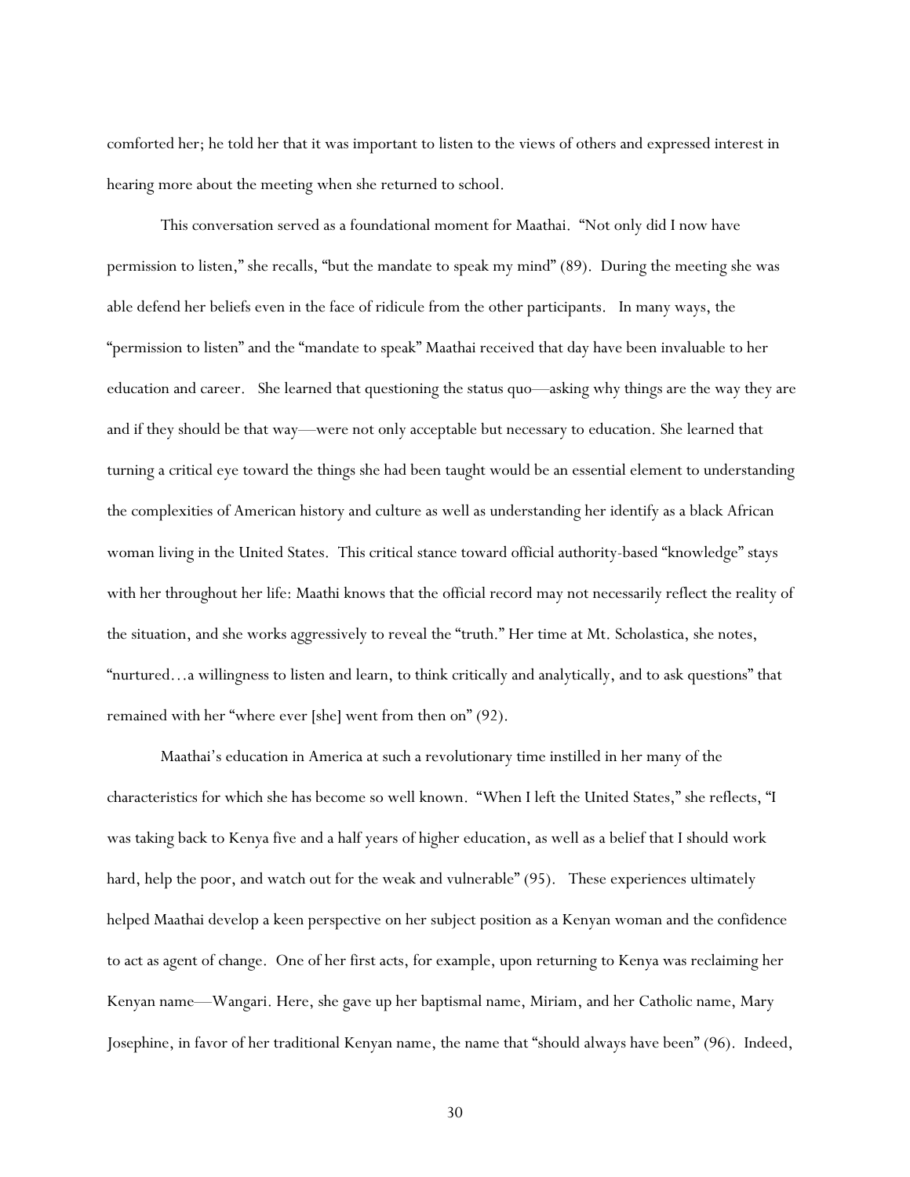comforted her; he told her that it was important to listen to the views of others and expressed interest in hearing more about the meeting when she returned to school.

This conversation served as a foundational moment for Maathai. "Not only did I now have permission to listen," she recalls, "but the mandate to speak my mind" (89). During the meeting she was able defend her beliefs even in the face of ridicule from the other participants. In many ways, the "permission to listen" and the "mandate to speak" Maathai received that day have been invaluable to her education and career. She learned that questioning the status quo—asking why things are the way they are and if they should be that way—were not only acceptable but necessary to education. She learned that turning a critical eye toward the things she had been taught would be an essential element to understanding the complexities of American history and culture as well as understanding her identify as a black African woman living in the United States. This critical stance toward official authority-based "knowledge" stays with her throughout her life: Maathi knows that the official record may not necessarily reflect the reality of the situation, and she works aggressively to reveal the "truth." Her time at Mt. Scholastica, she notes, "nurtured…a willingness to listen and learn, to think critically and analytically, and to ask questions" that remained with her "where ever [she] went from then on" (92).

Maathai's education in America at such a revolutionary time instilled in her many of the characteristics for which she has become so well known. "When I left the United States," she reflects, "I was taking back to Kenya five and a half years of higher education, as well as a belief that I should work hard, help the poor, and watch out for the weak and vulnerable" (95). These experiences ultimately helped Maathai develop a keen perspective on her subject position as a Kenyan woman and the confidence to act as agent of change. One of her first acts, for example, upon returning to Kenya was reclaiming her Kenyan name—Wangari. Here, she gave up her baptismal name, Miriam, and her Catholic name, Mary Josephine, in favor of her traditional Kenyan name, the name that "should always have been" (96). Indeed,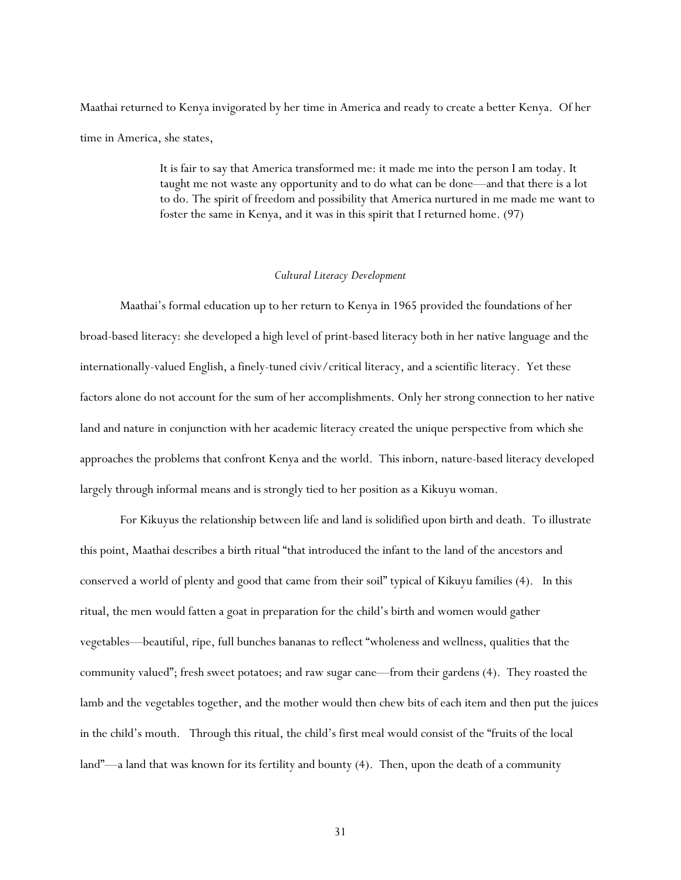Maathai returned to Kenya invigorated by her time in America and ready to create a better Kenya. Of her time in America, she states,

> It is fair to say that America transformed me: it made me into the person I am today. It taught me not waste any opportunity and to do what can be done—and that there is a lot to do. The spirit of freedom and possibility that America nurtured in me made me want to foster the same in Kenya, and it was in this spirit that I returned home. (97)

*Cultural Literacy Development*

Maathai's formal education up to her return to Kenya in 1965 provided the foundations of her broad-based literacy: she developed a high level of print-based literacy both in her native language and the internationally-valued English, a finely-tuned civiv/critical literacy, and a scientific literacy. Yet these factors alone do not account for the sum of her accomplishments. Only her strong connection to her native land and nature in conjunction with her academic literacy created the unique perspective from which she approaches the problems that confront Kenya and the world. This inborn, nature-based literacy developed largely through informal means and is strongly tied to her position as a Kikuyu woman.

For Kikuyus the relationship between life and land is solidified upon birth and death. To illustrate this point, Maathai describes a birth ritual "that introduced the infant to the land of the ancestors and conserved a world of plenty and good that came from their soil" typical of Kikuyu families (4). In this ritual, the men would fatten a goat in preparation for the child's birth and women would gather vegetables—beautiful, ripe, full bunches bananas to reflect "wholeness and wellness, qualities that the community valued"; fresh sweet potatoes; and raw sugar cane—from their gardens (4). They roasted the lamb and the vegetables together, and the mother would then chew bits of each item and then put the juices in the child's mouth. Through this ritual, the child's first meal would consist of the "fruits of the local land"—a land that was known for its fertility and bounty (4). Then, upon the death of a community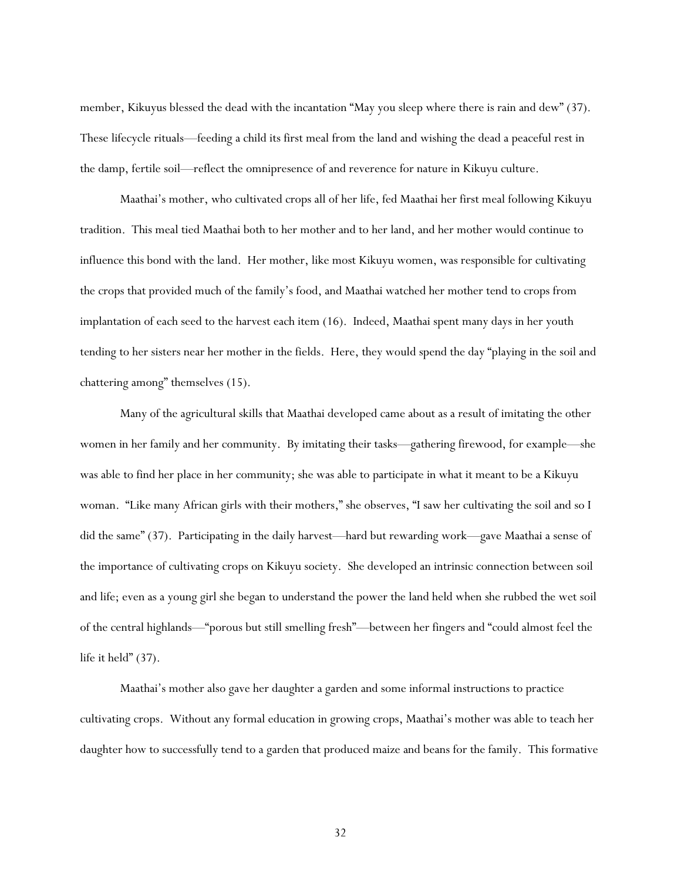member, Kikuyus blessed the dead with the incantation "May you sleep where there is rain and dew" (37). These lifecycle rituals—feeding a child its first meal from the land and wishing the dead a peaceful rest in the damp, fertile soil—reflect the omnipresence of and reverence for nature in Kikuyu culture.

Maathai's mother, who cultivated crops all of her life, fed Maathai her first meal following Kikuyu tradition. This meal tied Maathai both to her mother and to her land, and her mother would continue to influence this bond with the land. Her mother, like most Kikuyu women, was responsible for cultivating the crops that provided much of the family's food, and Maathai watched her mother tend to crops from implantation of each seed to the harvest each item (16). Indeed, Maathai spent many days in her youth tending to her sisters near her mother in the fields. Here, they would spend the day "playing in the soil and chattering among" themselves (15).

Many of the agricultural skills that Maathai developed came about as a result of imitating the other women in her family and her community. By imitating their tasks—gathering firewood, for example—she was able to find her place in her community; she was able to participate in what it meant to be a Kikuyu woman. "Like many African girls with their mothers," she observes, "I saw her cultivating the soil and so I did the same" (37). Participating in the daily harvest—hard but rewarding work—gave Maathai a sense of the importance of cultivating crops on Kikuyu society. She developed an intrinsic connection between soil and life; even as a young girl she began to understand the power the land held when she rubbed the wet soil of the central highlands—"porous but still smelling fresh"—between her fingers and "could almost feel the life it held" (37).

Maathai's mother also gave her daughter a garden and some informal instructions to practice cultivating crops. Without any formal education in growing crops, Maathai's mother was able to teach her daughter how to successfully tend to a garden that produced maize and beans for the family. This formative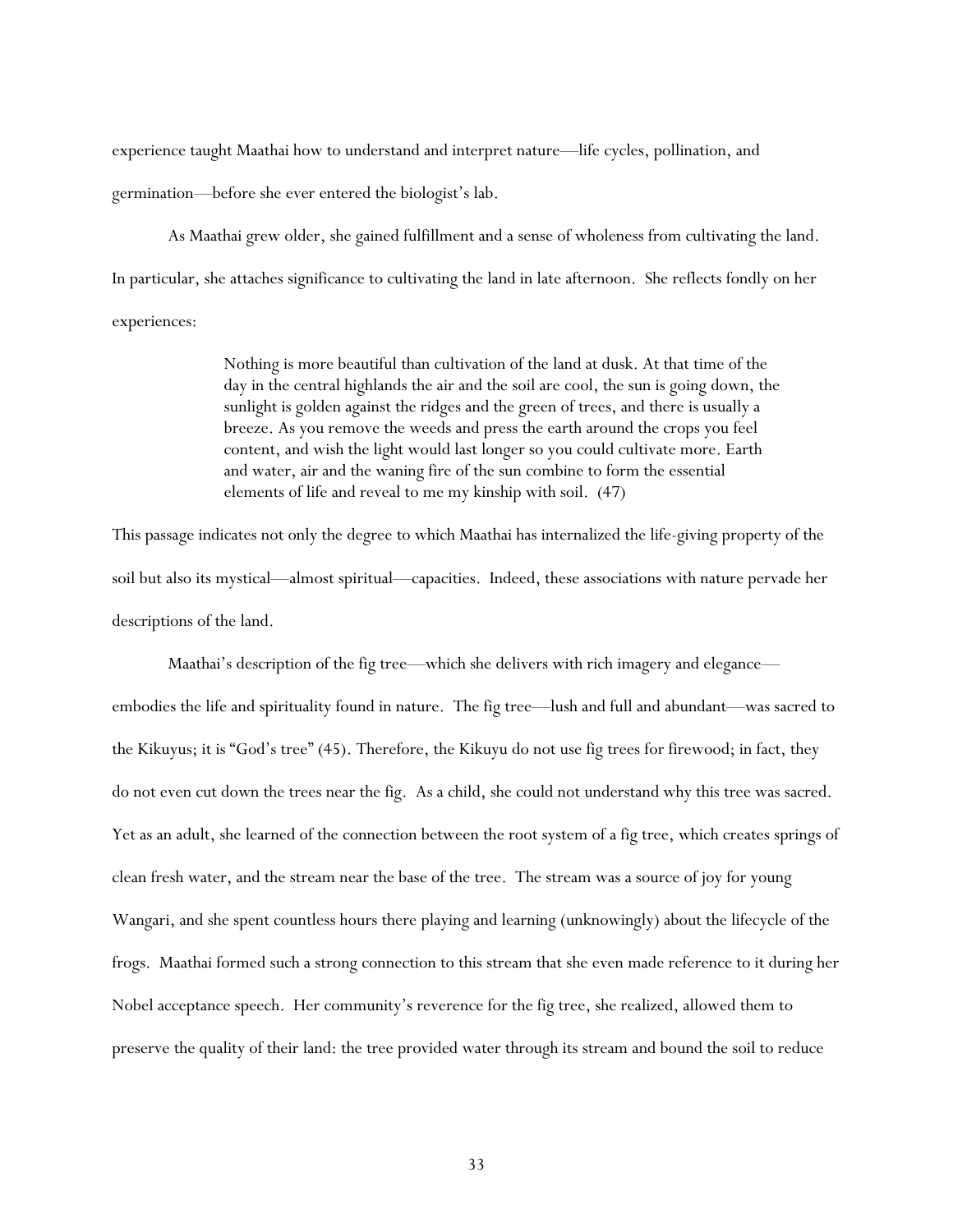experience taught Maathai how to understand and interpret nature—life cycles, pollination, and germination—before she ever entered the biologist's lab.

As Maathai grew older, she gained fulfillment and a sense of wholeness from cultivating the land. In particular, she attaches significance to cultivating the land in late afternoon. She reflects fondly on her experiences:

> Nothing is more beautiful than cultivation of the land at dusk. At that time of the day in the central highlands the air and the soil are cool, the sun is going down, the sunlight is golden against the ridges and the green of trees, and there is usually a breeze. As you remove the weeds and press the earth around the crops you feel content, and wish the light would last longer so you could cultivate more. Earth and water, air and the waning fire of the sun combine to form the essential elements of life and reveal to me my kinship with soil. (47)

This passage indicates not only the degree to which Maathai has internalized the life-giving property of the soil but also its mystical—almost spiritual—capacities. Indeed, these associations with nature pervade her descriptions of the land.

Maathai's description of the fig tree—which she delivers with rich imagery and elegance—embodies the life and spirituality found in nature. The fig tree—lush and full and abundant—was sacred to the Kikuyus; it is "God's tree" (45). Therefore, the Kikuyu do not use fig trees for firewood; in fact, they do not even cut down the trees near the fig. As a child, she could not understand why this tree was sacred. Yet as an adult, she learned of the connection between the root system of a fig tree, which creates springs of clean fresh water, and the stream near the base of the tree. The stream was a source of joy for young Wangari, and she spent countless hours there playing and learning (unknowingly) about the lifecycle of the frogs. Maathai formed such a strong connection to this stream that she even made reference to it during her Nobel acceptance speech. Her community's reverence for the fig tree, she realized, allowed them to preserve the quality of their land: the tree provided water through its stream and bound the soil to reduce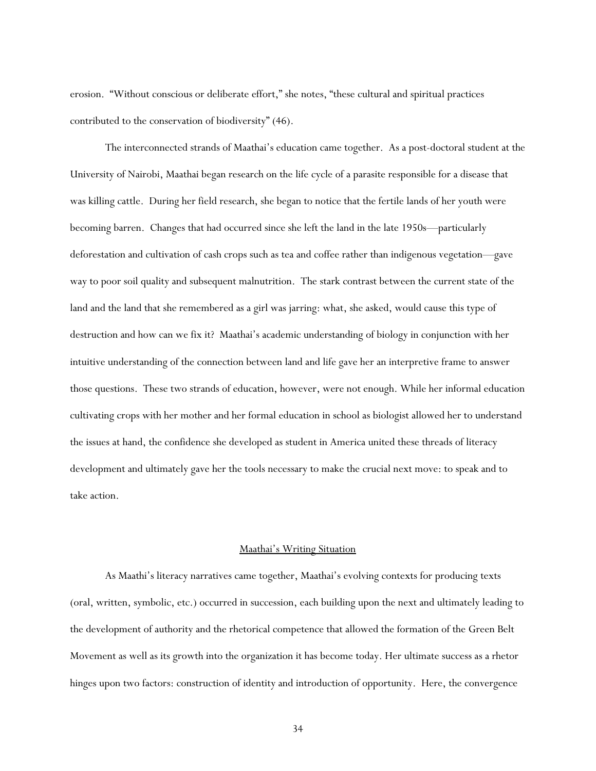erosion. "Without conscious or deliberate effort," she notes, "these cultural and spiritual practices contributed to the conservation of biodiversity" (46).

The interconnected strands of Maathai's education came together. As a post-doctoral student at the University of Nairobi, Maathai began research on the life cycle of a parasite responsible for a disease that was killing cattle. During her field research, she began to notice that the fertile lands of her youth were becoming barren. Changes that had occurred since she left the land in the late 1950s—particularly deforestation and cultivation of cash crops such as tea and coffee rather than indigenous vegetation—gave way to poor soil quality and subsequent malnutrition. The stark contrast between the current state of the land and the land that she remembered as a girl was jarring: what, she asked, would cause this type of destruction and how can we fix it? Maathai's academic understanding of biology in conjunction with her intuitive understanding of the connection between land and life gave her an interpretive frame to answer those questions. These two strands of education, however, were not enough. While her informal education cultivating crops with her mother and her formal education in school as biologist allowed her to understand the issues at hand, the confidence she developed as student in America united these threads of literacy development and ultimately gave her the tools necessary to make the crucial next move: to speak and to take action.

## Maathai's Writing Situation

As Maathi's literacy narratives came together, Maathai's evolving contexts for producing texts (oral, written, symbolic, etc.) occurred in succession, each building upon the next and ultimately leading to the development of authority and the rhetorical competence that allowed the formation of the Green Belt Movement as well as its growth into the organization it has become today. Her ultimate success as a rhetor hinges upon two factors: construction of identity and introduction of opportunity. Here, the convergence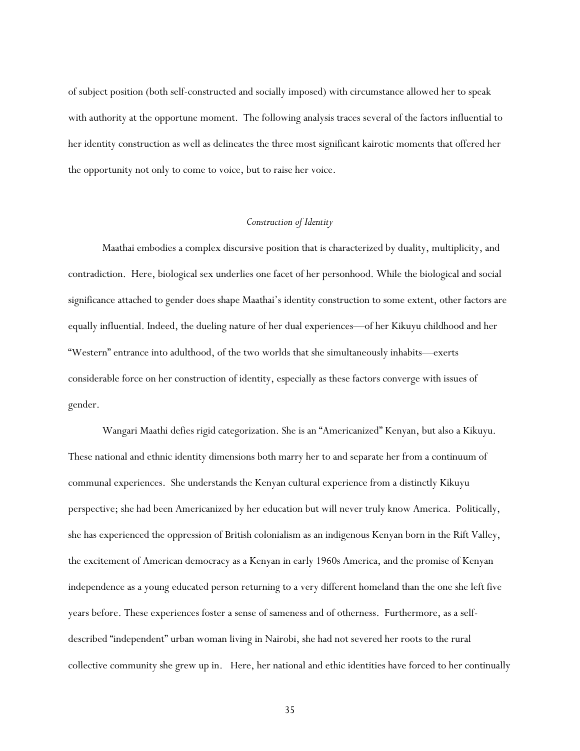of subject position (both self-constructed and socially imposed) with circumstance allowed her to speak with authority at the opportune moment. The following analysis traces several of the factors influential to her identity construction as well as delineates the three most significant kairotic moments that offered her the opportunity not only to come to voice, but to raise her voice.

### *Construction of Identity*

Maathai embodies a complex discursive position that is characterized by duality, multiplicity, and contradiction. Here, biological sex underlies one facet of her personhood. While the biological and social significance attached to gender does shape Maathai's identity construction to some extent, other factors are equally influential. Indeed, the dueling nature of her dual experiences—of her Kikuyu childhood and her "Western" entrance into adulthood, of the two worlds that she simultaneously inhabits—exerts considerable force on her construction of identity, especially as these factors converge with issues of gender.

Wangari Maathi defies rigid categorization. She is an "Americanized" Kenyan, but also a Kikuyu. These national and ethnic identity dimensions both marry her to and separate her from a continuum of communal experiences. She understands the Kenyan cultural experience from a distinctly Kikuyu perspective; she had been Americanized by her education but will never truly know America. Politically, she has experienced the oppression of British colonialism as an indigenous Kenyan born in the Rift Valley, the excitement of American democracy as a Kenyan in early 1960s America, and the promise of Kenyan independence as a young educated person returning to a very different homeland than the one she left five years before. These experiences foster a sense of sameness and of otherness. Furthermore, as a self-described "independent" urban woman living in Nairobi, she had not severed her roots to the rural collective community she grew up in. Here, her national and ethic identities have forced to her continually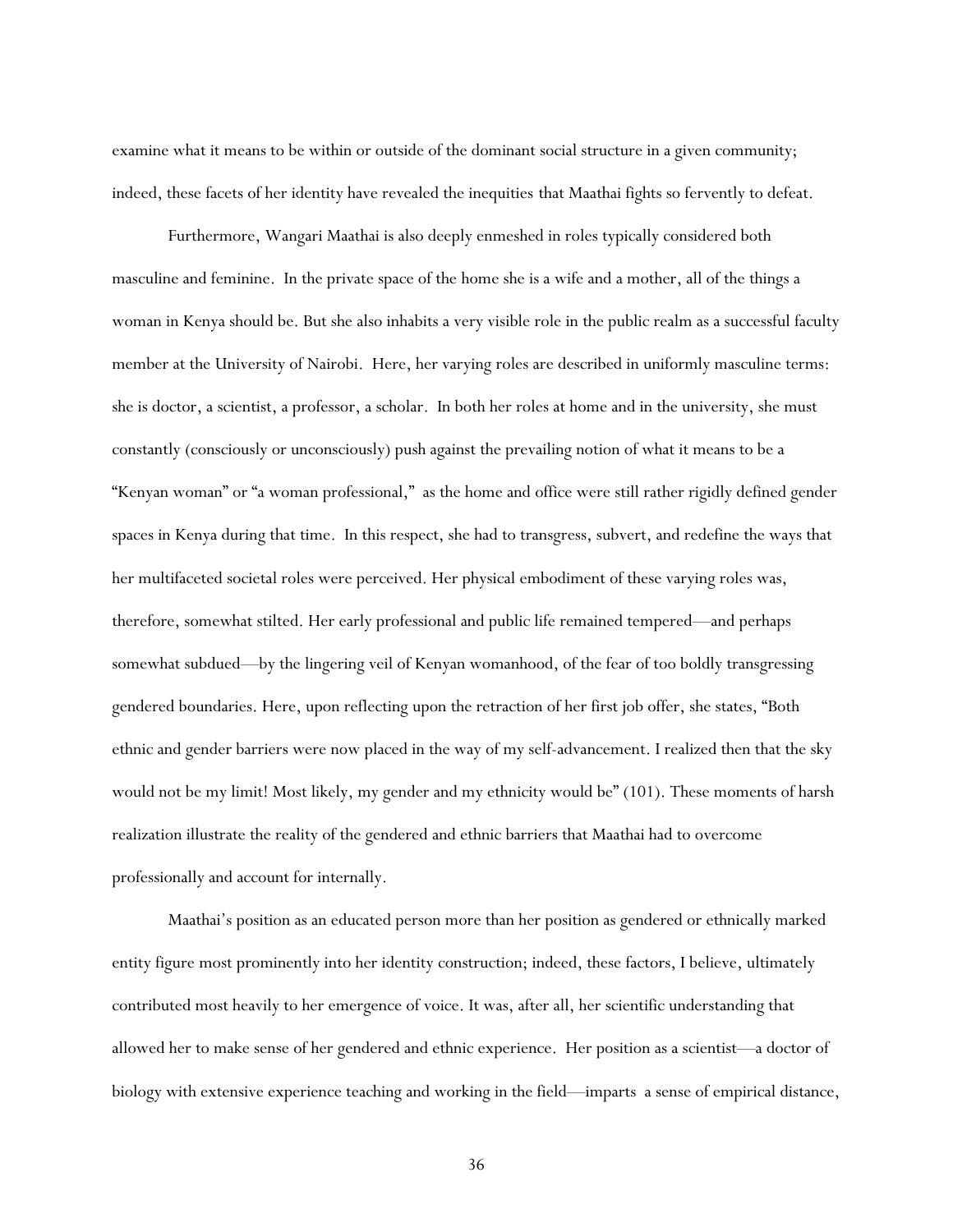examine what it means to be within or outside of the dominant social structure in a given community; indeed, these facets of her identity have revealed the inequities that Maathai fights so fervently to defeat.

Furthermore, Wangari Maathai is also deeply enmeshed in roles typically considered both masculine and feminine. In the private space of the home she is a wife and a mother, all of the things a woman in Kenya should be. But she also inhabits a very visible role in the public realm as a successful faculty member at the University of Nairobi. Here, her varying roles are described in uniformly masculine terms: she is doctor, a scientist, a professor, a scholar. In both her roles at home and in the university, she must constantly (consciously or unconsciously) push against the prevailing notion of what it means to be a "Kenyan woman" or "a woman professional," as the home and office were still rather rigidly defined gender spaces in Kenya during that time. In this respect, she had to transgress, subvert, and redefine the ways that her multifaceted societal roles were perceived. Her physical embodiment of these varying roles was, therefore, somewhat stilted. Her early professional and public life remained tempered—and perhaps somewhat subdued—by the lingering veil of Kenyan womanhood, of the fear of too boldly transgressing gendered boundaries. Here, upon reflecting upon the retraction of her first job offer, she states, "Both ethnic and gender barriers were now placed in the way of my self-advancement. I realized then that the sky would not be my limit! Most likely, my gender and my ethnicity would be" (101). These moments of harsh realization illustrate the reality of the gendered and ethnic barriers that Maathai had to overcome professionally and account for internally.

Maathai's position as an educated person more than her position as gendered or ethnically marked entity figure most prominently into her identity construction; indeed, these factors, I believe, ultimately contributed most heavily to her emergence of voice. It was, after all, her scientific understanding that allowed her to make sense of her gendered and ethnic experience. Her position as a scientist—a doctor of biology with extensive experience teaching and working in the field—imparts a sense of empirical distance,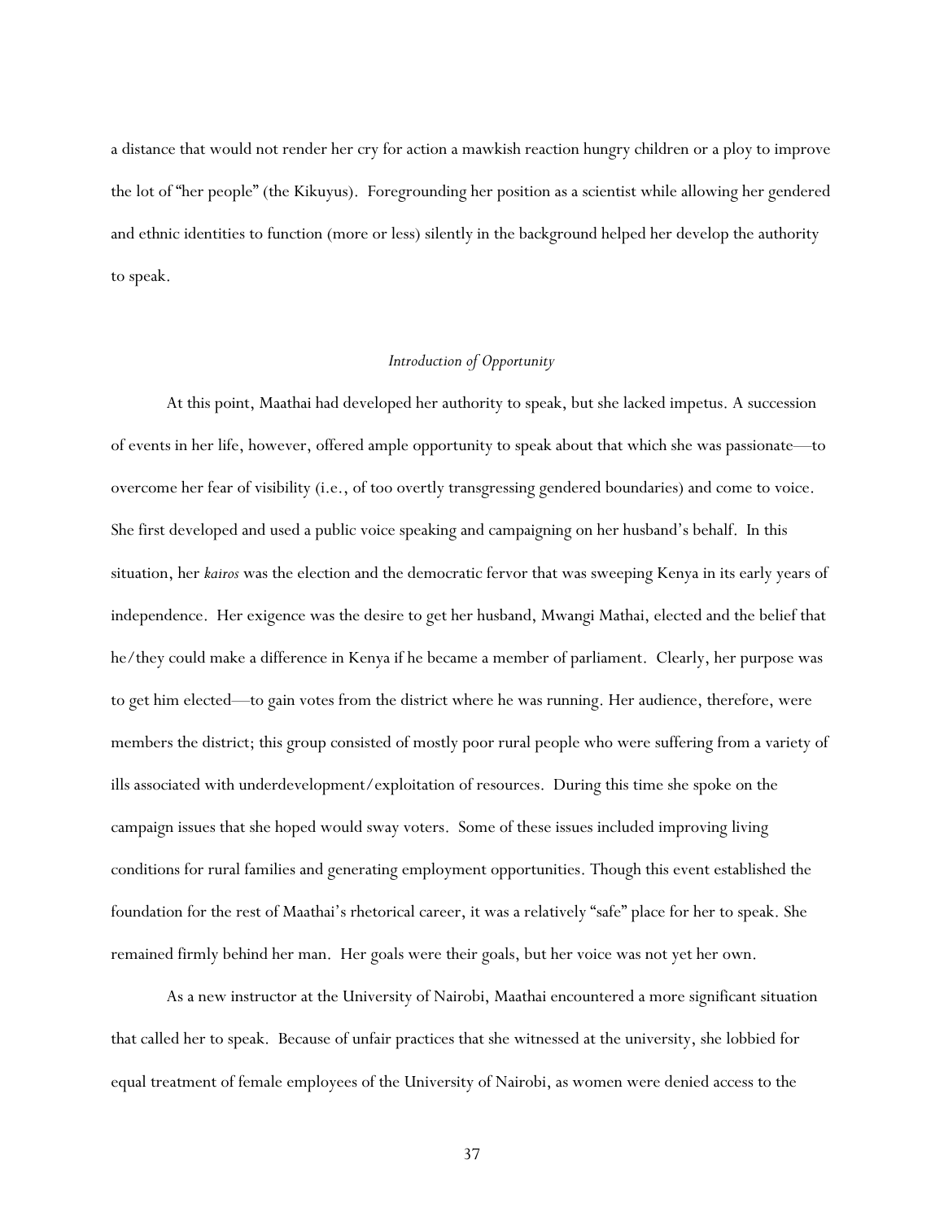a distance that would not render her cry for action a mawkish reaction hungry children or a ploy to improve the lot of "her people" (the Kikuyus). Foregrounding her position as a scientist while allowing her gendered and ethnic identities to function (more or less) silently in the background helped her develop the authority to speak.

*Introduction of Opportunity*

At this point, Maathai had developed her authority to speak, but she lacked impetus. A succession of events in her life, however, offered ample opportunity to speak about that which she was passionate—to overcome her fear of visibility (i.e., of too overtly transgressing gendered boundaries) and come to voice. She first developed and used a public voice speaking and campaigning on her husband's behalf. In this situation, her *kairos* was the election and the democratic fervor that was sweeping Kenya in its early years of independence. Her exigence was the desire to get her husband, Mwangi Mathai, elected and the belief that he/they could make a difference in Kenya if he became a member of parliament. Clearly, her purpose was to get him elected—to gain votes from the district where he was running. Her audience, therefore, were members the district; this group consisted of mostly poor rural people who were suffering from a variety of ills associated with underdevelopment/exploitation of resources. During this time she spoke on the campaign issues that she hoped would sway voters. Some of these issues included improving living conditions for rural families and generating employment opportunities. Though this event established the foundation for the rest of Maathai's rhetorical career, it was a relatively "safe" place for her to speak. She remained firmly behind her man. Her goals were their goals, but her voice was not yet her own.

As a new instructor at the University of Nairobi, Maathai encountered a more significant situation that called her to speak. Because of unfair practices that she witnessed at the university, she lobbied for equal treatment of female employees of the University of Nairobi, as women were denied access to the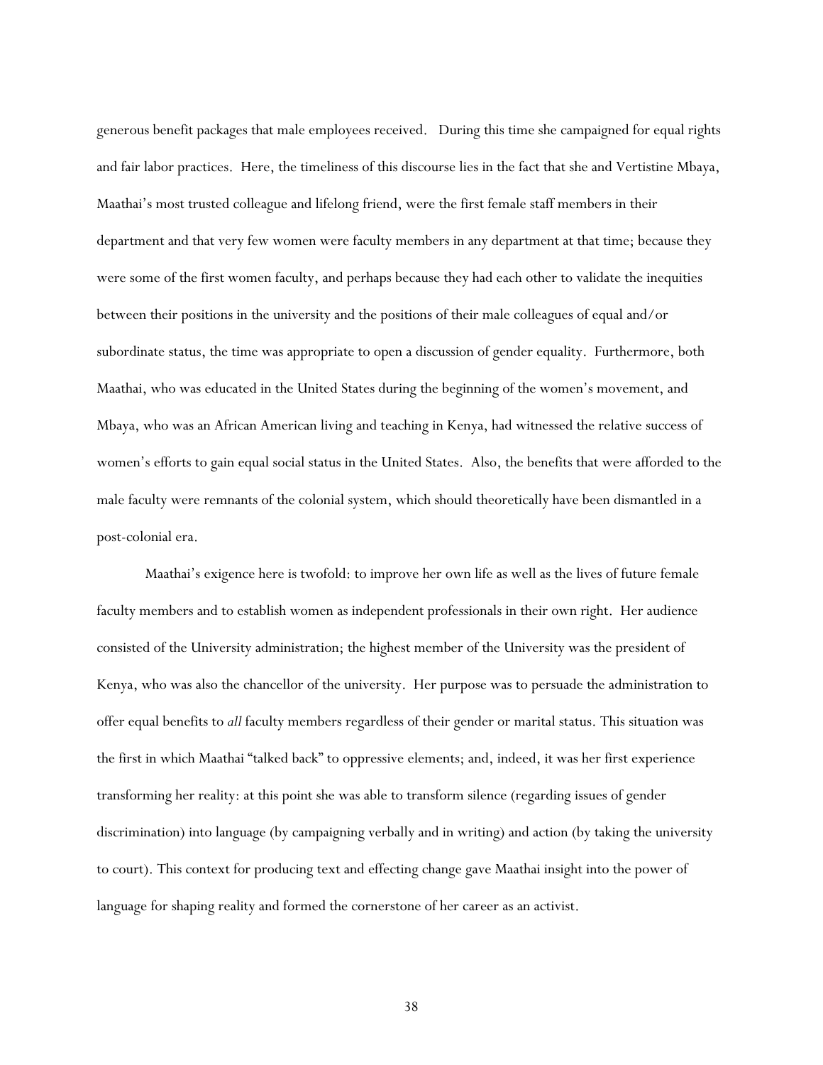generous benefit packages that male employees received. During this time she campaigned for equal rights and fair labor practices. Here, the timeliness of this discourse lies in the fact that she and Vertistine Mbaya, Maathai's most trusted colleague and lifelong friend, were the first female staff members in their department and that very few women were faculty members in any department at that time; because they were some of the first women faculty, and perhaps because they had each other to validate the inequities between their positions in the university and the positions of their male colleagues of equal and/or subordinate status, the time was appropriate to open a discussion of gender equality. Furthermore, both Maathai, who was educated in the United States during the beginning of the women's movement, and Mbaya, who was an African American living and teaching in Kenya, had witnessed the relative success of women's efforts to gain equal social status in the United States. Also, the benefits that were afforded to the male faculty were remnants of the colonial system, which should theoretically have been dismantled in a post-colonial era.

Maathai's exigence here is twofold: to improve her own life as well as the lives of future female faculty members and to establish women as independent professionals in their own right. Her audience consisted of the University administration; the highest member of the University was the president of Kenya, who was also the chancellor of the university. Her purpose was to persuade the administration to offer equal benefits to *all* faculty members regardless of their gender or marital status. This situation was the first in which Maathai "talked back" to oppressive elements; and, indeed, it was her first experience transforming her reality: at this point she was able to transform silence (regarding issues of gender discrimination) into language (by campaigning verbally and in writing) and action (by taking the university to court). This context for producing text and effecting change gave Maathai insight into the power of language for shaping reality and formed the cornerstone of her career as an activist.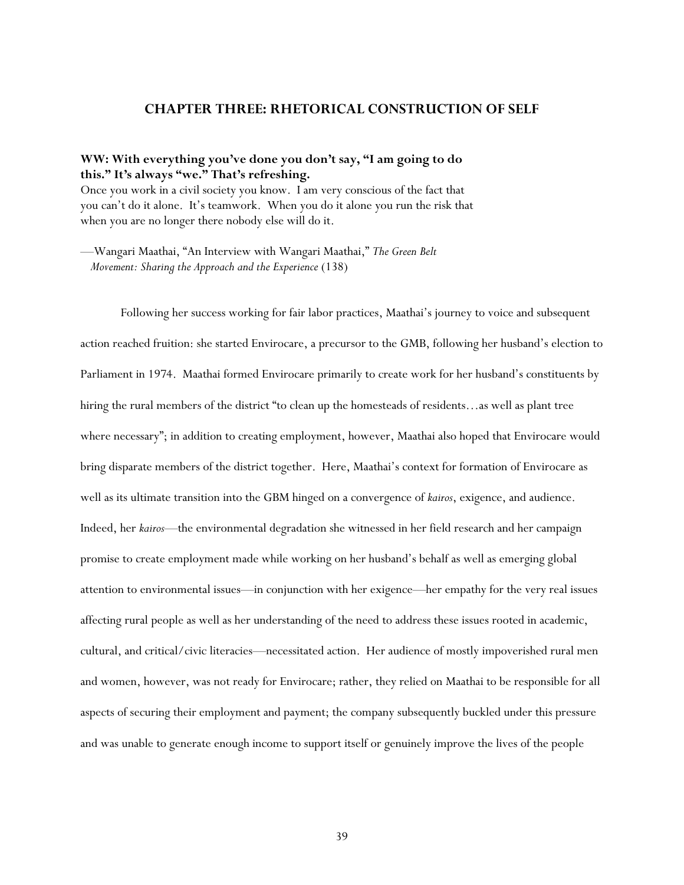## CHAPTER THREE: RHETORICAL CONSTRUCTION OF SELF

**WW: With everything you've done you don't say, "I am going to do this." It's always "we." That's refreshing.**
Once you work in a civil society you know. I am very conscious of the fact that you can't do it alone. It's teamwork. When you do it alone you run the risk that when you are no longer there nobody else will do it.

—Wangari Maathai, "An Interview with Wangari Maathai," *The Green Belt Movement: Sharing the Approach and the Experience* (138)

Following her success working for fair labor practices, Maathai's journey to voice and subsequent action reached fruition: she started Envirocare, a precursor to the GMB, following her husband's election to Parliament in 1974. Maathai formed Envirocare primarily to create work for her husband's constituents by hiring the rural members of the district "to clean up the homesteads of residents…as well as plant tree where necessary"; in addition to creating employment, however, Maathai also hoped that Envirocare would bring disparate members of the district together. Here, Maathai's context for formation of Envirocare as well as its ultimate transition into the GBM hinged on a convergence of *kairos*, exigence, and audience. Indeed, her *kairos*—the environmental degradation she witnessed in her field research and her campaign promise to create employment made while working on her husband's behalf as well as emerging global attention to environmental issues—in conjunction with her exigence—her empathy for the very real issues affecting rural people as well as her understanding of the need to address these issues rooted in academic, cultural, and critical/civic literacies—necessitated action. Her audience of mostly impoverished rural men and women, however, was not ready for Envirocare; rather, they relied on Maathai to be responsible for all aspects of securing their employment and payment; the company subsequently buckled under this pressure and was unable to generate enough income to support itself or genuinely improve the lives of the people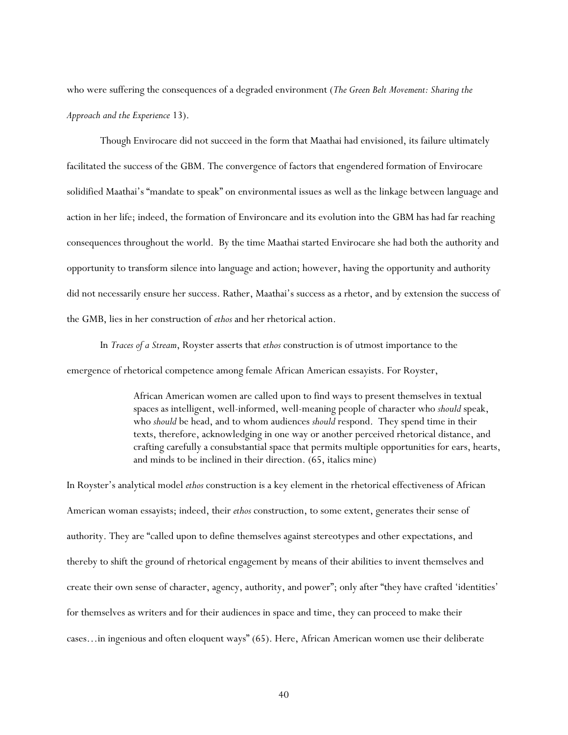who were suffering the consequences of a degraded environment (*The Green Belt Movement: Sharing the Approach and the Experience* 13).

Though Envirocare did not succeed in the form that Maathai had envisioned, its failure ultimately facilitated the success of the GBM. The convergence of factors that engendered formation of Envirocare solidified Maathai's "mandate to speak" on environmental issues as well as the linkage between language and action in her life; indeed, the formation of Environcare and its evolution into the GBM has had far reaching consequences throughout the world. By the time Maathai started Envirocare she had both the authority and opportunity to transform silence into language and action; however, having the opportunity and authority did not necessarily ensure her success. Rather, Maathai's success as a rhetor, and by extension the success of the GMB, lies in her construction of *ethos* and her rhetorical action.

In *Traces of a Stream*, Royster asserts that *ethos* construction is of utmost importance to the emergence of rhetorical competence among female African American essayists. For Royster,

> African American women are called upon to find ways to present themselves in textual spaces as intelligent, well-informed, well-meaning people of character who *should* speak, who *should* be head, and to whom audiences *should* respond. They spend time in their texts, therefore, acknowledging in one way or another perceived rhetorical distance, and crafting carefully a consubstantial space that permits multiple opportunities for ears, hearts, and minds to be inclined in their direction. (65, italics mine)

In Royster's analytical model *ethos* construction is a key element in the rhetorical effectiveness of African American woman essayists; indeed, their *ethos* construction, to some extent, generates their sense of authority. They are "called upon to define themselves against stereotypes and other expectations, and thereby to shift the ground of rhetorical engagement by means of their abilities to invent themselves and create their own sense of character, agency, authority, and power"; only after "they have crafted 'identities' for themselves as writers and for their audiences in space and time, they can proceed to make their cases…in ingenious and often eloquent ways" (65). Here, African American women use their deliberate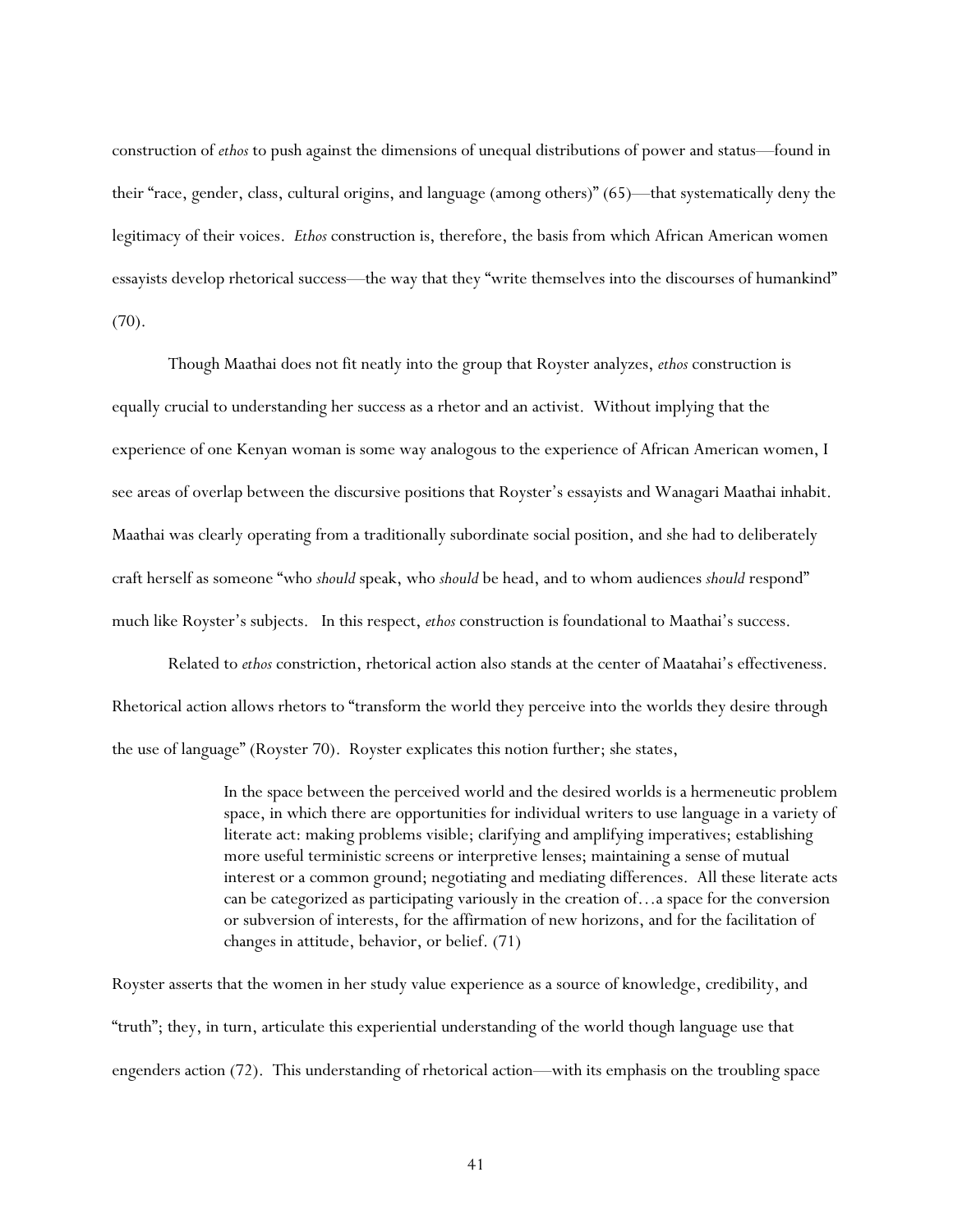construction of *ethos* to push against the dimensions of unequal distributions of power and status—found in their "race, gender, class, cultural origins, and language (among others)" (65)—that systematically deny the legitimacy of their voices. *Ethos* construction is, therefore, the basis from which African American women essayists develop rhetorical success—the way that they "write themselves into the discourses of humankind" (70).

Though Maathai does not fit neatly into the group that Royster analyzes, *ethos* construction is equally crucial to understanding her success as a rhetor and an activist. Without implying that the experience of one Kenyan woman is some way analogous to the experience of African American women, I see areas of overlap between the discursive positions that Royster's essayists and Wanagari Maathai inhabit. Maathai was clearly operating from a traditionally subordinate social position, and she had to deliberately craft herself as someone "who *should* speak, who *should* be head, and to whom audiences *should* respond" much like Royster's subjects. In this respect, *ethos* construction is foundational to Maathai's success.

Related to *ethos* constriction, rhetorical action also stands at the center of Maatahai's effectiveness. Rhetorical action allows rhetors to "transform the world they perceive into the worlds they desire through the use of language" (Royster 70). Royster explicates this notion further; she states,

> In the space between the perceived world and the desired worlds is a hermeneutic problem space, in which there are opportunities for individual writers to use language in a variety of literate act: making problems visible; clarifying and amplifying imperatives; establishing more useful terministic screens or interpretive lenses; maintaining a sense of mutual interest or a common ground; negotiating and mediating differences. All these literate acts can be categorized as participating variously in the creation of…a space for the conversion or subversion of interests, for the affirmation of new horizons, and for the facilitation of changes in attitude, behavior, or belief. (71)

Royster asserts that the women in her study value experience as a source of knowledge, credibility, and "truth"; they, in turn, articulate this experiential understanding of the world though language use that engenders action (72). This understanding of rhetorical action—with its emphasis on the troubling space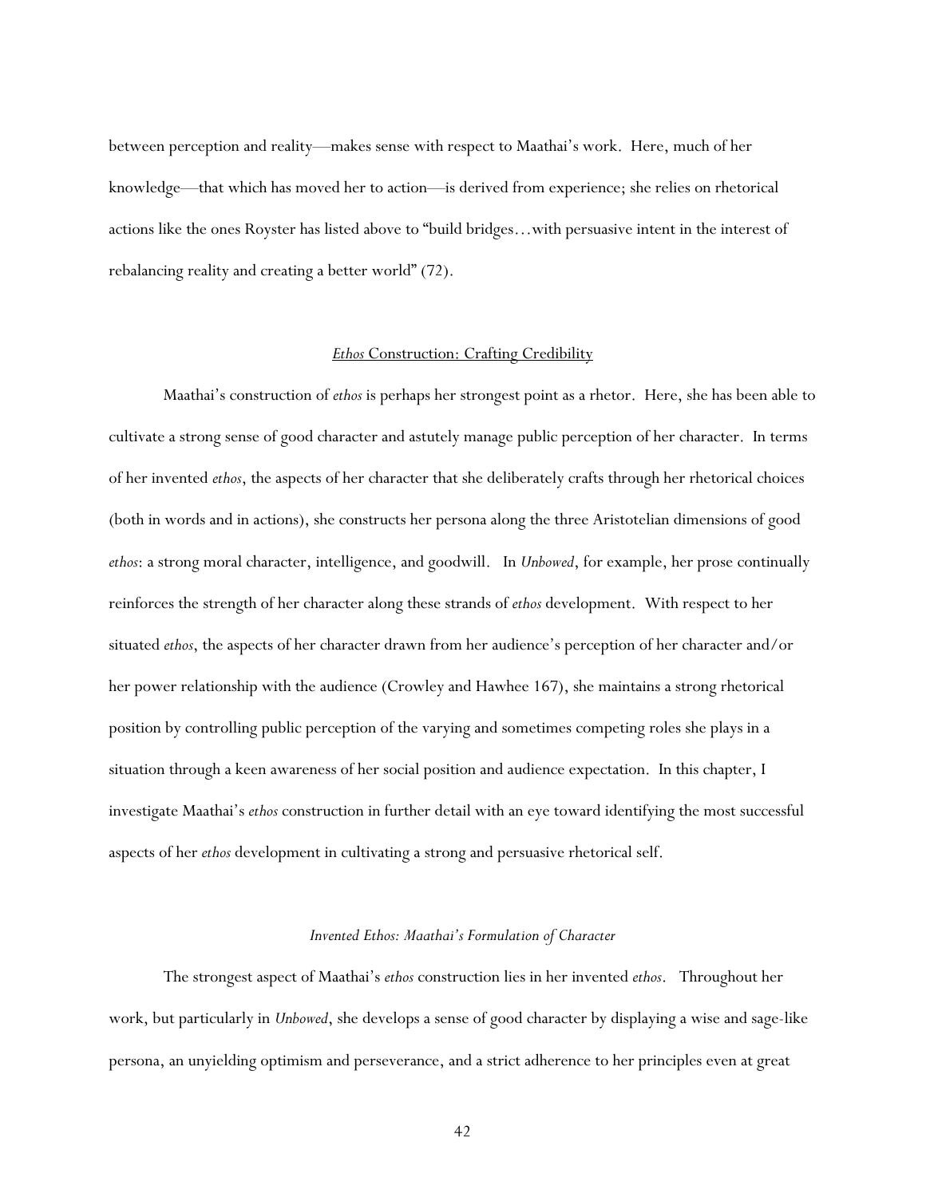between perception and reality—makes sense with respect to Maathai's work. Here, much of her knowledge—that which has moved her to action—is derived from experience; she relies on rhetorical actions like the ones Royster has listed above to "build bridges…with persuasive intent in the interest of rebalancing reality and creating a better world" (72).

## *Ethos* Construction: Crafting Credibility

Maathai's construction of *ethos* is perhaps her strongest point as a rhetor. Here, she has been able to cultivate a strong sense of good character and astutely manage public perception of her character. In terms of her invented *ethos*, the aspects of her character that she deliberately crafts through her rhetorical choices (both in words and in actions), she constructs her persona along the three Aristotelian dimensions of good *ethos*: a strong moral character, intelligence, and goodwill. In *Unbowed*, for example, her prose continually reinforces the strength of her character along these strands of *ethos* development. With respect to her situated *ethos*, the aspects of her character drawn from her audience's perception of her character and/or her power relationship with the audience (Crowley and Hawhee 167), she maintains a strong rhetorical position by controlling public perception of the varying and sometimes competing roles she plays in a situation through a keen awareness of her social position and audience expectation. In this chapter, I investigate Maathai's *ethos* construction in further detail with an eye toward identifying the most successful aspects of her *ethos* development in cultivating a strong and persuasive rhetorical self.

### *Invented Ethos: Maathai's Formulation of Character*

The strongest aspect of Maathai's *ethos* construction lies in her invented *ethos*. Throughout her work, but particularly in *Unbowed*, she develops a sense of good character by displaying a wise and sage-like persona, an unyielding optimism and perseverance, and a strict adherence to her principles even at great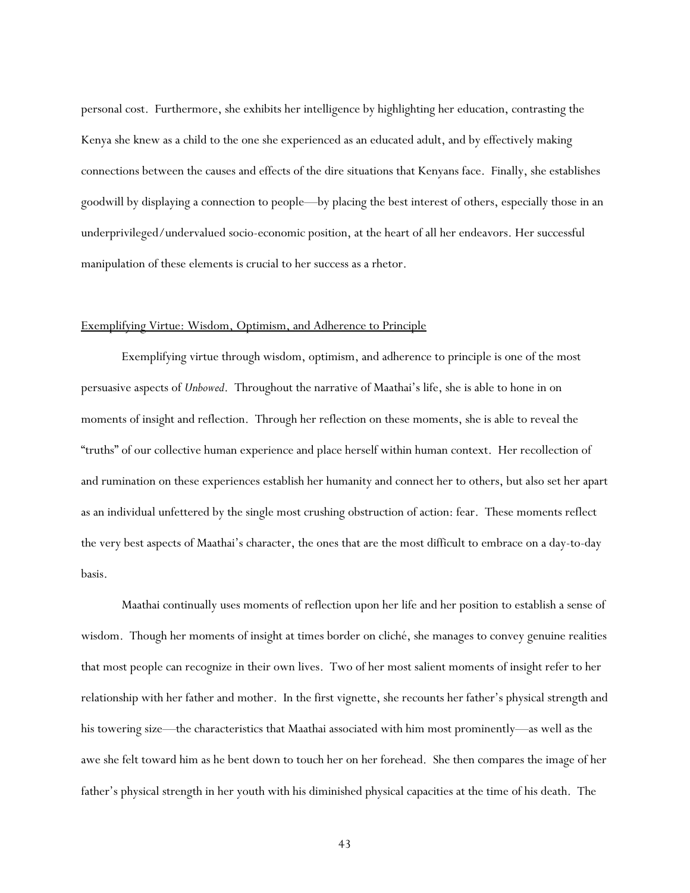personal cost. Furthermore, she exhibits her intelligence by highlighting her education, contrasting the Kenya she knew as a child to the one she experienced as an educated adult, and by effectively making connections between the causes and effects of the dire situations that Kenyans face. Finally, she establishes goodwill by displaying a connection to people—by placing the best interest of others, especially those in an underprivileged/undervalued socio-economic position, at the heart of all her endeavors. Her successful manipulation of these elements is crucial to her success as a rhetor.

<u>Exemplifying Virtue: Wisdom, Optimism, and Adherence to Principle</u>

Exemplifying virtue through wisdom, optimism, and adherence to principle is one of the most persuasive aspects of *Unbowed*. Throughout the narrative of Maathai's life, she is able to hone in on moments of insight and reflection. Through her reflection on these moments, she is able to reveal the "truths" of our collective human experience and place herself within human context. Her recollection of and rumination on these experiences establish her humanity and connect her to others, but also set her apart as an individual unfettered by the single most crushing obstruction of action: fear. These moments reflect the very best aspects of Maathai's character, the ones that are the most difficult to embrace on a day-to-day basis.

Maathai continually uses moments of reflection upon her life and her position to establish a sense of wisdom. Though her moments of insight at times border on cliché, she manages to convey genuine realities that most people can recognize in their own lives. Two of her most salient moments of insight refer to her relationship with her father and mother. In the first vignette, she recounts her father's physical strength and his towering size—the characteristics that Maathai associated with him most prominently—as well as the awe she felt toward him as he bent down to touch her on her forehead. She then compares the image of her father's physical strength in her youth with his diminished physical capacities at the time of his death. The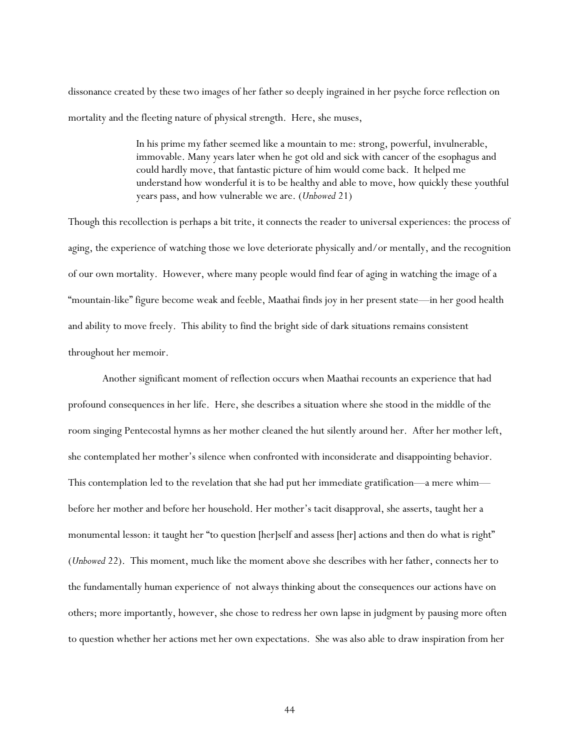dissonance created by these two images of her father so deeply ingrained in her psyche force reflection on mortality and the fleeting nature of physical strength. Here, she muses,

> In his prime my father seemed like a mountain to me: strong, powerful, invulnerable, immovable. Many years later when he got old and sick with cancer of the esophagus and could hardly move, that fantastic picture of him would come back. It helped me understand how wonderful it is to be healthy and able to move, how quickly these youthful years pass, and how vulnerable we are. (*Unbowed* 21)

Though this recollection is perhaps a bit trite, it connects the reader to universal experiences: the process of aging, the experience of watching those we love deteriorate physically and/or mentally, and the recognition of our own mortality. However, where many people would find fear of aging in watching the image of a "mountain-like" figure become weak and feeble, Maathai finds joy in her present state—in her good health and ability to move freely. This ability to find the bright side of dark situations remains consistent throughout her memoir.

Another significant moment of reflection occurs when Maathai recounts an experience that had profound consequences in her life. Here, she describes a situation where she stood in the middle of the room singing Pentecostal hymns as her mother cleaned the hut silently around her. After her mother left, she contemplated her mother's silence when confronted with inconsiderate and disappointing behavior. This contemplation led to the revelation that she had put her immediate gratification—a mere whim—before her mother and before her household. Her mother's tacit disapproval, she asserts, taught her a monumental lesson: it taught her "to question [her]self and assess [her] actions and then do what is right" (*Unbowed* 22). This moment, much like the moment above she describes with her father, connects her to the fundamentally human experience of not always thinking about the consequences our actions have on others; more importantly, however, she chose to redress her own lapse in judgment by pausing more often to question whether her actions met her own expectations. She was also able to draw inspiration from her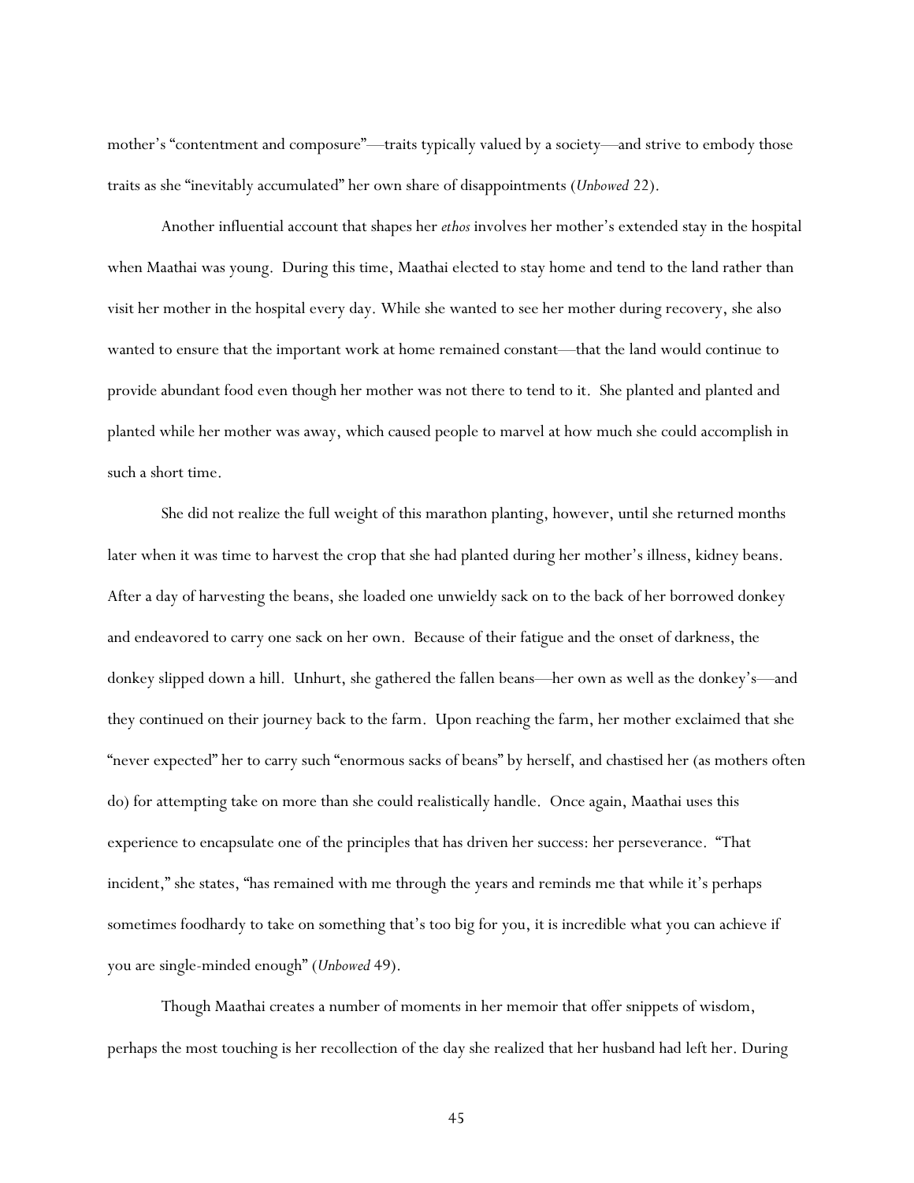mother's "contentment and composure"—traits typically valued by a society—and strive to embody those traits as she "inevitably accumulated" her own share of disappointments (*Unbowed* 22).

Another influential account that shapes her *ethos* involves her mother's extended stay in the hospital when Maathai was young. During this time, Maathai elected to stay home and tend to the land rather than visit her mother in the hospital every day. While she wanted to see her mother during recovery, she also wanted to ensure that the important work at home remained constant—that the land would continue to provide abundant food even though her mother was not there to tend to it. She planted and planted and planted while her mother was away, which caused people to marvel at how much she could accomplish in such a short time.

She did not realize the full weight of this marathon planting, however, until she returned months later when it was time to harvest the crop that she had planted during her mother's illness, kidney beans. After a day of harvesting the beans, she loaded one unwieldy sack on to the back of her borrowed donkey and endeavored to carry one sack on her own. Because of their fatigue and the onset of darkness, the donkey slipped down a hill. Unhurt, she gathered the fallen beans—her own as well as the donkey's—and they continued on their journey back to the farm. Upon reaching the farm, her mother exclaimed that she "never expected" her to carry such "enormous sacks of beans" by herself, and chastised her (as mothers often do) for attempting take on more than she could realistically handle. Once again, Maathai uses this experience to encapsulate one of the principles that has driven her success: her perseverance. "That incident," she states, "has remained with me through the years and reminds me that while it's perhaps sometimes foodhardy to take on something that's too big for you, it is incredible what you can achieve if you are single-minded enough" (*Unbowed* 49).

Though Maathai creates a number of moments in her memoir that offer snippets of wisdom, perhaps the most touching is her recollection of the day she realized that her husband had left her. During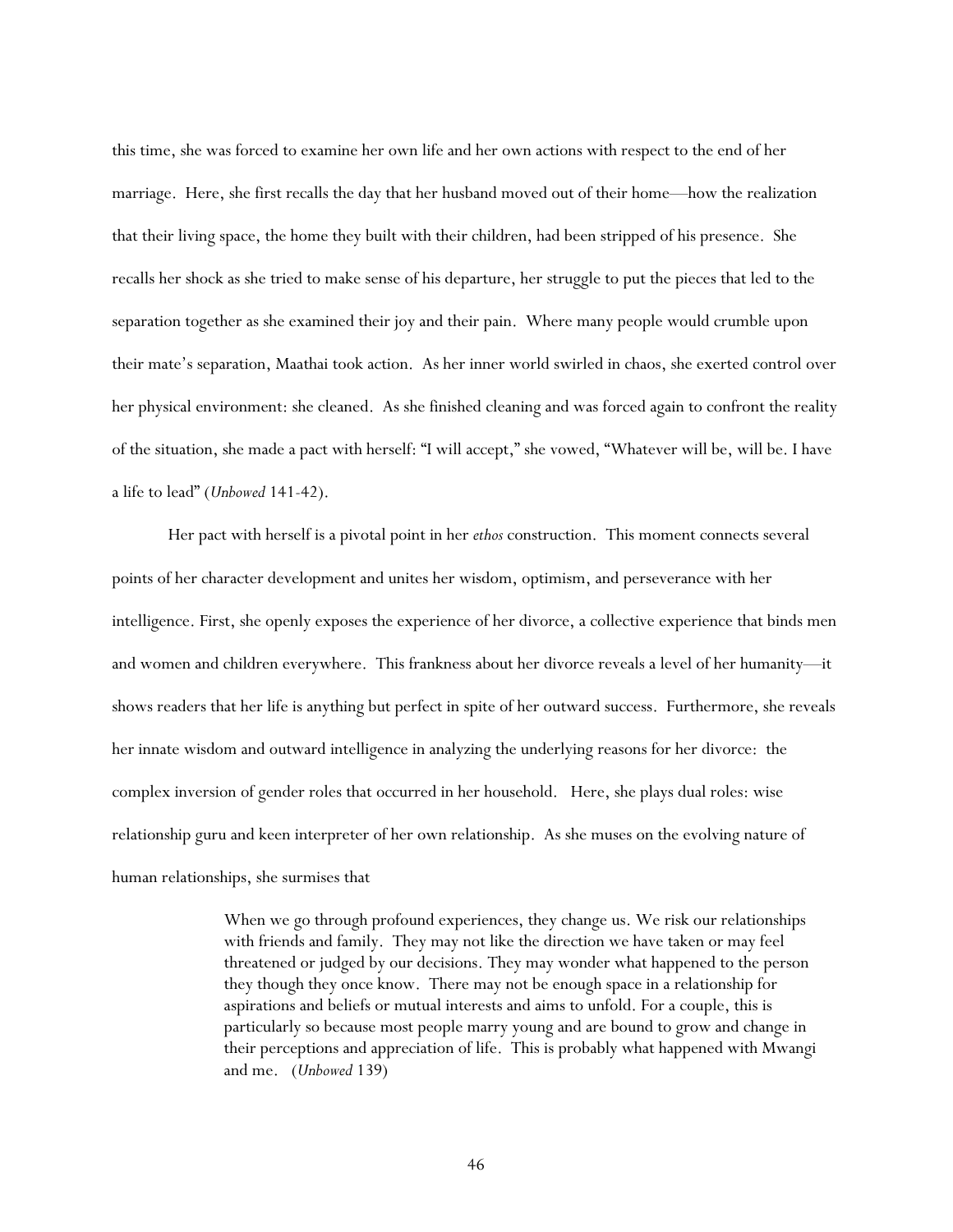this time, she was forced to examine her own life and her own actions with respect to the end of her marriage. Here, she first recalls the day that her husband moved out of their home—how the realization that their living space, the home they built with their children, had been stripped of his presence. She recalls her shock as she tried to make sense of his departure, her struggle to put the pieces that led to the separation together as she examined their joy and their pain. Where many people would crumble upon their mate's separation, Maathai took action. As her inner world swirled in chaos, she exerted control over her physical environment: she cleaned. As she finished cleaning and was forced again to confront the reality of the situation, she made a pact with herself: "I will accept," she vowed, "Whatever will be, will be. I have a life to lead" (*Unbowed* 141-42).

Her pact with herself is a pivotal point in her *ethos* construction. This moment connects several points of her character development and unites her wisdom, optimism, and perseverance with her intelligence. First, she openly exposes the experience of her divorce, a collective experience that binds men and women and children everywhere. This frankness about her divorce reveals a level of her humanity—it shows readers that her life is anything but perfect in spite of her outward success. Furthermore, she reveals her innate wisdom and outward intelligence in analyzing the underlying reasons for her divorce: the complex inversion of gender roles that occurred in her household. Here, she plays dual roles: wise relationship guru and keen interpreter of her own relationship. As she muses on the evolving nature of human relationships, she surmises that

> When we go through profound experiences, they change us. We risk our relationships with friends and family. They may not like the direction we have taken or may feel threatened or judged by our decisions. They may wonder what happened to the person they though they once know. There may not be enough space in a relationship for aspirations and beliefs or mutual interests and aims to unfold. For a couple, this is particularly so because most people marry young and are bound to grow and change in their perceptions and appreciation of life. This is probably what happened with Mwangi and me. (*Unbowed* 139)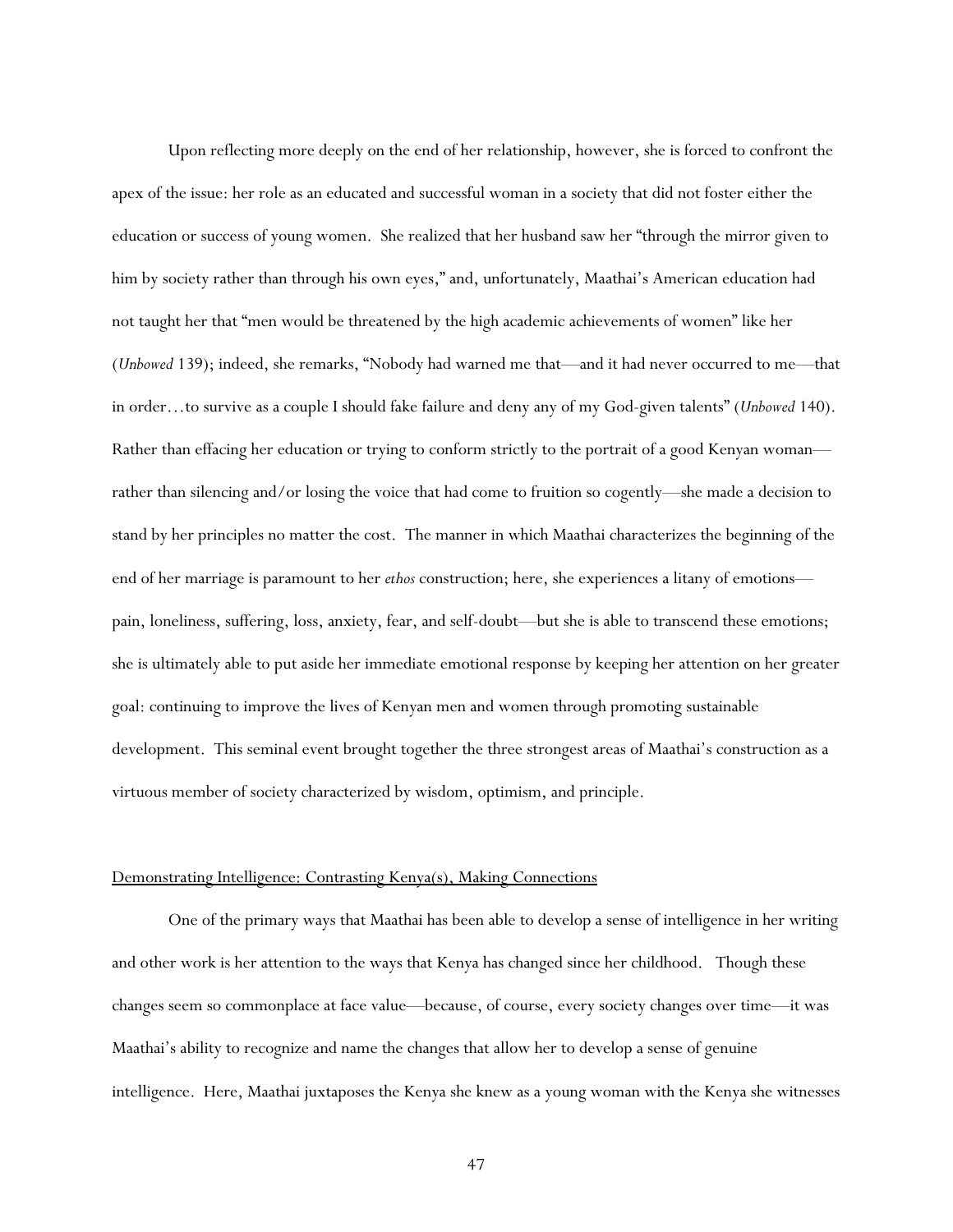Upon reflecting more deeply on the end of her relationship, however, she is forced to confront the apex of the issue: her role as an educated and successful woman in a society that did not foster either the education or success of young women. She realized that her husband saw her "through the mirror given to him by society rather than through his own eyes," and, unfortunately, Maathai's American education had not taught her that "men would be threatened by the high academic achievements of women" like her (*Unbowed* 139); indeed, she remarks, "Nobody had warned me that—and it had never occurred to me—that in order…to survive as a couple I should fake failure and deny any of my God-given talents" (*Unbowed* 140). Rather than effacing her education or trying to conform strictly to the portrait of a good Kenyan woman—rather than silencing and/or losing the voice that had come to fruition so cogently—she made a decision to stand by her principles no matter the cost. The manner in which Maathai characterizes the beginning of the end of her marriage is paramount to her *ethos* construction; here, she experiences a litany of emotions—pain, loneliness, suffering, loss, anxiety, fear, and self-doubt—but she is able to transcend these emotions; she is ultimately able to put aside her immediate emotional response by keeping her attention on her greater goal: continuing to improve the lives of Kenyan men and women through promoting sustainable development. This seminal event brought together the three strongest areas of Maathai's construction as a virtuous member of society characterized by wisdom, optimism, and principle.

<u>Demonstrating Intelligence: Contrasting Kenya(s), Making Connections</u>

One of the primary ways that Maathai has been able to develop a sense of intelligence in her writing and other work is her attention to the ways that Kenya has changed since her childhood. Though these changes seem so commonplace at face value—because, of course, every society changes over time—it was Maathai's ability to recognize and name the changes that allow her to develop a sense of genuine intelligence. Here, Maathai juxtaposes the Kenya she knew as a young woman with the Kenya she witnesses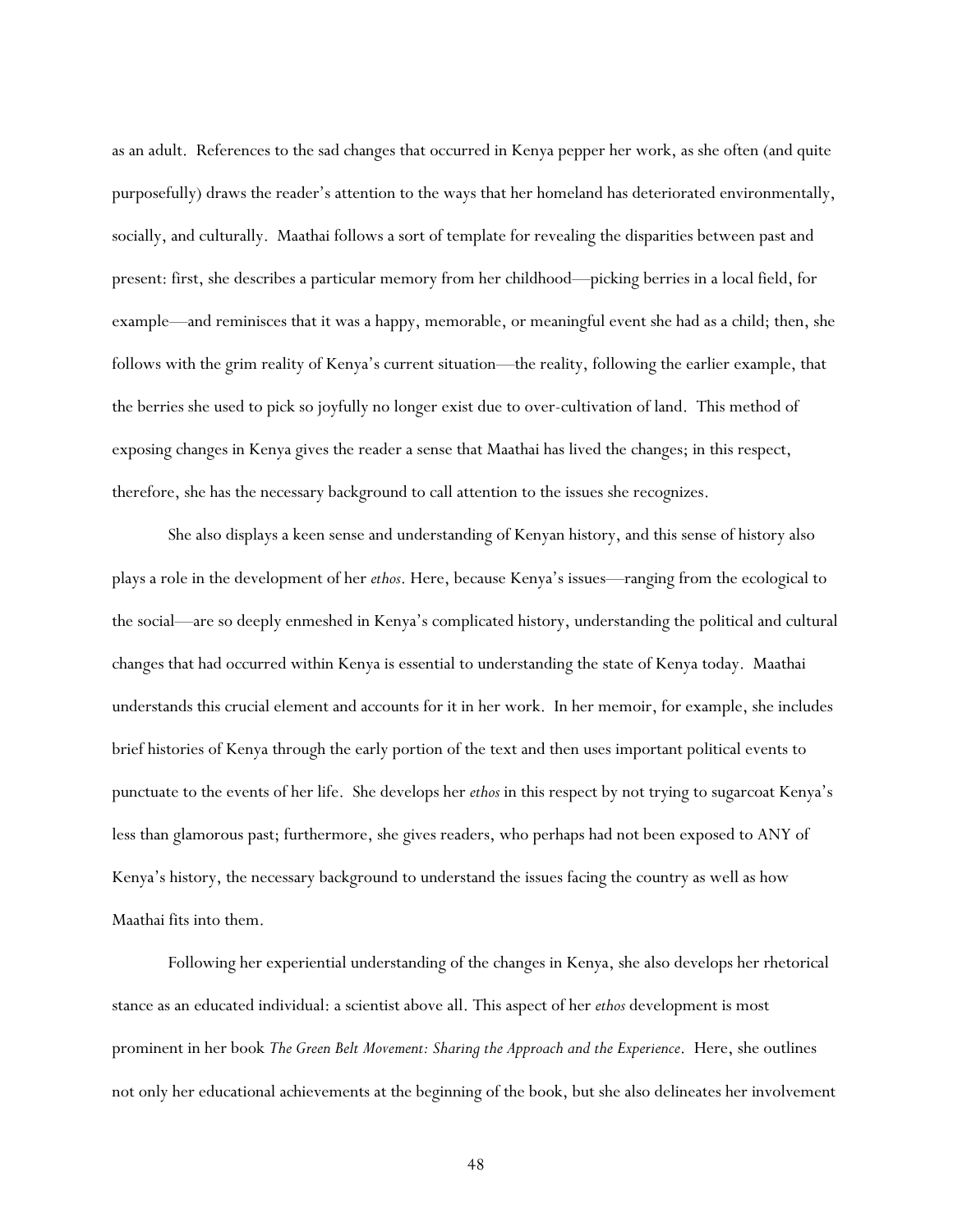as an adult. References to the sad changes that occurred in Kenya pepper her work, as she often (and quite purposefully) draws the reader's attention to the ways that her homeland has deteriorated environmentally, socially, and culturally. Maathai follows a sort of template for revealing the disparities between past and present: first, she describes a particular memory from her childhood—picking berries in a local field, for example—and reminisces that it was a happy, memorable, or meaningful event she had as a child; then, she follows with the grim reality of Kenya's current situation—the reality, following the earlier example, that the berries she used to pick so joyfully no longer exist due to over-cultivation of land. This method of exposing changes in Kenya gives the reader a sense that Maathai has lived the changes; in this respect, therefore, she has the necessary background to call attention to the issues she recognizes.

She also displays a keen sense and understanding of Kenyan history, and this sense of history also plays a role in the development of her *ethos*. Here, because Kenya's issues—ranging from the ecological to the social—are so deeply enmeshed in Kenya's complicated history, understanding the political and cultural changes that had occurred within Kenya is essential to understanding the state of Kenya today. Maathai understands this crucial element and accounts for it in her work. In her memoir, for example, she includes brief histories of Kenya through the early portion of the text and then uses important political events to punctuate to the events of her life. She develops her *ethos* in this respect by not trying to sugarcoat Kenya's less than glamorous past; furthermore, she gives readers, who perhaps had not been exposed to ANY of Kenya's history, the necessary background to understand the issues facing the country as well as how Maathai fits into them.

Following her experiential understanding of the changes in Kenya, she also develops her rhetorical stance as an educated individual: a scientist above all. This aspect of her *ethos* development is most prominent in her book *The Green Belt Movement: Sharing the Approach and the Experience*. Here, she outlines not only her educational achievements at the beginning of the book, but she also delineates her involvement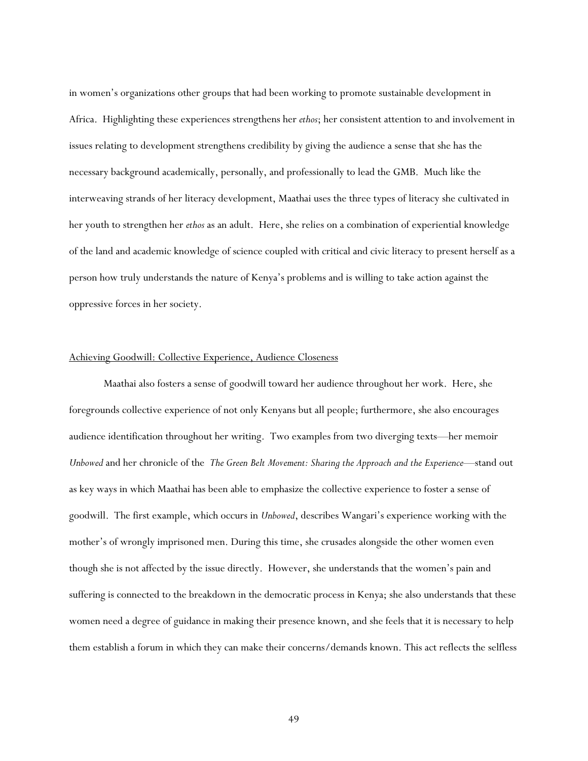in women's organizations other groups that had been working to promote sustainable development in Africa. Highlighting these experiences strengthens her *ethos*; her consistent attention to and involvement in issues relating to development strengthens credibility by giving the audience a sense that she has the necessary background academically, personally, and professionally to lead the GMB. Much like the interweaving strands of her literacy development, Maathai uses the three types of literacy she cultivated in her youth to strengthen her *ethos* as an adult. Here, she relies on a combination of experiential knowledge of the land and academic knowledge of science coupled with critical and civic literacy to present herself as a person how truly understands the nature of Kenya's problems and is willing to take action against the oppressive forces in her society.

<u>Achieving Goodwill: Collective Experience, Audience Closeness</u>

Maathai also fosters a sense of goodwill toward her audience throughout her work. Here, she foregrounds collective experience of not only Kenyans but all people; furthermore, she also encourages audience identification throughout her writing. Two examples from two diverging texts—her memoir *Unbowed* and her chronicle of the *The Green Belt Movement: Sharing the Approach and the Experience*—stand out as key ways in which Maathai has been able to emphasize the collective experience to foster a sense of goodwill. The first example, which occurs in *Unbowed*, describes Wangari's experience working with the mother's of wrongly imprisoned men. During this time, she crusades alongside the other women even though she is not affected by the issue directly. However, she understands that the women's pain and suffering is connected to the breakdown in the democratic process in Kenya; she also understands that these women need a degree of guidance in making their presence known, and she feels that it is necessary to help them establish a forum in which they can make their concerns/demands known. This act reflects the selfless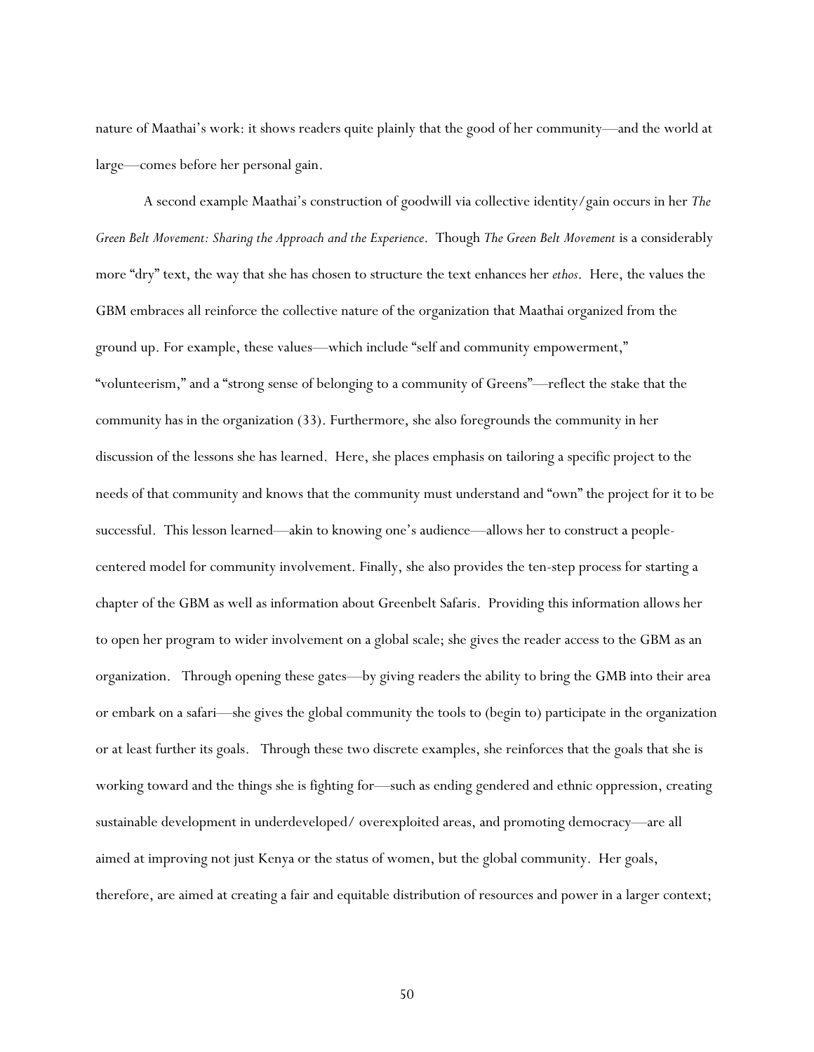nature of Maathai's work: it shows readers quite plainly that the good of her community—and the world at large—comes before her personal gain.

A second example Maathai's construction of goodwill via collective identity/gain occurs in her *The Green Belt Movement: Sharing the Approach and the Experience*. Though *The Green Belt Movement* is a considerably more "dry" text, the way that she has chosen to structure the text enhances her *ethos*. Here, the values the GBM embraces all reinforce the collective nature of the organization that Maathai organized from the ground up. For example, these values—which include "self and community empowerment," "volunteerism," and a "strong sense of belonging to a community of Greens"—reflect the stake that the community has in the organization (33). Furthermore, she also foregrounds the community in her discussion of the lessons she has learned. Here, she places emphasis on tailoring a specific project to the needs of that community and knows that the community must understand and "own" the project for it to be successful. This lesson learned—akin to knowing one's audience—allows her to construct a people-centered model for community involvement. Finally, she also provides the ten-step process for starting a chapter of the GBM as well as information about Greenbelt Safaris. Providing this information allows her to open her program to wider involvement on a global scale; she gives the reader access to the GBM as an organization. Through opening these gates—by giving readers the ability to bring the GMB into their area or embark on a safari—she gives the global community the tools to (begin to) participate in the organization or at least further its goals. Through these two discrete examples, she reinforces that the goals that she is working toward and the things she is fighting for—such as ending gendered and ethnic oppression, creating sustainable development in underdeveloped/ overexploited areas, and promoting democracy—are all aimed at improving not just Kenya or the status of women, but the global community. Her goals, therefore, are aimed at creating a fair and equitable distribution of resources and power in a larger context;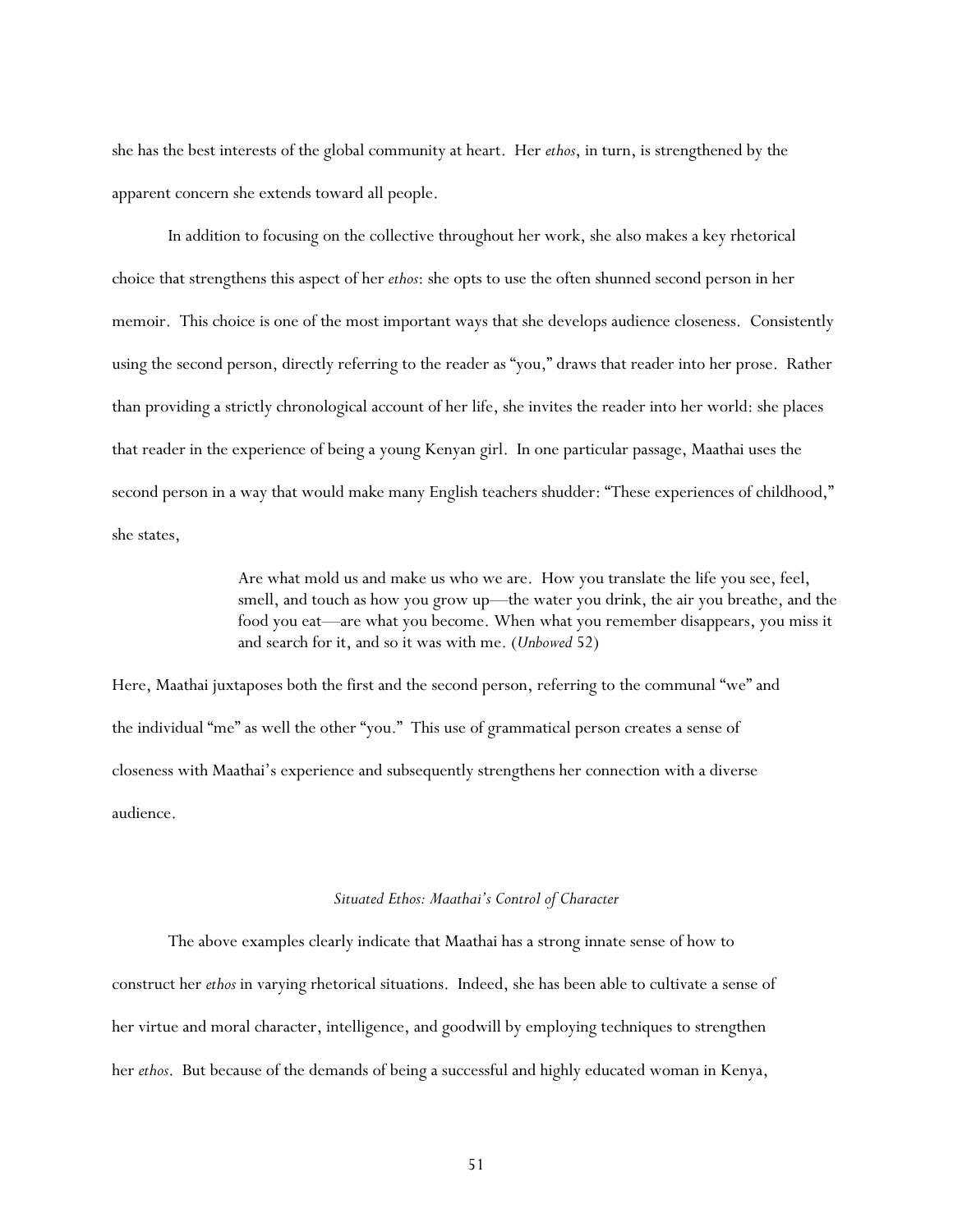she has the best interests of the global community at heart. Her *ethos*, in turn, is strengthened by the apparent concern she extends toward all people.

In addition to focusing on the collective throughout her work, she also makes a key rhetorical choice that strengthens this aspect of her *ethos*: she opts to use the often shunned second person in her memoir. This choice is one of the most important ways that she develops audience closeness. Consistently using the second person, directly referring to the reader as "you," draws that reader into her prose. Rather than providing a strictly chronological account of her life, she invites the reader into her world: she places that reader in the experience of being a young Kenyan girl. In one particular passage, Maathai uses the second person in a way that would make many English teachers shudder: "These experiences of childhood," she states,

> Are what mold us and make us who we are. How you translate the life you see, feel, smell, and touch as how you grow up—the water you drink, the air you breathe, and the food you eat—are what you become. When what you remember disappears, you miss it and search for it, and so it was with me. (*Unbowed* 52)

Here, Maathai juxtaposes both the first and the second person, referring to the communal "we" and the individual "me" as well the other "you." This use of grammatical person creates a sense of closeness with Maathai's experience and subsequently strengthens her connection with a diverse audience.

### *Situated Ethos: Maathai's Control of Character*

The above examples clearly indicate that Maathai has a strong innate sense of how to construct her *ethos* in varying rhetorical situations. Indeed, she has been able to cultivate a sense of her virtue and moral character, intelligence, and goodwill by employing techniques to strengthen her *ethos*. But because of the demands of being a successful and highly educated woman in Kenya,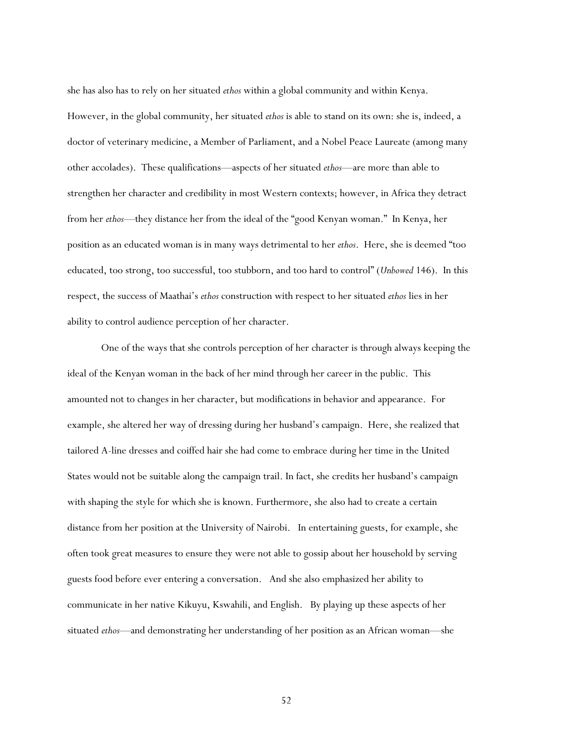she has also has to rely on her situated *ethos* within a global community and within Kenya. However, in the global community, her situated *ethos* is able to stand on its own: she is, indeed, a doctor of veterinary medicine, a Member of Parliament, and a Nobel Peace Laureate (among many other accolades). These qualifications—aspects of her situated *ethos*—are more than able to strengthen her character and credibility in most Western contexts; however, in Africa they detract from her *ethos*—they distance her from the ideal of the "good Kenyan woman." In Kenya, her position as an educated woman is in many ways detrimental to her *ethos*. Here, she is deemed "too educated, too strong, too successful, too stubborn, and too hard to control" (*Unbowed* 146). In this respect, the success of Maathai's *ethos* construction with respect to her situated *ethos* lies in her ability to control audience perception of her character.

One of the ways that she controls perception of her character is through always keeping the ideal of the Kenyan woman in the back of her mind through her career in the public. This amounted not to changes in her character, but modifications in behavior and appearance. For example, she altered her way of dressing during her husband's campaign. Here, she realized that tailored A-line dresses and coiffed hair she had come to embrace during her time in the United States would not be suitable along the campaign trail. In fact, she credits her husband's campaign with shaping the style for which she is known. Furthermore, she also had to create a certain distance from her position at the University of Nairobi. In entertaining guests, for example, she often took great measures to ensure they were not able to gossip about her household by serving guests food before ever entering a conversation. And she also emphasized her ability to communicate in her native Kikuyu, Kswahili, and English. By playing up these aspects of her situated *ethos*—and demonstrating her understanding of her position as an African woman—she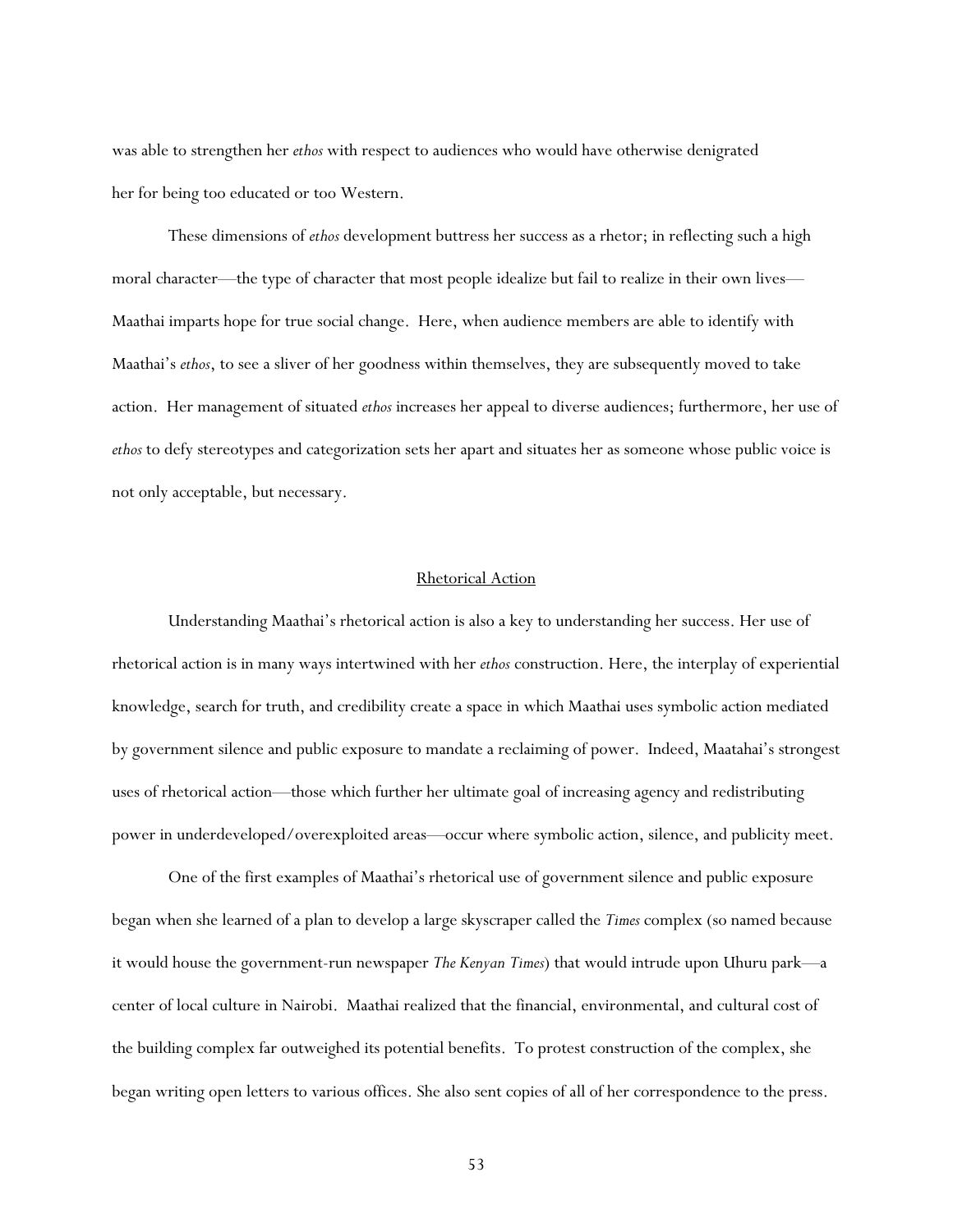was able to strengthen her *ethos* with respect to audiences who would have otherwise denigrated her for being too educated or too Western.

These dimensions of *ethos* development buttress her success as a rhetor; in reflecting such a high moral character—the type of character that most people idealize but fail to realize in their own lives—Maathai imparts hope for true social change. Here, when audience members are able to identify with Maathai's *ethos*, to see a sliver of her goodness within themselves, they are subsequently moved to take action. Her management of situated *ethos* increases her appeal to diverse audiences; furthermore, her use of *ethos* to defy stereotypes and categorization sets her apart and situates her as someone whose public voice is not only acceptable, but necessary.

## Rhetorical Action

Understanding Maathai's rhetorical action is also a key to understanding her success. Her use of rhetorical action is in many ways intertwined with her *ethos* construction. Here, the interplay of experiential knowledge, search for truth, and credibility create a space in which Maathai uses symbolic action mediated by government silence and public exposure to mandate a reclaiming of power. Indeed, Maatahai's strongest uses of rhetorical action—those which further her ultimate goal of increasing agency and redistributing power in underdeveloped/overexploited areas—occur where symbolic action, silence, and publicity meet.

One of the first examples of Maathai's rhetorical use of government silence and public exposure began when she learned of a plan to develop a large skyscraper called the *Times* complex (so named because it would house the government-run newspaper *The Kenyan Times*) that would intrude upon Uhuru park—a center of local culture in Nairobi. Maathai realized that the financial, environmental, and cultural cost of the building complex far outweighed its potential benefits. To protest construction of the complex, she began writing open letters to various offices. She also sent copies of all of her correspondence to the press.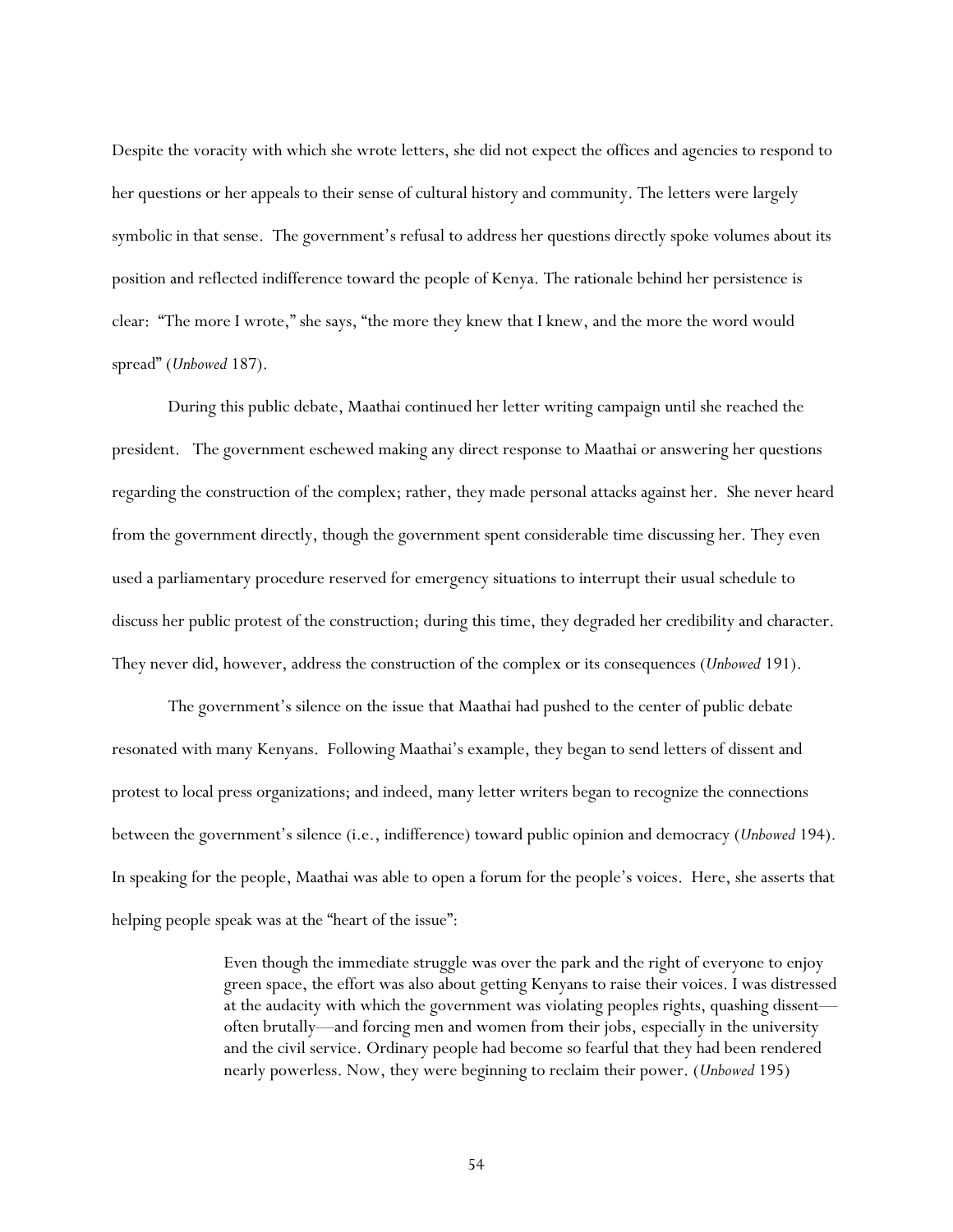Despite the voracity with which she wrote letters, she did not expect the offices and agencies to respond to her questions or her appeals to their sense of cultural history and community. The letters were largely symbolic in that sense. The government's refusal to address her questions directly spoke volumes about its position and reflected indifference toward the people of Kenya. The rationale behind her persistence is clear: "The more I wrote," she says, "the more they knew that I knew, and the more the word would spread" (*Unbowed* 187).

During this public debate, Maathai continued her letter writing campaign until she reached the president. The government eschewed making any direct response to Maathai or answering her questions regarding the construction of the complex; rather, they made personal attacks against her. She never heard from the government directly, though the government spent considerable time discussing her. They even used a parliamentary procedure reserved for emergency situations to interrupt their usual schedule to discuss her public protest of the construction; during this time, they degraded her credibility and character. They never did, however, address the construction of the complex or its consequences (*Unbowed* 191).

The government's silence on the issue that Maathai had pushed to the center of public debate resonated with many Kenyans. Following Maathai's example, they began to send letters of dissent and protest to local press organizations; and indeed, many letter writers began to recognize the connections between the government's silence (i.e., indifference) toward public opinion and democracy (*Unbowed* 194). In speaking for the people, Maathai was able to open a forum for the people's voices. Here, she asserts that helping people speak was at the "heart of the issue":

> Even though the immediate struggle was over the park and the right of everyone to enjoy green space, the effort was also about getting Kenyans to raise their voices. I was distressed at the audacity with which the government was violating peoples rights, quashing dissent—often brutally—and forcing men and women from their jobs, especially in the university and the civil service. Ordinary people had become so fearful that they had been rendered nearly powerless. Now, they were beginning to reclaim their power. (*Unbowed* 195)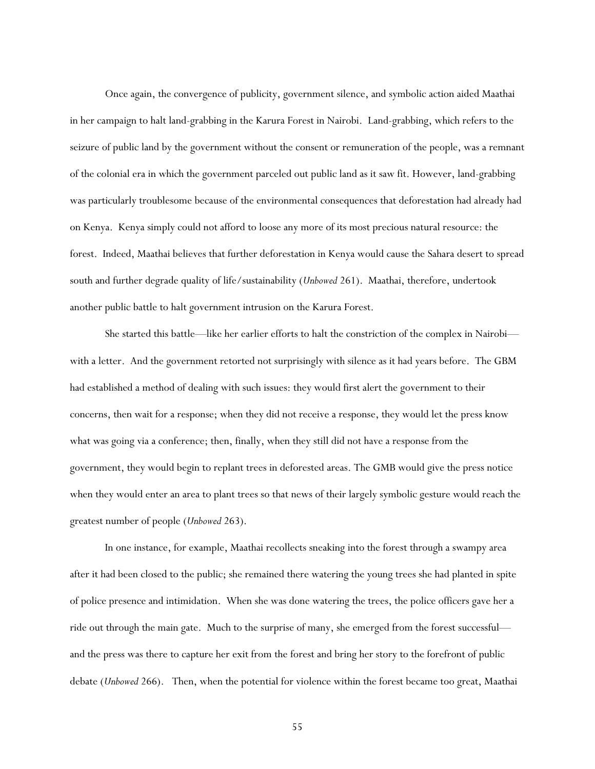Once again, the convergence of publicity, government silence, and symbolic action aided Maathai in her campaign to halt land-grabbing in the Karura Forest in Nairobi. Land-grabbing, which refers to the seizure of public land by the government without the consent or remuneration of the people, was a remnant of the colonial era in which the government parceled out public land as it saw fit. However, land-grabbing was particularly troublesome because of the environmental consequences that deforestation had already had on Kenya. Kenya simply could not afford to loose any more of its most precious natural resource: the forest. Indeed, Maathai believes that further deforestation in Kenya would cause the Sahara desert to spread south and further degrade quality of life/sustainability (*Unbowed* 261). Maathai, therefore, undertook another public battle to halt government intrusion on the Karura Forest.

She started this battle—like her earlier efforts to halt the constriction of the complex in Nairobi—with a letter. And the government retorted not surprisingly with silence as it had years before. The GBM had established a method of dealing with such issues: they would first alert the government to their concerns, then wait for a response; when they did not receive a response, they would let the press know what was going via a conference; then, finally, when they still did not have a response from the government, they would begin to replant trees in deforested areas. The GMB would give the press notice when they would enter an area to plant trees so that news of their largely symbolic gesture would reach the greatest number of people (*Unbowed* 263).

In one instance, for example, Maathai recollects sneaking into the forest through a swampy area after it had been closed to the public; she remained there watering the young trees she had planted in spite of police presence and intimidation. When she was done watering the trees, the police officers gave her a ride out through the main gate. Much to the surprise of many, she emerged from the forest successful—and the press was there to capture her exit from the forest and bring her story to the forefront of public debate (*Unbowed* 266). Then, when the potential for violence within the forest became too great, Maathai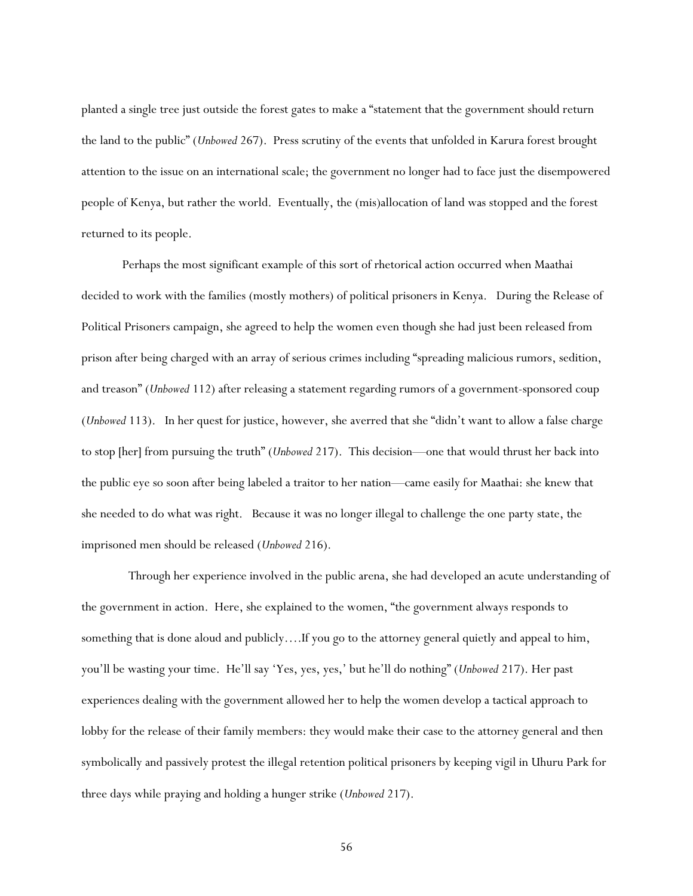planted a single tree just outside the forest gates to make a "statement that the government should return the land to the public" (*Unbowed* 267). Press scrutiny of the events that unfolded in Karura forest brought attention to the issue on an international scale; the government no longer had to face just the disempowered people of Kenya, but rather the world. Eventually, the (mis)allocation of land was stopped and the forest returned to its people.

Perhaps the most significant example of this sort of rhetorical action occurred when Maathai decided to work with the families (mostly mothers) of political prisoners in Kenya. During the Release of Political Prisoners campaign, she agreed to help the women even though she had just been released from prison after being charged with an array of serious crimes including "spreading malicious rumors, sedition, and treason" (*Unbowed* 112) after releasing a statement regarding rumors of a government-sponsored coup (*Unbowed* 113). In her quest for justice, however, she averred that she "didn't want to allow a false charge to stop [her] from pursuing the truth" (*Unbowed* 217). This decision—one that would thrust her back into the public eye so soon after being labeled a traitor to her nation—came easily for Maathai: she knew that she needed to do what was right. Because it was no longer illegal to challenge the one party state, the imprisoned men should be released (*Unbowed* 216).

Through her experience involved in the public arena, she had developed an acute understanding of the government in action. Here, she explained to the women, "the government always responds to something that is done aloud and publicly….If you go to the attorney general quietly and appeal to him, you'll be wasting your time. He'll say 'Yes, yes, yes,' but he'll do nothing" (*Unbowed* 217). Her past experiences dealing with the government allowed her to help the women develop a tactical approach to lobby for the release of their family members: they would make their case to the attorney general and then symbolically and passively protest the illegal retention political prisoners by keeping vigil in Uhuru Park for three days while praying and holding a hunger strike (*Unbowed* 217).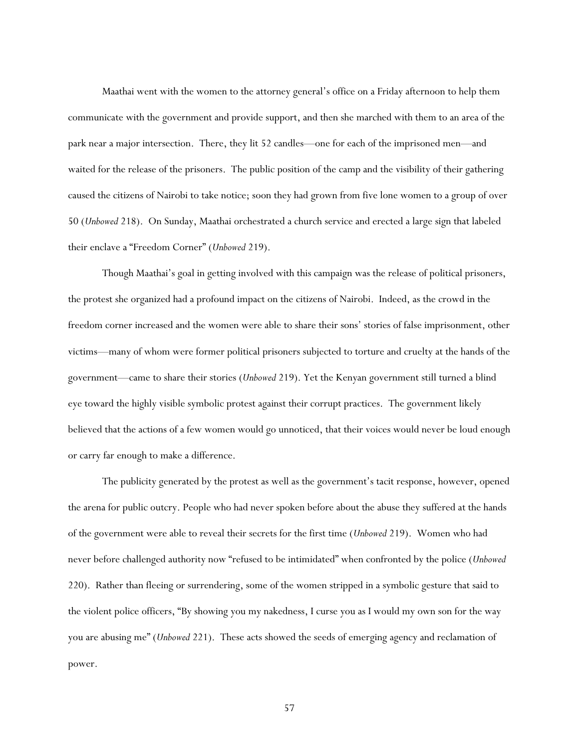Maathai went with the women to the attorney general's office on a Friday afternoon to help them communicate with the government and provide support, and then she marched with them to an area of the park near a major intersection. There, they lit 52 candles—one for each of the imprisoned men—and waited for the release of the prisoners. The public position of the camp and the visibility of their gathering caused the citizens of Nairobi to take notice; soon they had grown from five lone women to a group of over 50 (*Unbowed* 218). On Sunday, Maathai orchestrated a church service and erected a large sign that labeled their enclave a "Freedom Corner" (*Unbowed* 219).

Though Maathai's goal in getting involved with this campaign was the release of political prisoners, the protest she organized had a profound impact on the citizens of Nairobi. Indeed, as the crowd in the freedom corner increased and the women were able to share their sons' stories of false imprisonment, other victims—many of whom were former political prisoners subjected to torture and cruelty at the hands of the government—came to share their stories (*Unbowed* 219). Yet the Kenyan government still turned a blind eye toward the highly visible symbolic protest against their corrupt practices. The government likely believed that the actions of a few women would go unnoticed, that their voices would never be loud enough or carry far enough to make a difference.

The publicity generated by the protest as well as the government's tacit response, however, opened the arena for public outcry. People who had never spoken before about the abuse they suffered at the hands of the government were able to reveal their secrets for the first time (*Unbowed* 219). Women who had never before challenged authority now "refused to be intimidated" when confronted by the police (*Unbowed* 220). Rather than fleeing or surrendering, some of the women stripped in a symbolic gesture that said to the violent police officers, "By showing you my nakedness, I curse you as I would my own son for the way you are abusing me" (*Unbowed* 221). These acts showed the seeds of emerging agency and reclamation of power.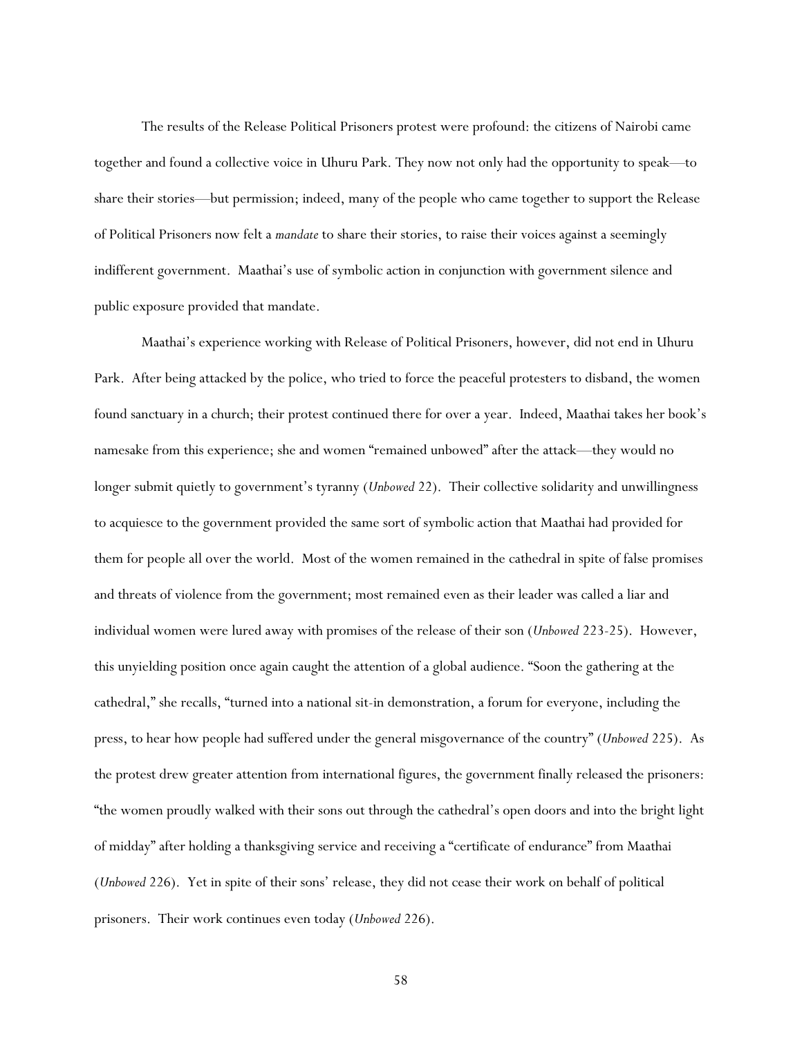The results of the Release Political Prisoners protest were profound: the citizens of Nairobi came together and found a collective voice in Uhuru Park. They now not only had the opportunity to speak—to share their stories—but permission; indeed, many of the people who came together to support the Release of Political Prisoners now felt a *mandate* to share their stories, to raise their voices against a seemingly indifferent government. Maathai's use of symbolic action in conjunction with government silence and public exposure provided that mandate.

Maathai's experience working with Release of Political Prisoners, however, did not end in Uhuru Park. After being attacked by the police, who tried to force the peaceful protesters to disband, the women found sanctuary in a church; their protest continued there for over a year. Indeed, Maathai takes her book's namesake from this experience; she and women "remained unbowed" after the attack—they would no longer submit quietly to government's tyranny (*Unbowed* 22). Their collective solidarity and unwillingness to acquiesce to the government provided the same sort of symbolic action that Maathai had provided for them for people all over the world. Most of the women remained in the cathedral in spite of false promises and threats of violence from the government; most remained even as their leader was called a liar and individual women were lured away with promises of the release of their son (*Unbowed* 223-25). However, this unyielding position once again caught the attention of a global audience. "Soon the gathering at the cathedral," she recalls, "turned into a national sit-in demonstration, a forum for everyone, including the press, to hear how people had suffered under the general misgovernance of the country" (*Unbowed* 225). As the protest drew greater attention from international figures, the government finally released the prisoners: "the women proudly walked with their sons out through the cathedral's open doors and into the bright light of midday" after holding a thanksgiving service and receiving a "certificate of endurance" from Maathai (*Unbowed* 226). Yet in spite of their sons' release, they did not cease their work on behalf of political prisoners. Their work continues even today (*Unbowed* 226).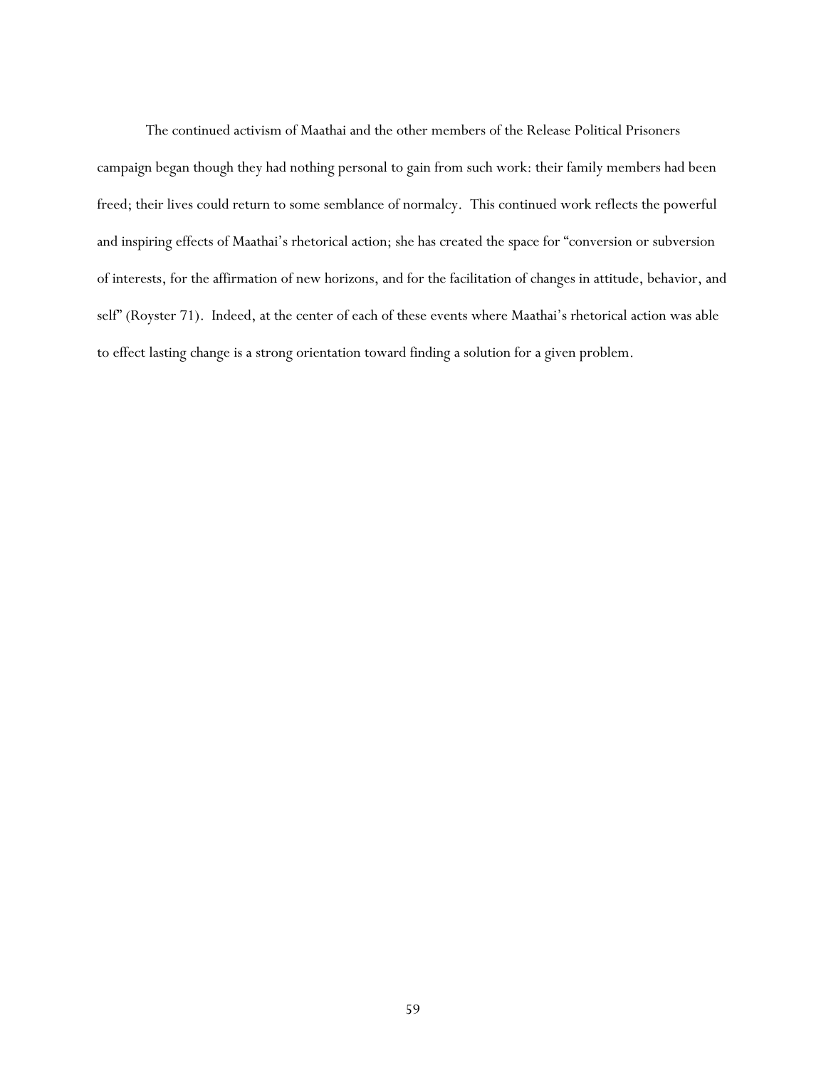The continued activism of Maathai and the other members of the Release Political Prisoners campaign began though they had nothing personal to gain from such work: their family members had been freed; their lives could return to some semblance of normalcy. This continued work reflects the powerful and inspiring effects of Maathai's rhetorical action; she has created the space for "conversion or subversion of interests, for the affirmation of new horizons, and for the facilitation of changes in attitude, behavior, and self" (Royster 71). Indeed, at the center of each of these events where Maathai's rhetorical action was able to effect lasting change is a strong orientation toward finding a solution for a given problem.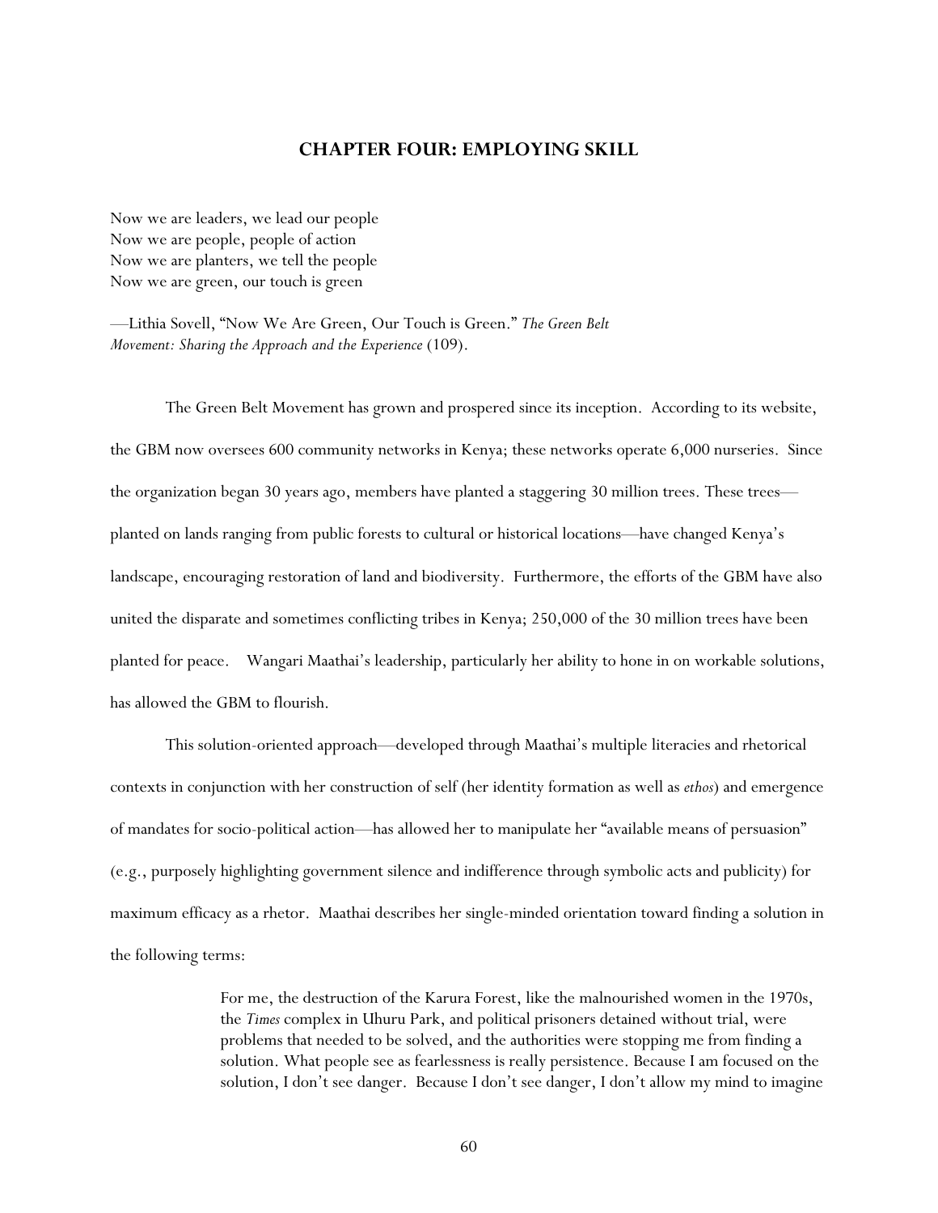## CHAPTER FOUR: EMPLOYING SKILL

Now we are leaders, we lead our people
Now we are people, people of action
Now we are planters, we tell the people
Now we are green, our touch is green

—Lithia Sovell, "Now We Are Green, Our Touch is Green." *The Green Belt Movement: Sharing the Approach and the Experience* (109).

The Green Belt Movement has grown and prospered since its inception. According to its website, the GBM now oversees 600 community networks in Kenya; these networks operate 6,000 nurseries. Since the organization began 30 years ago, members have planted a staggering 30 million trees. These trees—planted on lands ranging from public forests to cultural or historical locations—have changed Kenya's landscape, encouraging restoration of land and biodiversity. Furthermore, the efforts of the GBM have also united the disparate and sometimes conflicting tribes in Kenya; 250,000 of the 30 million trees have been planted for peace. Wangari Maathai's leadership, particularly her ability to hone in on workable solutions, has allowed the GBM to flourish.

This solution-oriented approach—developed through Maathai's multiple literacies and rhetorical contexts in conjunction with her construction of self (her identity formation as well as *ethos*) and emergence of mandates for socio-political action—has allowed her to manipulate her "available means of persuasion" (e.g., purposely highlighting government silence and indifference through symbolic acts and publicity) for maximum efficacy as a rhetor. Maathai describes her single-minded orientation toward finding a solution in the following terms:

> For me, the destruction of the Karura Forest, like the malnourished women in the 1970s, the *Times* complex in Uhuru Park, and political prisoners detained without trial, were problems that needed to be solved, and the authorities were stopping me from finding a solution. What people see as fearlessness is really persistence. Because I am focused on the solution, I don't see danger. Because I don't see danger, I don't allow my mind to imagine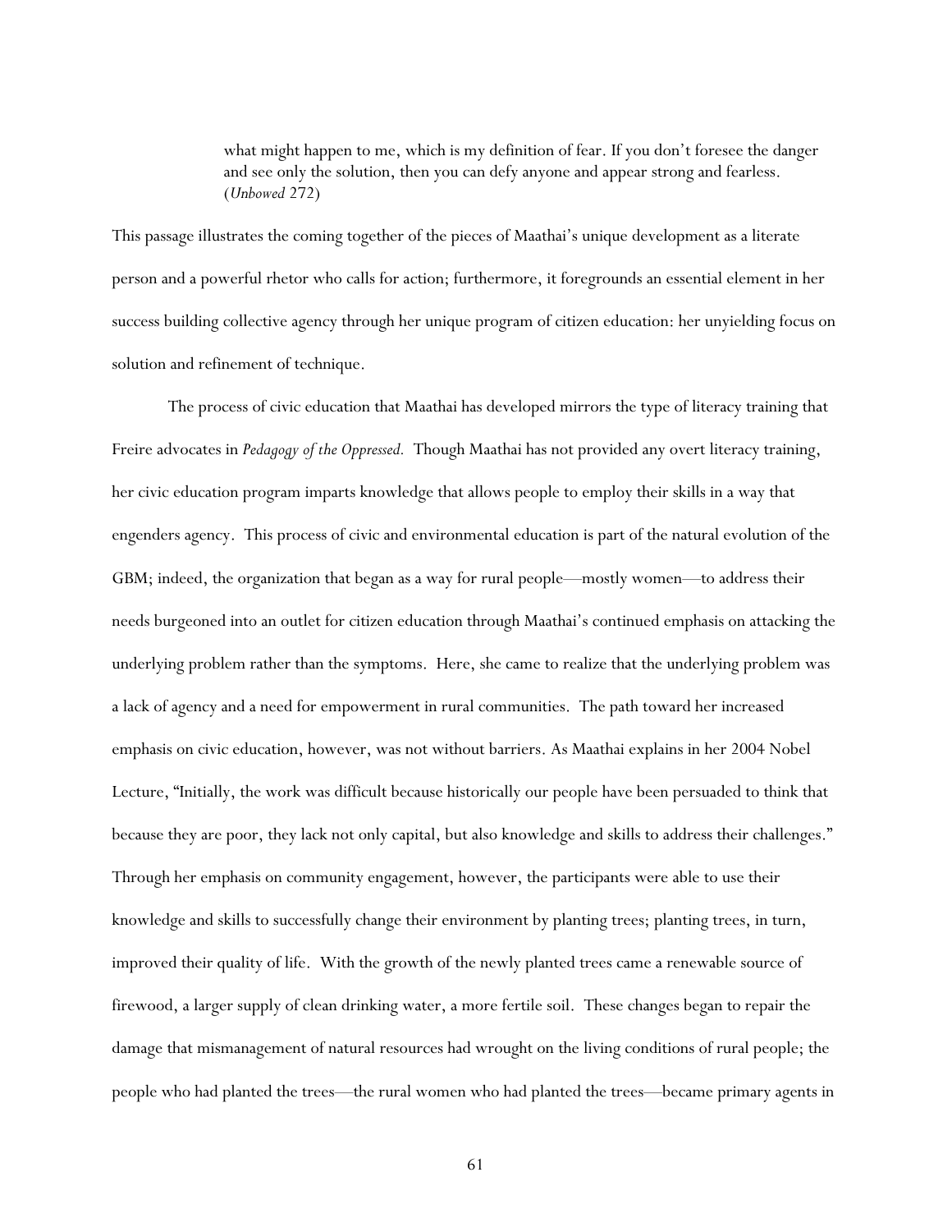> what might happen to me, which is my definition of fear. If you don't foresee the danger and see only the solution, then you can defy anyone and appear strong and fearless. (*Unbowed* 272)

This passage illustrates the coming together of the pieces of Maathai's unique development as a literate person and a powerful rhetor who calls for action; furthermore, it foregrounds an essential element in her success building collective agency through her unique program of citizen education: her unyielding focus on solution and refinement of technique.

The process of civic education that Maathai has developed mirrors the type of literacy training that Freire advocates in *Pedagogy of the Oppressed.* Though Maathai has not provided any overt literacy training, her civic education program imparts knowledge that allows people to employ their skills in a way that engenders agency. This process of civic and environmental education is part of the natural evolution of the GBM; indeed, the organization that began as a way for rural people—mostly women—to address their needs burgeoned into an outlet for citizen education through Maathai's continued emphasis on attacking the underlying problem rather than the symptoms. Here, she came to realize that the underlying problem was a lack of agency and a need for empowerment in rural communities. The path toward her increased emphasis on civic education, however, was not without barriers. As Maathai explains in her 2004 Nobel Lecture, "Initially, the work was difficult because historically our people have been persuaded to think that because they are poor, they lack not only capital, but also knowledge and skills to address their challenges." Through her emphasis on community engagement, however, the participants were able to use their knowledge and skills to successfully change their environment by planting trees; planting trees, in turn, improved their quality of life. With the growth of the newly planted trees came a renewable source of firewood, a larger supply of clean drinking water, a more fertile soil. These changes began to repair the damage that mismanagement of natural resources had wrought on the living conditions of rural people; the people who had planted the trees—the rural women who had planted the trees—became primary agents in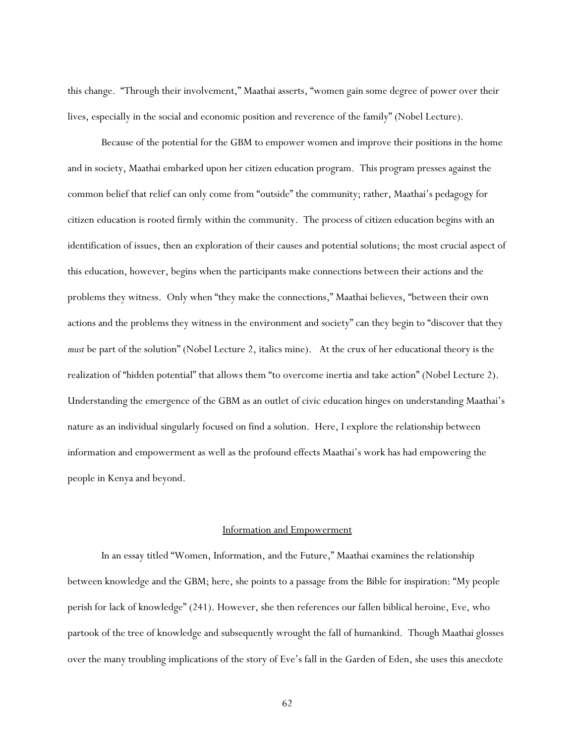this change. "Through their involvement," Maathai asserts, "women gain some degree of power over their lives, especially in the social and economic position and reverence of the family" (Nobel Lecture).

Because of the potential for the GBM to empower women and improve their positions in the home and in society, Maathai embarked upon her citizen education program. This program presses against the common belief that relief can only come from "outside" the community; rather, Maathai's pedagogy for citizen education is rooted firmly within the community. The process of citizen education begins with an identification of issues, then an exploration of their causes and potential solutions; the most crucial aspect of this education, however, begins when the participants make connections between their actions and the problems they witness. Only when "they make the connections," Maathai believes, "between their own actions and the problems they witness in the environment and society" can they begin to "discover that they *must* be part of the solution" (Nobel Lecture 2, italics mine). At the crux of her educational theory is the realization of "hidden potential" that allows them "to overcome inertia and take action" (Nobel Lecture 2). Understanding the emergence of the GBM as an outlet of civic education hinges on understanding Maathai's nature as an individual singularly focused on find a solution. Here, I explore the relationship between information and empowerment as well as the profound effects Maathai's work has had empowering the people in Kenya and beyond.

## Information and Empowerment

In an essay titled "Women, Information, and the Future," Maathai examines the relationship between knowledge and the GBM; here, she points to a passage from the Bible for inspiration: "My people perish for lack of knowledge" (241). However, she then references our fallen biblical heroine, Eve, who partook of the tree of knowledge and subsequently wrought the fall of humankind. Though Maathai glosses over the many troubling implications of the story of Eve's fall in the Garden of Eden, she uses this anecdote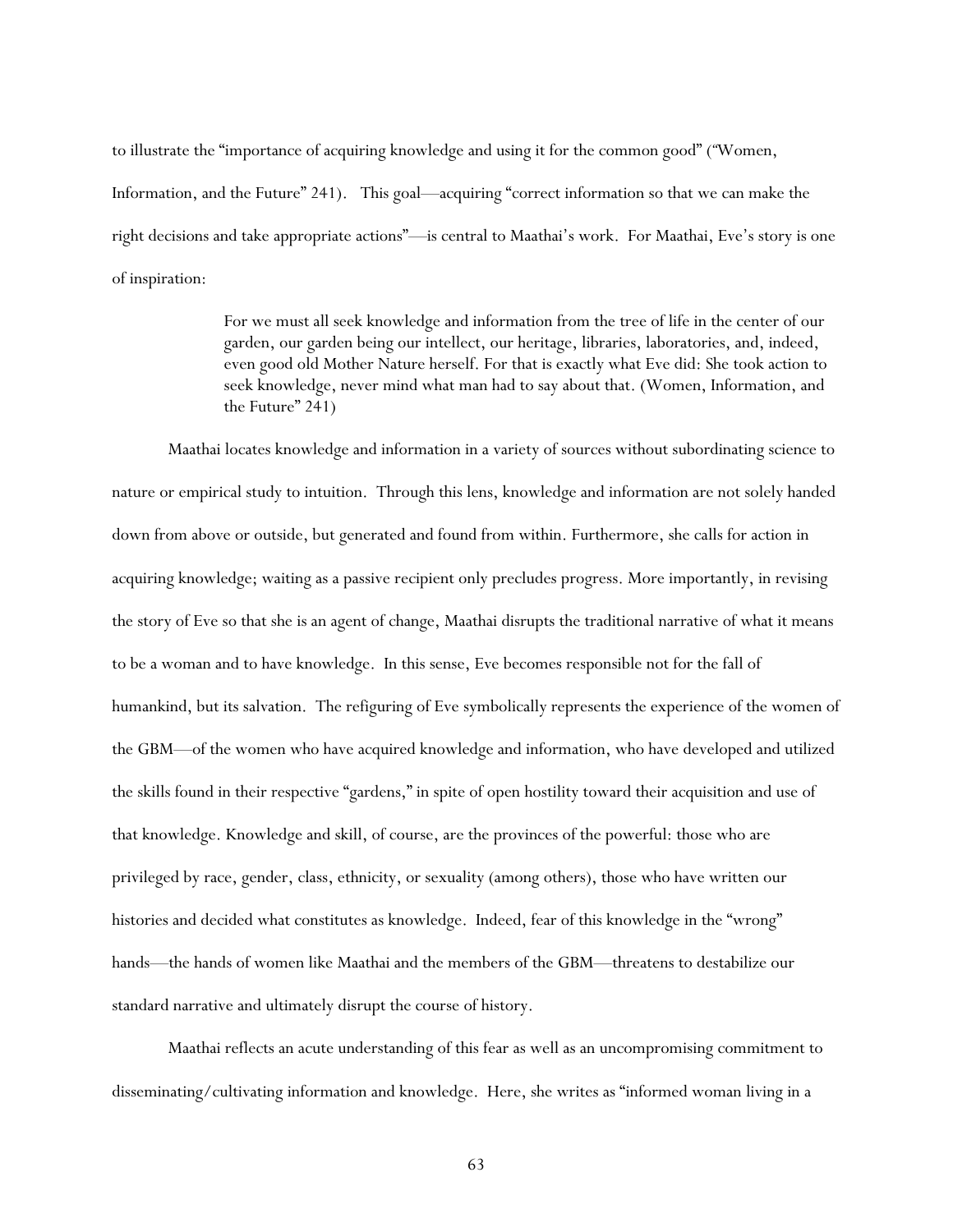to illustrate the "importance of acquiring knowledge and using it for the common good" ("Women, Information, and the Future" 241). This goal—acquiring "correct information so that we can make the right decisions and take appropriate actions"—is central to Maathai's work. For Maathai, Eve's story is one of inspiration:

> For we must all seek knowledge and information from the tree of life in the center of our garden, our garden being our intellect, our heritage, libraries, laboratories, and, indeed, even good old Mother Nature herself. For that is exactly what Eve did: She took action to seek knowledge, never mind what man had to say about that. (Women, Information, and the Future" 241)

Maathai locates knowledge and information in a variety of sources without subordinating science to nature or empirical study to intuition. Through this lens, knowledge and information are not solely handed down from above or outside, but generated and found from within. Furthermore, she calls for action in acquiring knowledge; waiting as a passive recipient only precludes progress. More importantly, in revising the story of Eve so that she is an agent of change, Maathai disrupts the traditional narrative of what it means to be a woman and to have knowledge. In this sense, Eve becomes responsible not for the fall of humankind, but its salvation. The refiguring of Eve symbolically represents the experience of the women of the GBM—of the women who have acquired knowledge and information, who have developed and utilized the skills found in their respective "gardens," in spite of open hostility toward their acquisition and use of that knowledge. Knowledge and skill, of course, are the provinces of the powerful: those who are privileged by race, gender, class, ethnicity, or sexuality (among others), those who have written our histories and decided what constitutes as knowledge. Indeed, fear of this knowledge in the "wrong" hands—the hands of women like Maathai and the members of the GBM—threatens to destabilize our standard narrative and ultimately disrupt the course of history.

Maathai reflects an acute understanding of this fear as well as an uncompromising commitment to disseminating/cultivating information and knowledge. Here, she writes as "informed woman living in a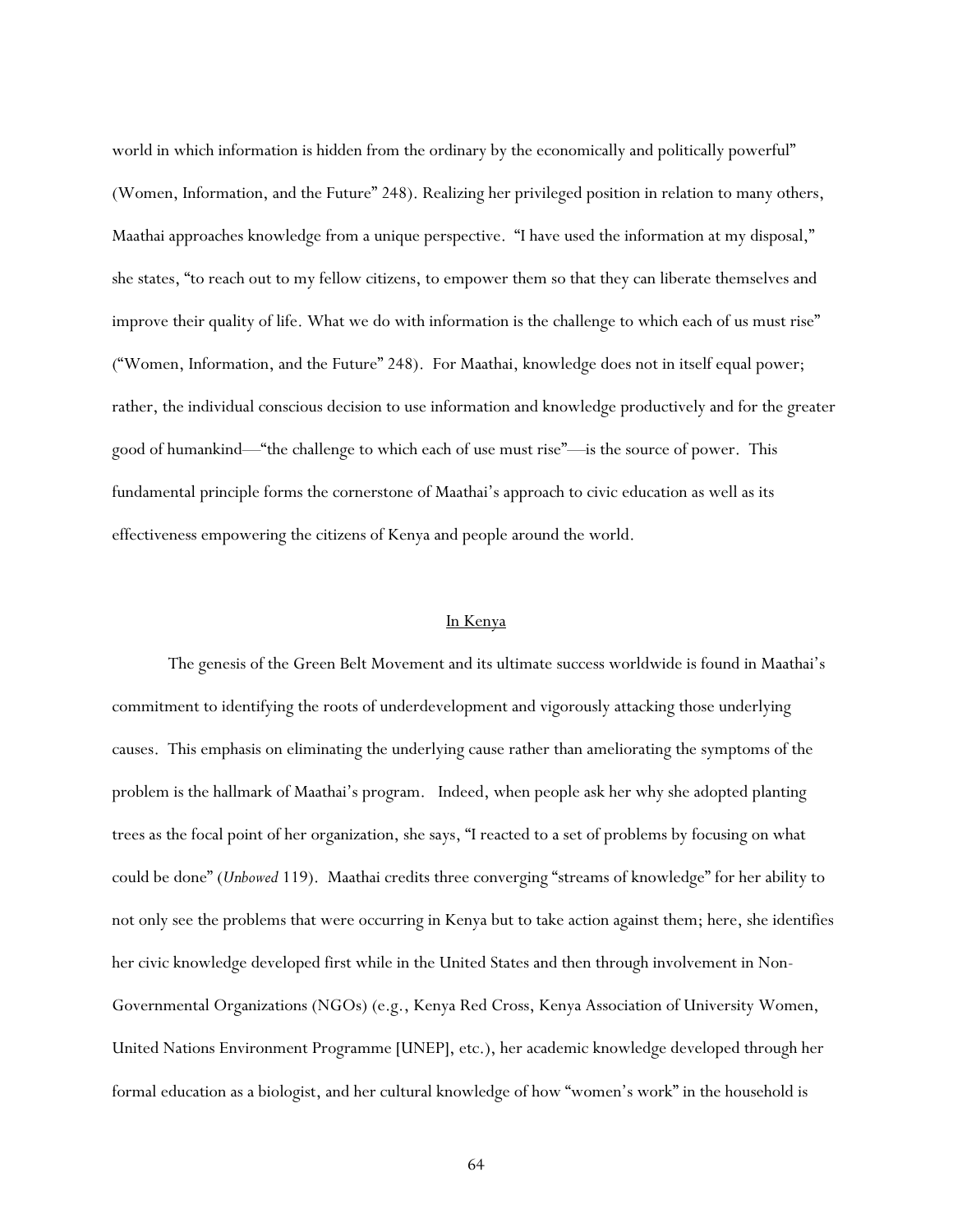world in which information is hidden from the ordinary by the economically and politically powerful" (Women, Information, and the Future" 248). Realizing her privileged position in relation to many others, Maathai approaches knowledge from a unique perspective. "I have used the information at my disposal," she states, "to reach out to my fellow citizens, to empower them so that they can liberate themselves and improve their quality of life. What we do with information is the challenge to which each of us must rise" ("Women, Information, and the Future" 248). For Maathai, knowledge does not in itself equal power; rather, the individual conscious decision to use information and knowledge productively and for the greater good of humankind—"the challenge to which each of use must rise"—is the source of power. This fundamental principle forms the cornerstone of Maathai's approach to civic education as well as its effectiveness empowering the citizens of Kenya and people around the world.

## In Kenya

The genesis of the Green Belt Movement and its ultimate success worldwide is found in Maathai's commitment to identifying the roots of underdevelopment and vigorously attacking those underlying causes. This emphasis on eliminating the underlying cause rather than ameliorating the symptoms of the problem is the hallmark of Maathai's program. Indeed, when people ask her why she adopted planting trees as the focal point of her organization, she says, "I reacted to a set of problems by focusing on what could be done" (*Unbowed* 119). Maathai credits three converging "streams of knowledge" for her ability to not only see the problems that were occurring in Kenya but to take action against them; here, she identifies her civic knowledge developed first while in the United States and then through involvement in Non-Governmental Organizations (NGOs) (e.g., Kenya Red Cross, Kenya Association of University Women, United Nations Environment Programme [UNEP], etc.), her academic knowledge developed through her formal education as a biologist, and her cultural knowledge of how "women's work" in the household is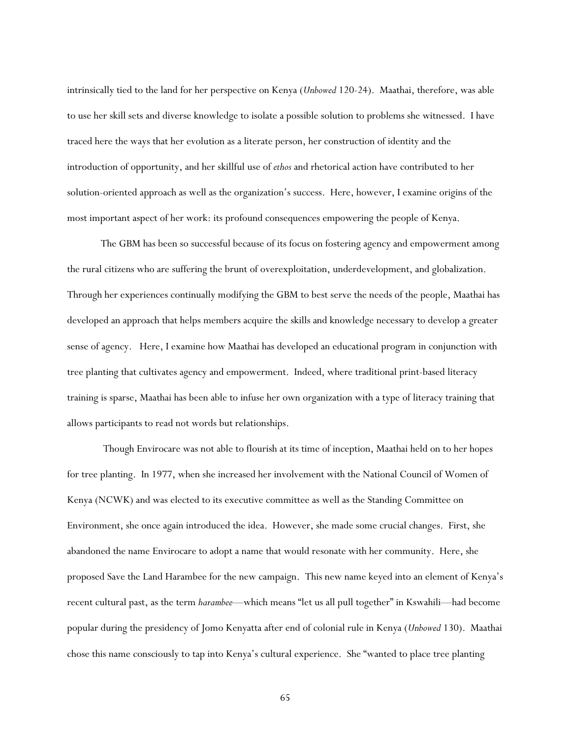intrinsically tied to the land for her perspective on Kenya (*Unbowed* 120-24). Maathai, therefore, was able to use her skill sets and diverse knowledge to isolate a possible solution to problems she witnessed. I have traced here the ways that her evolution as a literate person, her construction of identity and the introduction of opportunity, and her skillful use of *ethos* and rhetorical action have contributed to her solution-oriented approach as well as the organization's success. Here, however, I examine origins of the most important aspect of her work: its profound consequences empowering the people of Kenya.

The GBM has been so successful because of its focus on fostering agency and empowerment among the rural citizens who are suffering the brunt of overexploitation, underdevelopment, and globalization. Through her experiences continually modifying the GBM to best serve the needs of the people, Maathai has developed an approach that helps members acquire the skills and knowledge necessary to develop a greater sense of agency. Here, I examine how Maathai has developed an educational program in conjunction with tree planting that cultivates agency and empowerment. Indeed, where traditional print-based literacy training is sparse, Maathai has been able to infuse her own organization with a type of literacy training that allows participants to read not words but relationships.

Though Envirocare was not able to flourish at its time of inception, Maathai held on to her hopes for tree planting. In 1977, when she increased her involvement with the National Council of Women of Kenya (NCWK) and was elected to its executive committee as well as the Standing Committee on Environment, she once again introduced the idea. However, she made some crucial changes. First, she abandoned the name Envirocare to adopt a name that would resonate with her community. Here, she proposed Save the Land Harambee for the new campaign. This new name keyed into an element of Kenya's recent cultural past, as the term *harambee*—which means "let us all pull together" in Kswahili—had become popular during the presidency of Jomo Kenyatta after end of colonial rule in Kenya (*Unbowed* 130). Maathai chose this name consciously to tap into Kenya's cultural experience. She "wanted to place tree planting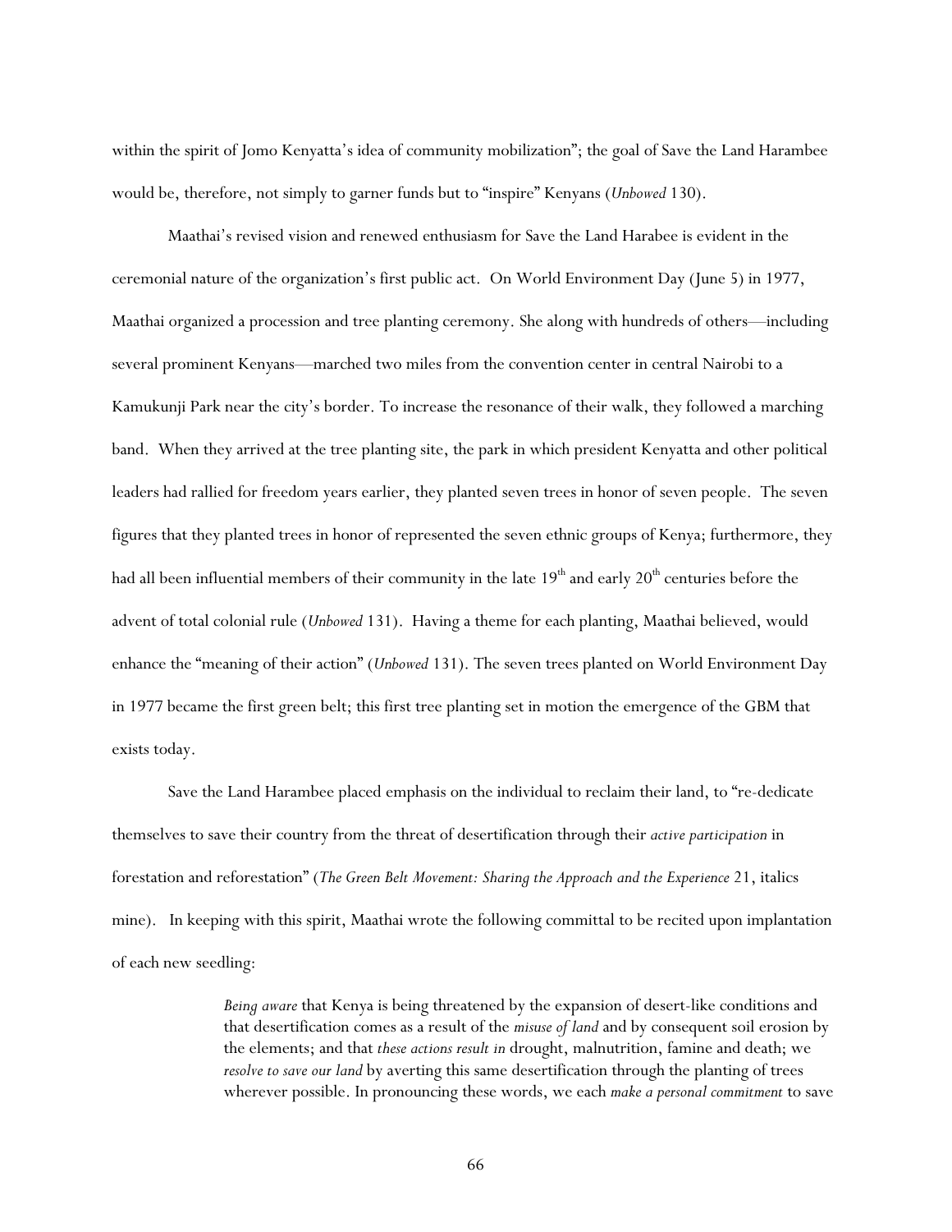within the spirit of Jomo Kenyatta's idea of community mobilization"; the goal of Save the Land Harambee would be, therefore, not simply to garner funds but to "inspire" Kenyans (*Unbowed* 130).

Maathai's revised vision and renewed enthusiasm for Save the Land Harabee is evident in the ceremonial nature of the organization's first public act. On World Environment Day (June 5) in 1977, Maathai organized a procession and tree planting ceremony. She along with hundreds of others—including several prominent Kenyans—marched two miles from the convention center in central Nairobi to a Kamukunji Park near the city's border. To increase the resonance of their walk, they followed a marching band. When they arrived at the tree planting site, the park in which president Kenyatta and other political leaders had rallied for freedom years earlier, they planted seven trees in honor of seven people. The seven figures that they planted trees in honor of represented the seven ethnic groups of Kenya; furthermore, they had all been influential members of their community in the late 19th and early 20th centuries before the advent of total colonial rule (*Unbowed* 131). Having a theme for each planting, Maathai believed, would enhance the "meaning of their action" (*Unbowed* 131). The seven trees planted on World Environment Day in 1977 became the first green belt; this first tree planting set in motion the emergence of the GBM that exists today.

Save the Land Harambee placed emphasis on the individual to reclaim their land, to "re-dedicate themselves to save their country from the threat of desertification through their *active participation* in forestation and reforestation" (*The Green Belt Movement: Sharing the Approach and the Experience* 21, italics mine). In keeping with this spirit, Maathai wrote the following committal to be recited upon implantation of each new seedling:

> *Being aware* that Kenya is being threatened by the expansion of desert-like conditions and that desertification comes as a result of the *misuse of land* and by consequent soil erosion by the elements; and that *these actions result in* drought, malnutrition, famine and death; we *resolve to save our land* by averting this same desertification through the planting of trees wherever possible. In pronouncing these words, we each *make a personal commitment* to save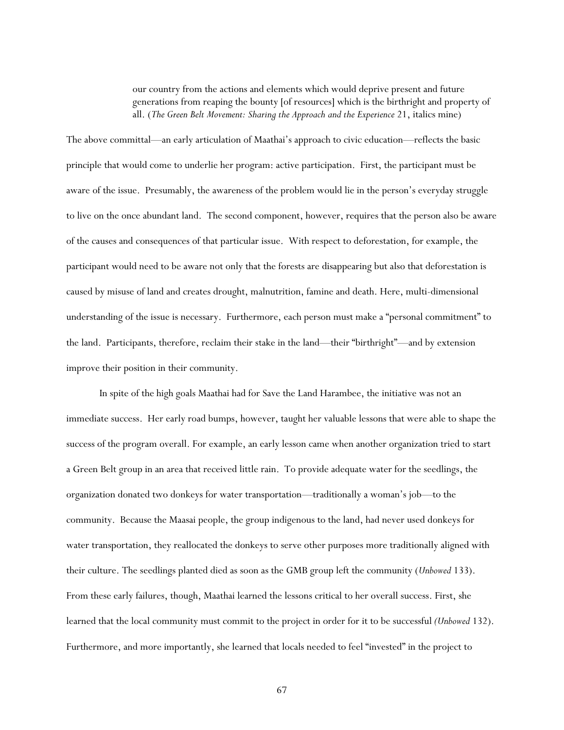> our country from the actions and elements which would deprive present and future generations from reaping the bounty [of resources] which is the birthright and property of all. (*The Green Belt Movement: Sharing the Approach and the Experience* 21, italics mine)

The above committal—an early articulation of Maathai's approach to civic education—reflects the basic principle that would come to underlie her program: active participation. First, the participant must be aware of the issue. Presumably, the awareness of the problem would lie in the person's everyday struggle to live on the once abundant land. The second component, however, requires that the person also be aware of the causes and consequences of that particular issue. With respect to deforestation, for example, the participant would need to be aware not only that the forests are disappearing but also that deforestation is caused by misuse of land and creates drought, malnutrition, famine and death. Here, multi-dimensional understanding of the issue is necessary. Furthermore, each person must make a "personal commitment" to the land. Participants, therefore, reclaim their stake in the land—their "birthright"—and by extension improve their position in their community.

In spite of the high goals Maathai had for Save the Land Harambee, the initiative was not an immediate success. Her early road bumps, however, taught her valuable lessons that were able to shape the success of the program overall. For example, an early lesson came when another organization tried to start a Green Belt group in an area that received little rain. To provide adequate water for the seedlings, the organization donated two donkeys for water transportation—traditionally a woman's job—to the community. Because the Maasai people, the group indigenous to the land, had never used donkeys for water transportation, they reallocated the donkeys to serve other purposes more traditionally aligned with their culture. The seedlings planted died as soon as the GMB group left the community (*Unbowed* 133). From these early failures, though, Maathai learned the lessons critical to her overall success. First, she learned that the local community must commit to the project in order for it to be successful *(Unbowed* 132). Furthermore, and more importantly, she learned that locals needed to feel "invested" in the project to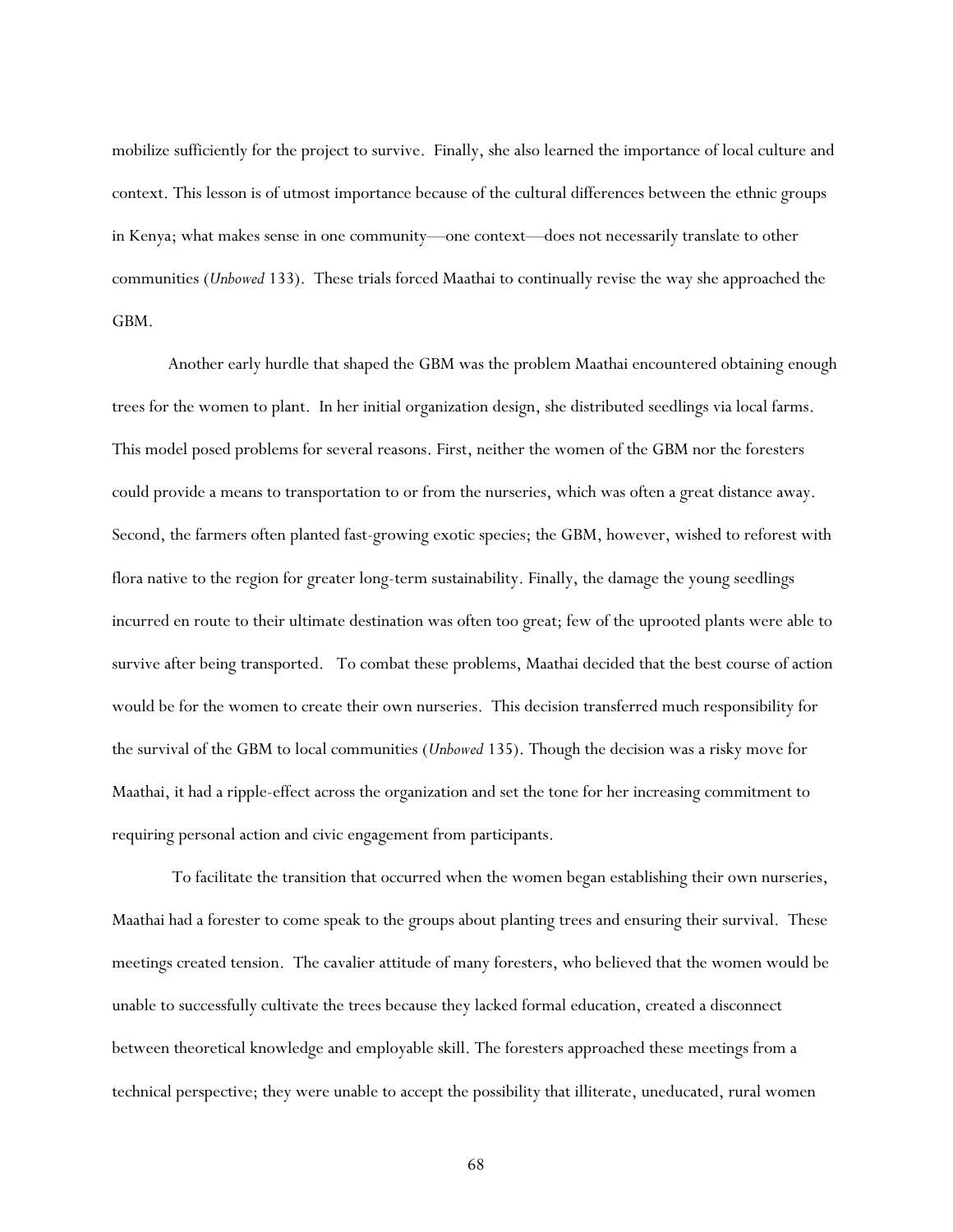mobilize sufficiently for the project to survive. Finally, she also learned the importance of local culture and context. This lesson is of utmost importance because of the cultural differences between the ethnic groups in Kenya; what makes sense in one community—one context—does not necessarily translate to other communities (*Unbowed* 133). These trials forced Maathai to continually revise the way she approached the GBM.

Another early hurdle that shaped the GBM was the problem Maathai encountered obtaining enough trees for the women to plant. In her initial organization design, she distributed seedlings via local farms. This model posed problems for several reasons. First, neither the women of the GBM nor the foresters could provide a means to transportation to or from the nurseries, which was often a great distance away. Second, the farmers often planted fast-growing exotic species; the GBM, however, wished to reforest with flora native to the region for greater long-term sustainability. Finally, the damage the young seedlings incurred en route to their ultimate destination was often too great; few of the uprooted plants were able to survive after being transported. To combat these problems, Maathai decided that the best course of action would be for the women to create their own nurseries. This decision transferred much responsibility for the survival of the GBM to local communities (*Unbowed* 135). Though the decision was a risky move for Maathai, it had a ripple-effect across the organization and set the tone for her increasing commitment to requiring personal action and civic engagement from participants.

To facilitate the transition that occurred when the women began establishing their own nurseries, Maathai had a forester to come speak to the groups about planting trees and ensuring their survival. These meetings created tension. The cavalier attitude of many foresters, who believed that the women would be unable to successfully cultivate the trees because they lacked formal education, created a disconnect between theoretical knowledge and employable skill. The foresters approached these meetings from a technical perspective; they were unable to accept the possibility that illiterate, uneducated, rural women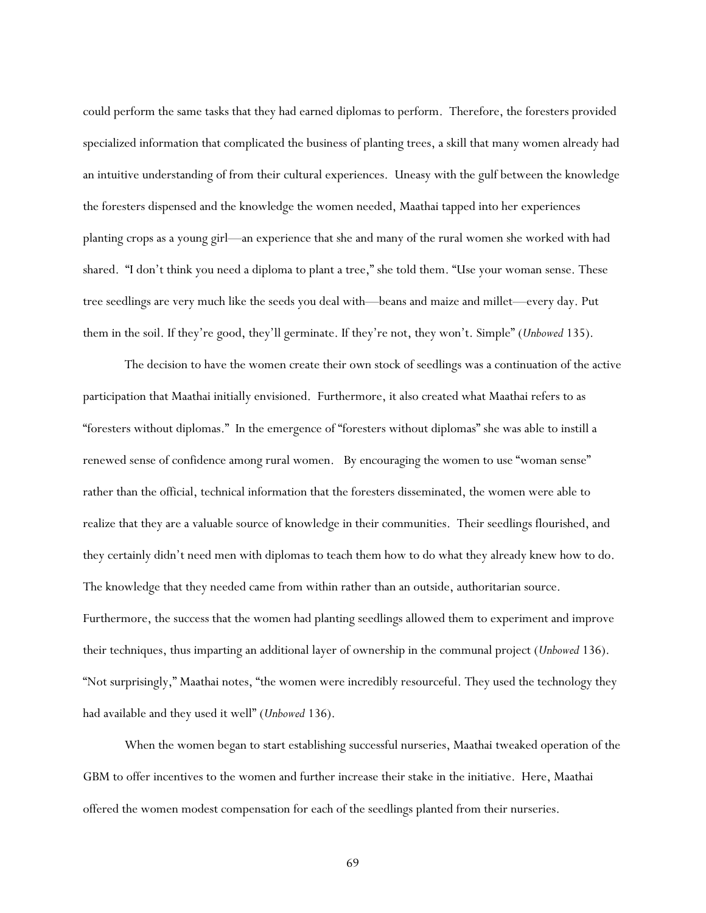could perform the same tasks that they had earned diplomas to perform. Therefore, the foresters provided specialized information that complicated the business of planting trees, a skill that many women already had an intuitive understanding of from their cultural experiences. Uneasy with the gulf between the knowledge the foresters dispensed and the knowledge the women needed, Maathai tapped into her experiences planting crops as a young girl—an experience that she and many of the rural women she worked with had shared. "I don't think you need a diploma to plant a tree," she told them. "Use your woman sense. These tree seedlings are very much like the seeds you deal with—beans and maize and millet—every day. Put them in the soil. If they're good, they'll germinate. If they're not, they won't. Simple" (*Unbowed* 135).

The decision to have the women create their own stock of seedlings was a continuation of the active participation that Maathai initially envisioned. Furthermore, it also created what Maathai refers to as "foresters without diplomas." In the emergence of "foresters without diplomas" she was able to instill a renewed sense of confidence among rural women. By encouraging the women to use "woman sense" rather than the official, technical information that the foresters disseminated, the women were able to realize that they are a valuable source of knowledge in their communities. Their seedlings flourished, and they certainly didn't need men with diplomas to teach them how to do what they already knew how to do. The knowledge that they needed came from within rather than an outside, authoritarian source. Furthermore, the success that the women had planting seedlings allowed them to experiment and improve their techniques, thus imparting an additional layer of ownership in the communal project (*Unbowed* 136). "Not surprisingly," Maathai notes, "the women were incredibly resourceful. They used the technology they had available and they used it well" (*Unbowed* 136).

When the women began to start establishing successful nurseries, Maathai tweaked operation of the GBM to offer incentives to the women and further increase their stake in the initiative. Here, Maathai offered the women modest compensation for each of the seedlings planted from their nurseries.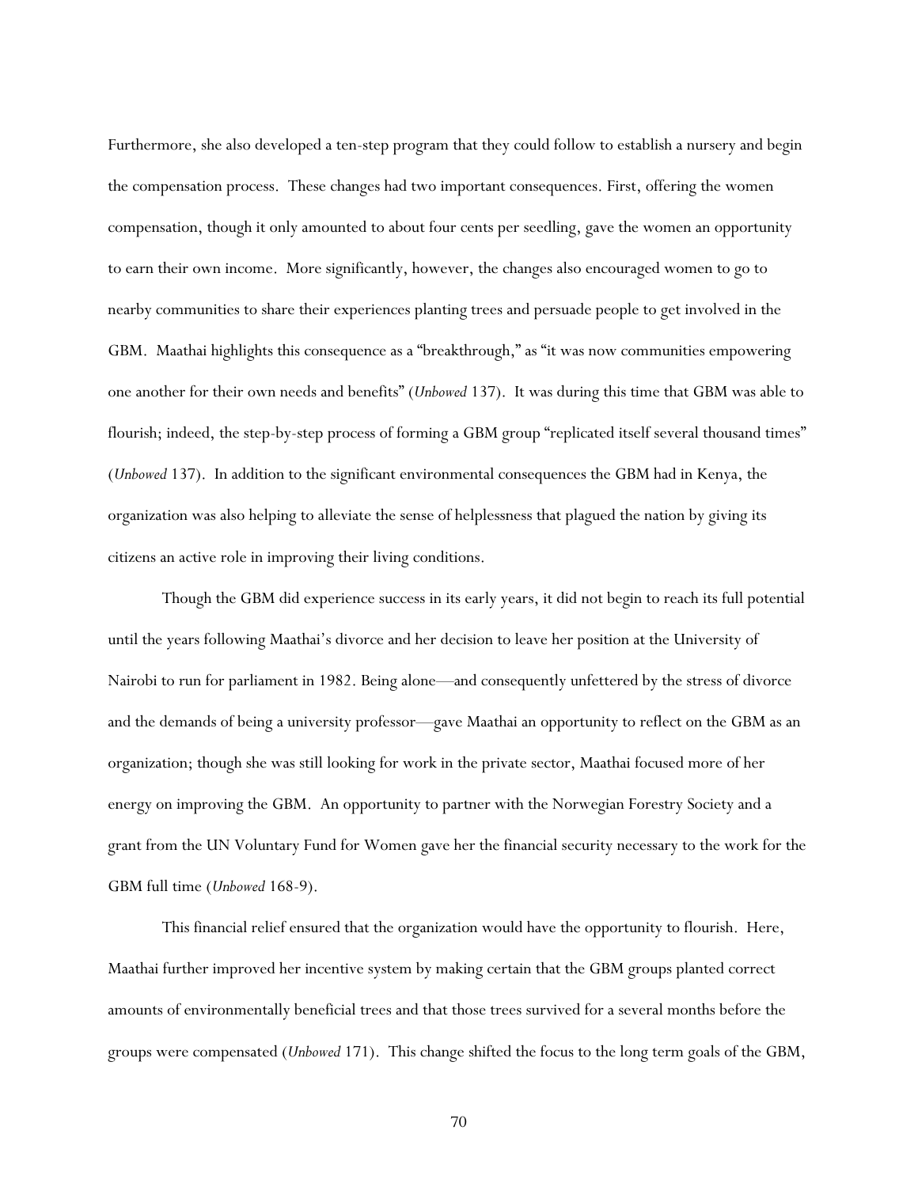Furthermore, she also developed a ten-step program that they could follow to establish a nursery and begin the compensation process. These changes had two important consequences. First, offering the women compensation, though it only amounted to about four cents per seedling, gave the women an opportunity to earn their own income. More significantly, however, the changes also encouraged women to go to nearby communities to share their experiences planting trees and persuade people to get involved in the GBM. Maathai highlights this consequence as a "breakthrough," as "it was now communities empowering one another for their own needs and benefits" (*Unbowed* 137). It was during this time that GBM was able to flourish; indeed, the step-by-step process of forming a GBM group "replicated itself several thousand times" (*Unbowed* 137). In addition to the significant environmental consequences the GBM had in Kenya, the organization was also helping to alleviate the sense of helplessness that plagued the nation by giving its citizens an active role in improving their living conditions.

Though the GBM did experience success in its early years, it did not begin to reach its full potential until the years following Maathai's divorce and her decision to leave her position at the University of Nairobi to run for parliament in 1982. Being alone—and consequently unfettered by the stress of divorce and the demands of being a university professor—gave Maathai an opportunity to reflect on the GBM as an organization; though she was still looking for work in the private sector, Maathai focused more of her energy on improving the GBM. An opportunity to partner with the Norwegian Forestry Society and a grant from the UN Voluntary Fund for Women gave her the financial security necessary to the work for the GBM full time (*Unbowed* 168-9).

This financial relief ensured that the organization would have the opportunity to flourish. Here, Maathai further improved her incentive system by making certain that the GBM groups planted correct amounts of environmentally beneficial trees and that those trees survived for a several months before the groups were compensated (*Unbowed* 171). This change shifted the focus to the long term goals of the GBM,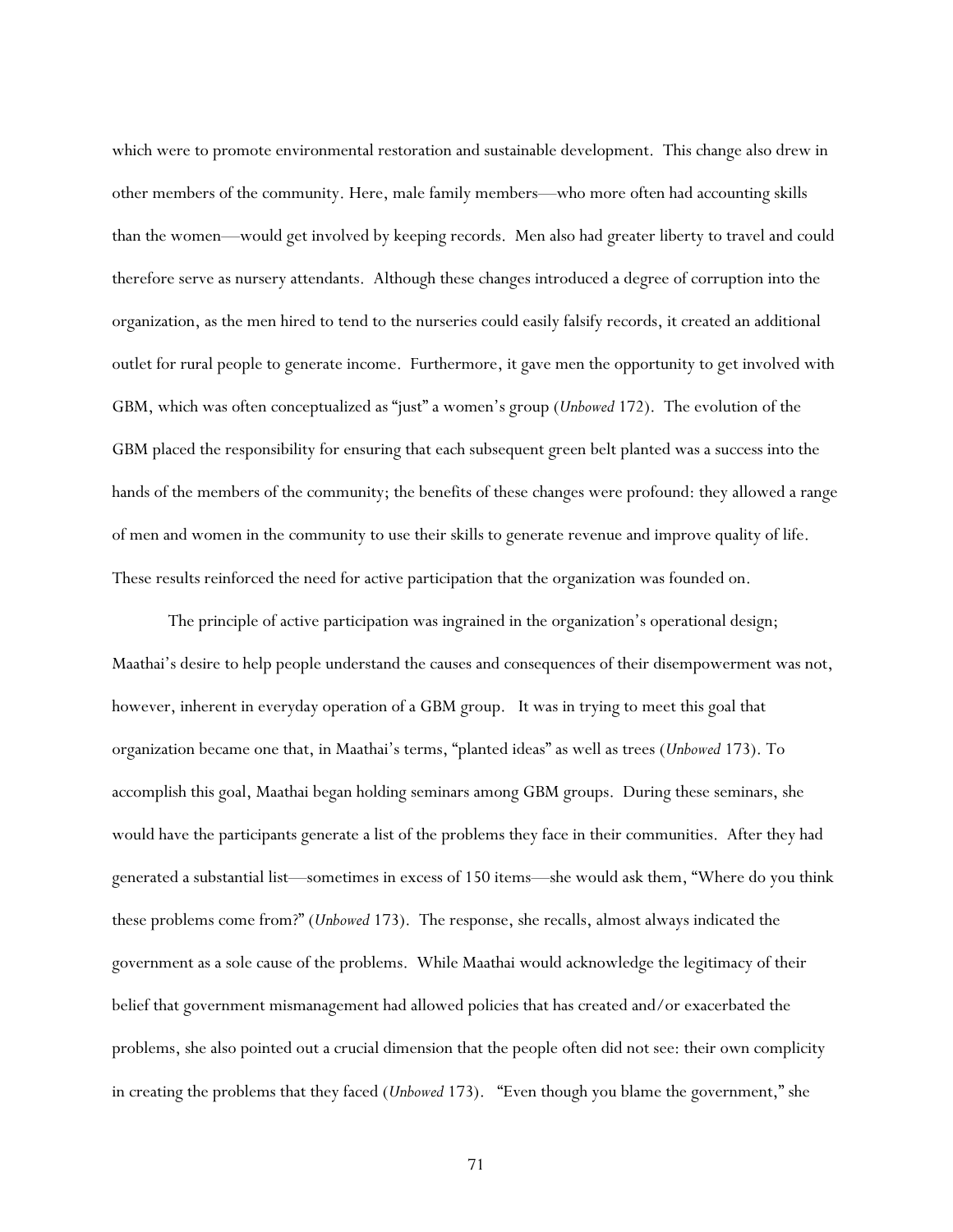which were to promote environmental restoration and sustainable development. This change also drew in other members of the community. Here, male family members—who more often had accounting skills than the women—would get involved by keeping records. Men also had greater liberty to travel and could therefore serve as nursery attendants. Although these changes introduced a degree of corruption into the organization, as the men hired to tend to the nurseries could easily falsify records, it created an additional outlet for rural people to generate income. Furthermore, it gave men the opportunity to get involved with GBM, which was often conceptualized as "just" a women's group (*Unbowed* 172). The evolution of the GBM placed the responsibility for ensuring that each subsequent green belt planted was a success into the hands of the members of the community; the benefits of these changes were profound: they allowed a range of men and women in the community to use their skills to generate revenue and improve quality of life. These results reinforced the need for active participation that the organization was founded on.

The principle of active participation was ingrained in the organization's operational design; Maathai's desire to help people understand the causes and consequences of their disempowerment was not, however, inherent in everyday operation of a GBM group. It was in trying to meet this goal that organization became one that, in Maathai's terms, "planted ideas" as well as trees (*Unbowed* 173). To accomplish this goal, Maathai began holding seminars among GBM groups. During these seminars, she would have the participants generate a list of the problems they face in their communities. After they had generated a substantial list—sometimes in excess of 150 items—she would ask them, "Where do you think these problems come from?" (*Unbowed* 173). The response, she recalls, almost always indicated the government as a sole cause of the problems. While Maathai would acknowledge the legitimacy of their belief that government mismanagement had allowed policies that has created and/or exacerbated the problems, she also pointed out a crucial dimension that the people often did not see: their own complicity in creating the problems that they faced (*Unbowed* 173). "Even though you blame the government," she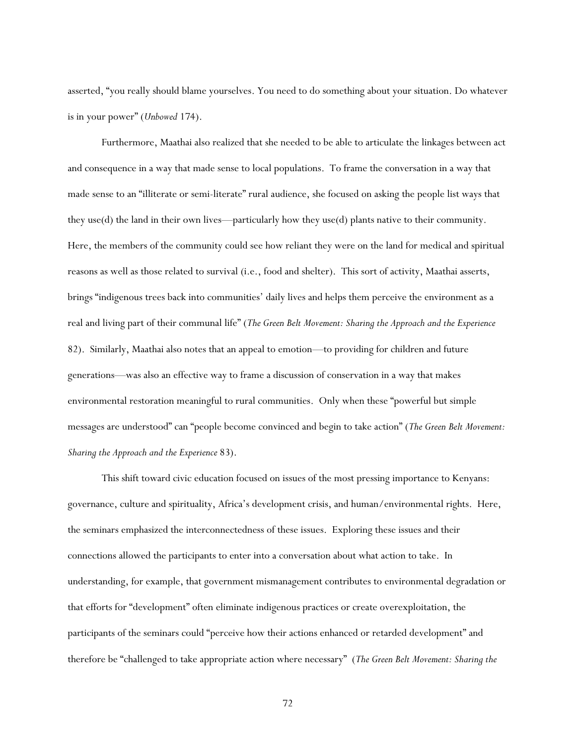asserted, "you really should blame yourselves. You need to do something about your situation. Do whatever is in your power" (*Unbowed* 174).

Furthermore, Maathai also realized that she needed to be able to articulate the linkages between act and consequence in a way that made sense to local populations. To frame the conversation in a way that made sense to an "illiterate or semi-literate" rural audience, she focused on asking the people list ways that they use(d) the land in their own lives—particularly how they use(d) plants native to their community. Here, the members of the community could see how reliant they were on the land for medical and spiritual reasons as well as those related to survival (i.e., food and shelter). This sort of activity, Maathai asserts, brings "indigenous trees back into communities' daily lives and helps them perceive the environment as a real and living part of their communal life" (*The Green Belt Movement: Sharing the Approach and the Experience* 82). Similarly, Maathai also notes that an appeal to emotion—to providing for children and future generations—was also an effective way to frame a discussion of conservation in a way that makes environmental restoration meaningful to rural communities. Only when these "powerful but simple messages are understood" can "people become convinced and begin to take action" (*The Green Belt Movement: Sharing the Approach and the Experience* 83).

This shift toward civic education focused on issues of the most pressing importance to Kenyans: governance, culture and spirituality, Africa's development crisis, and human/environmental rights. Here, the seminars emphasized the interconnectedness of these issues. Exploring these issues and their connections allowed the participants to enter into a conversation about what action to take. In understanding, for example, that government mismanagement contributes to environmental degradation or that efforts for "development" often eliminate indigenous practices or create overexploitation, the participants of the seminars could "perceive how their actions enhanced or retarded development" and therefore be "challenged to take appropriate action where necessary" (*The Green Belt Movement: Sharing the*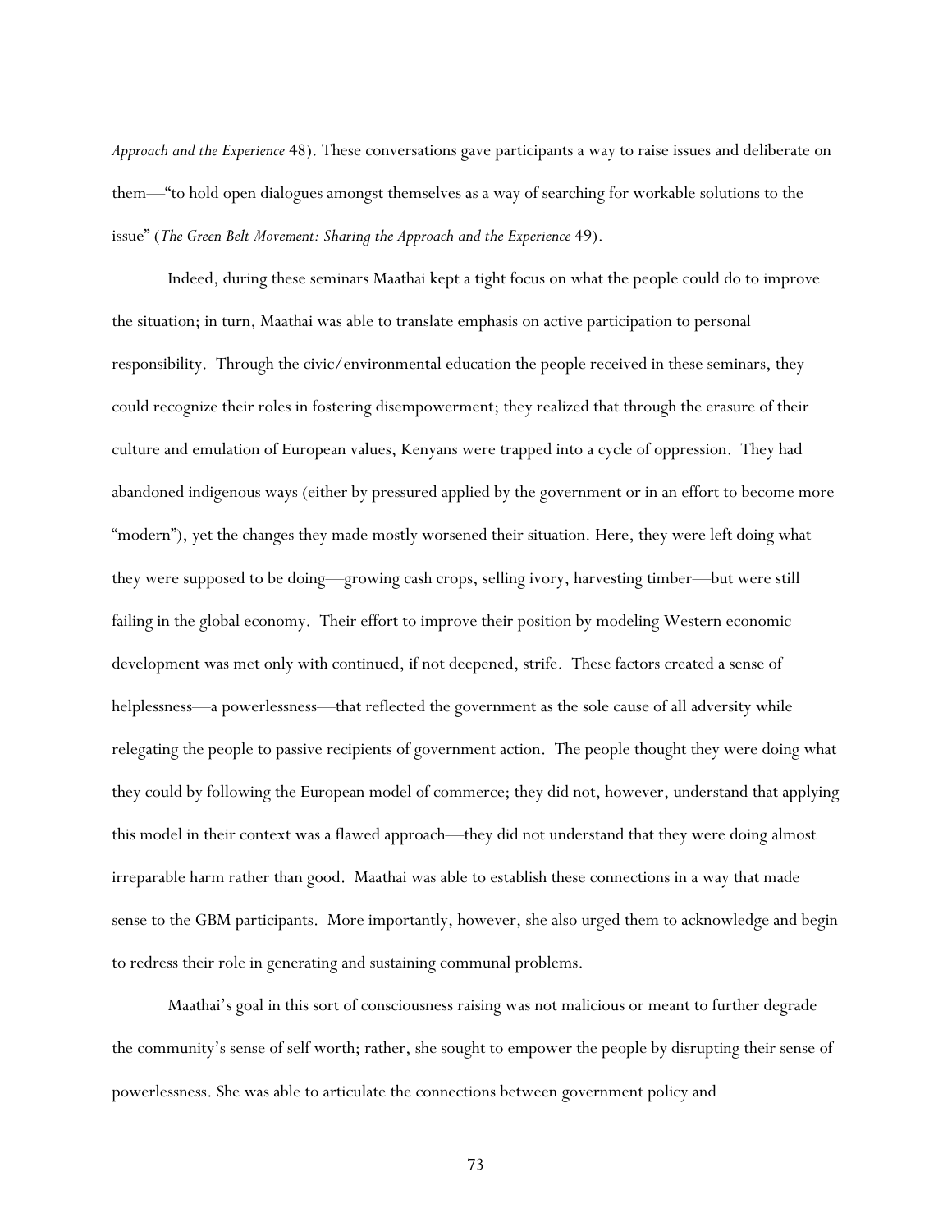*Approach and the Experience* 48). These conversations gave participants a way to raise issues and deliberate on them—"to hold open dialogues amongst themselves as a way of searching for workable solutions to the issue" (*The Green Belt Movement: Sharing the Approach and the Experience* 49).

Indeed, during these seminars Maathai kept a tight focus on what the people could do to improve the situation; in turn, Maathai was able to translate emphasis on active participation to personal responsibility. Through the civic/environmental education the people received in these seminars, they could recognize their roles in fostering disempowerment; they realized that through the erasure of their culture and emulation of European values, Kenyans were trapped into a cycle of oppression. They had abandoned indigenous ways (either by pressured applied by the government or in an effort to become more "modern"), yet the changes they made mostly worsened their situation. Here, they were left doing what they were supposed to be doing—growing cash crops, selling ivory, harvesting timber—but were still failing in the global economy. Their effort to improve their position by modeling Western economic development was met only with continued, if not deepened, strife. These factors created a sense of helplessness—a powerlessness—that reflected the government as the sole cause of all adversity while relegating the people to passive recipients of government action. The people thought they were doing what they could by following the European model of commerce; they did not, however, understand that applying this model in their context was a flawed approach—they did not understand that they were doing almost irreparable harm rather than good. Maathai was able to establish these connections in a way that made sense to the GBM participants. More importantly, however, she also urged them to acknowledge and begin to redress their role in generating and sustaining communal problems.

Maathai's goal in this sort of consciousness raising was not malicious or meant to further degrade the community's sense of self worth; rather, she sought to empower the people by disrupting their sense of powerlessness. She was able to articulate the connections between government policy and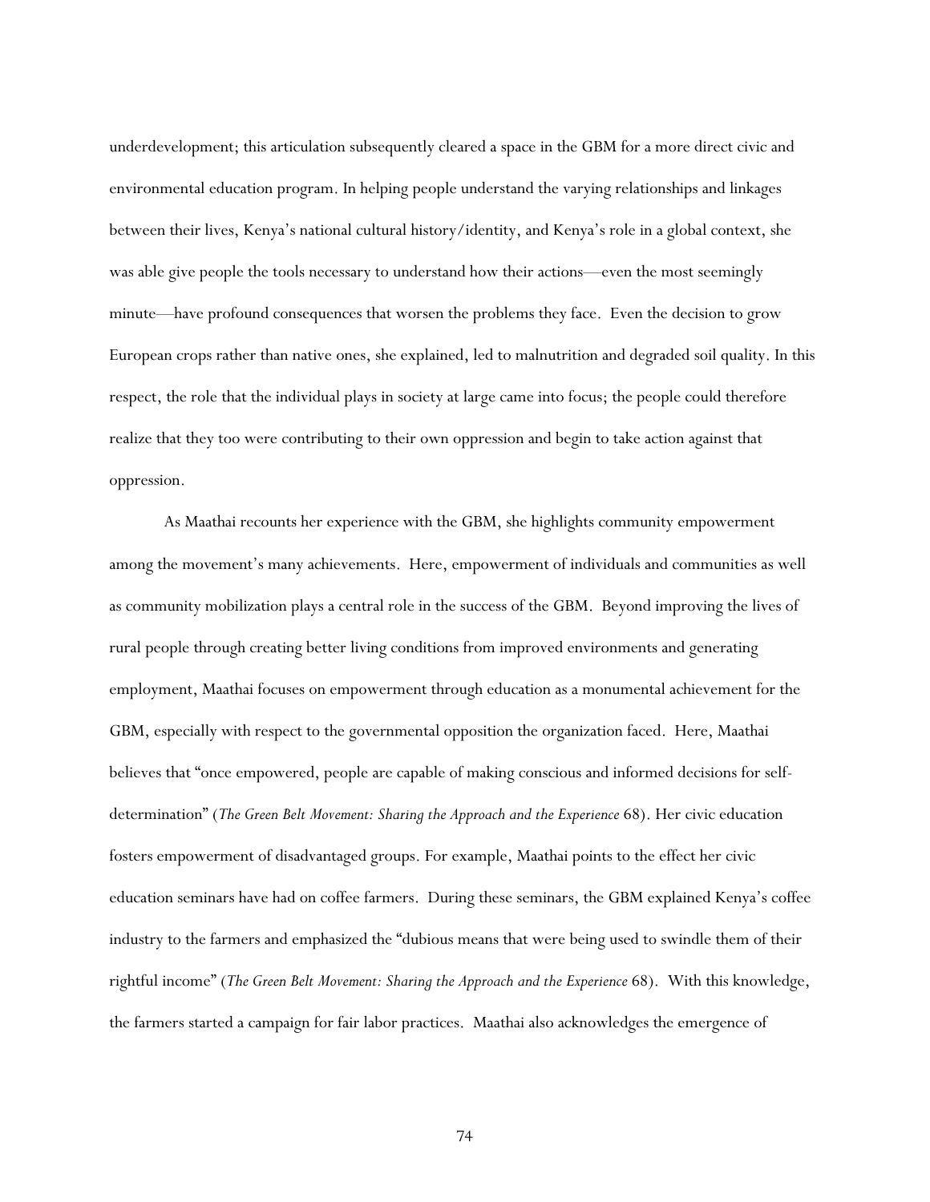underdevelopment; this articulation subsequently cleared a space in the GBM for a more direct civic and environmental education program. In helping people understand the varying relationships and linkages between their lives, Kenya's national cultural history/identity, and Kenya's role in a global context, she was able give people the tools necessary to understand how their actions—even the most seemingly minute—have profound consequences that worsen the problems they face. Even the decision to grow European crops rather than native ones, she explained, led to malnutrition and degraded soil quality. In this respect, the role that the individual plays in society at large came into focus; the people could therefore realize that they too were contributing to their own oppression and begin to take action against that oppression.

As Maathai recounts her experience with the GBM, she highlights community empowerment among the movement's many achievements. Here, empowerment of individuals and communities as well as community mobilization plays a central role in the success of the GBM. Beyond improving the lives of rural people through creating better living conditions from improved environments and generating employment, Maathai focuses on empowerment through education as a monumental achievement for the GBM, especially with respect to the governmental opposition the organization faced. Here, Maathai believes that "once empowered, people are capable of making conscious and informed decisions for self-determination" (*The Green Belt Movement: Sharing the Approach and the Experience* 68). Her civic education fosters empowerment of disadvantaged groups. For example, Maathai points to the effect her civic education seminars have had on coffee farmers. During these seminars, the GBM explained Kenya's coffee industry to the farmers and emphasized the "dubious means that were being used to swindle them of their rightful income" (*The Green Belt Movement: Sharing the Approach and the Experience* 68). With this knowledge, the farmers started a campaign for fair labor practices. Maathai also acknowledges the emergence of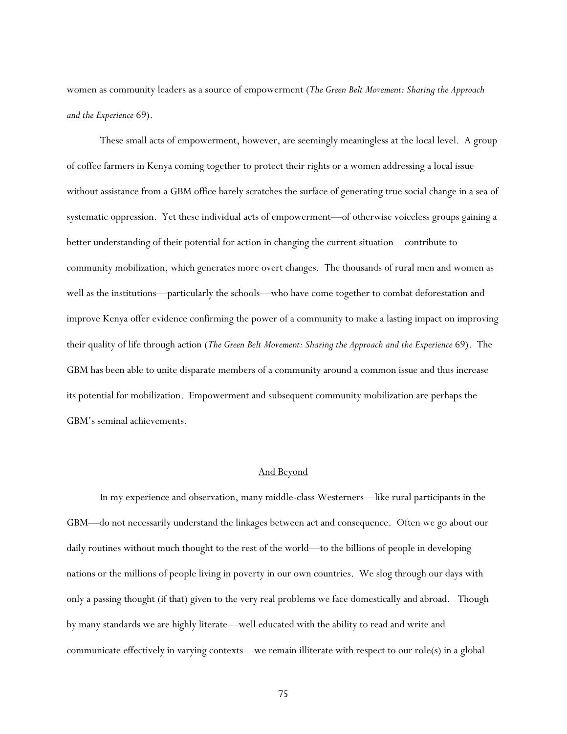women as community leaders as a source of empowerment (*The Green Belt Movement: Sharing the Approach and the Experience* 69).

These small acts of empowerment, however, are seemingly meaningless at the local level. A group of coffee farmers in Kenya coming together to protect their rights or a women addressing a local issue without assistance from a GBM office barely scratches the surface of generating true social change in a sea of systematic oppression. Yet these individual acts of empowerment—of otherwise voiceless groups gaining a better understanding of their potential for action in changing the current situation—contribute to community mobilization, which generates more overt changes. The thousands of rural men and women as well as the institutions—particularly the schools—who have come together to combat deforestation and improve Kenya offer evidence confirming the power of a community to make a lasting impact on improving their quality of life through action (*The Green Belt Movement: Sharing the Approach and the Experience* 69). The GBM has been able to unite disparate members of a community around a common issue and thus increase its potential for mobilization. Empowerment and subsequent community mobilization are perhaps the GBM's seminal achievements.

## And Beyond

In my experience and observation, many middle-class Westerners—like rural participants in the GBM—do not necessarily understand the linkages between act and consequence. Often we go about our daily routines without much thought to the rest of the world—to the billions of people in developing nations or the millions of people living in poverty in our own countries. We slog through our days with only a passing thought (if that) given to the very real problems we face domestically and abroad. Though by many standards we are highly literate—well educated with the ability to read and write and communicate effectively in varying contexts—we remain illiterate with respect to our role(s) in a global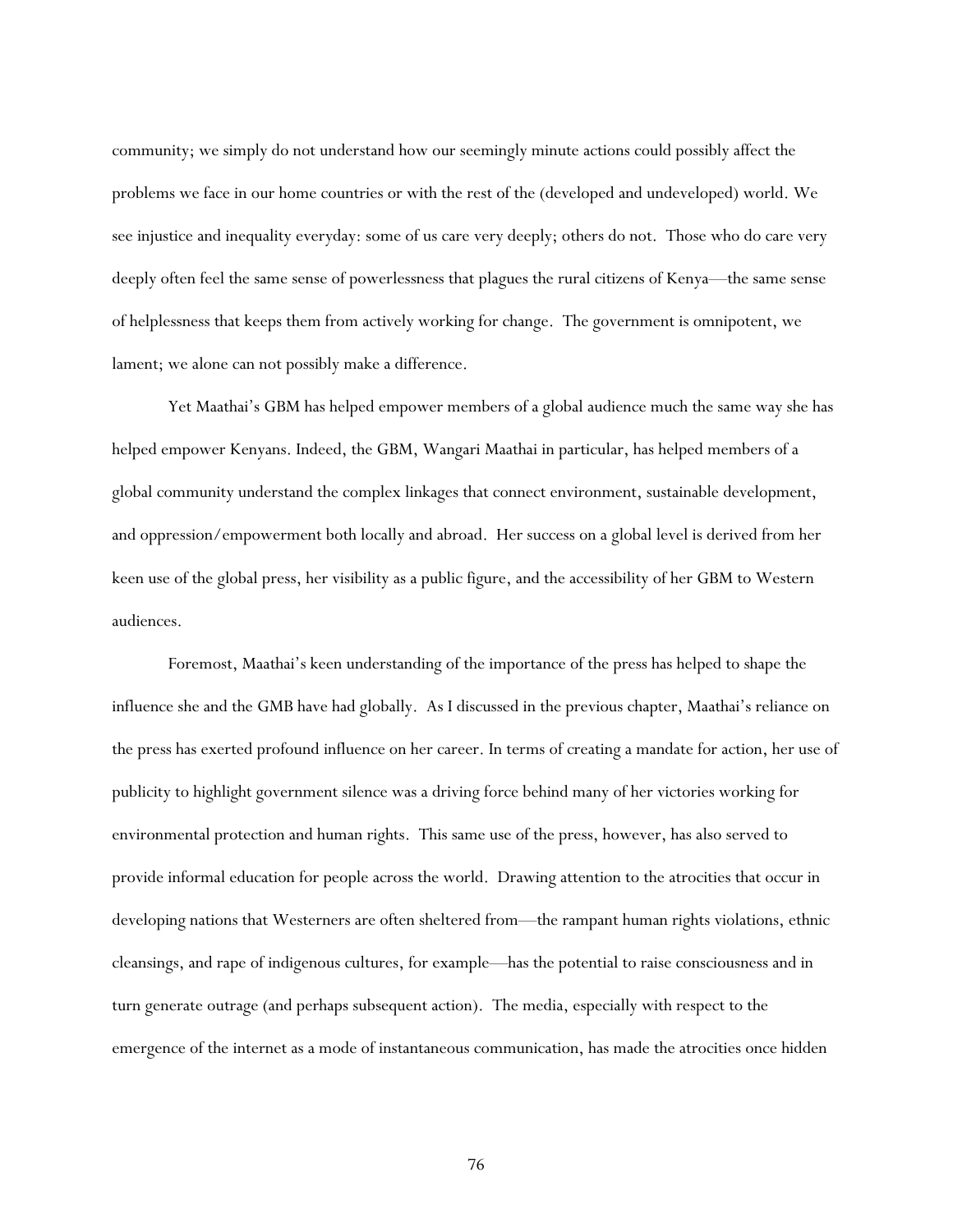community; we simply do not understand how our seemingly minute actions could possibly affect the problems we face in our home countries or with the rest of the (developed and undeveloped) world. We see injustice and inequality everyday: some of us care very deeply; others do not. Those who do care very deeply often feel the same sense of powerlessness that plagues the rural citizens of Kenya—the same sense of helplessness that keeps them from actively working for change. The government is omnipotent, we lament; we alone can not possibly make a difference.

Yet Maathai's GBM has helped empower members of a global audience much the same way she has helped empower Kenyans. Indeed, the GBM, Wangari Maathai in particular, has helped members of a global community understand the complex linkages that connect environment, sustainable development, and oppression/empowerment both locally and abroad. Her success on a global level is derived from her keen use of the global press, her visibility as a public figure, and the accessibility of her GBM to Western audiences.

Foremost, Maathai's keen understanding of the importance of the press has helped to shape the influence she and the GMB have had globally. As I discussed in the previous chapter, Maathai's reliance on the press has exerted profound influence on her career. In terms of creating a mandate for action, her use of publicity to highlight government silence was a driving force behind many of her victories working for environmental protection and human rights. This same use of the press, however, has also served to provide informal education for people across the world. Drawing attention to the atrocities that occur in developing nations that Westerners are often sheltered from—the rampant human rights violations, ethnic cleansings, and rape of indigenous cultures, for example—has the potential to raise consciousness and in turn generate outrage (and perhaps subsequent action). The media, especially with respect to the emergence of the internet as a mode of instantaneous communication, has made the atrocities once hidden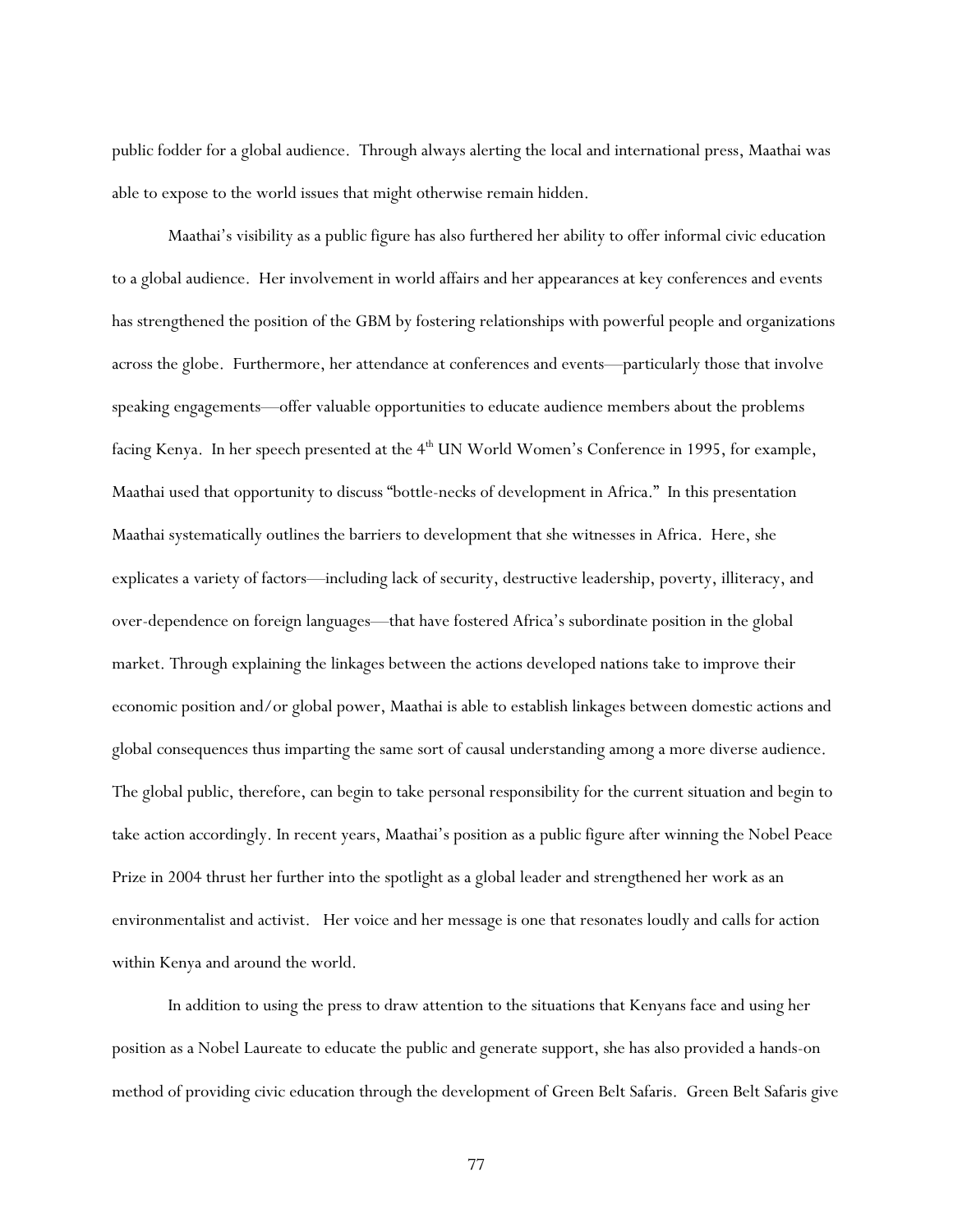public fodder for a global audience. Through always alerting the local and international press, Maathai was able to expose to the world issues that might otherwise remain hidden.

Maathai's visibility as a public figure has also furthered her ability to offer informal civic education to a global audience. Her involvement in world affairs and her appearances at key conferences and events has strengthened the position of the GBM by fostering relationships with powerful people and organizations across the globe. Furthermore, her attendance at conferences and events—particularly those that involve speaking engagements—offer valuable opportunities to educate audience members about the problems facing Kenya. In her speech presented at the 4th UN World Women's Conference in 1995, for example, Maathai used that opportunity to discuss "bottle-necks of development in Africa." In this presentation Maathai systematically outlines the barriers to development that she witnesses in Africa. Here, she explicates a variety of factors—including lack of security, destructive leadership, poverty, illiteracy, and over-dependence on foreign languages—that have fostered Africa's subordinate position in the global market. Through explaining the linkages between the actions developed nations take to improve their economic position and/or global power, Maathai is able to establish linkages between domestic actions and global consequences thus imparting the same sort of causal understanding among a more diverse audience. The global public, therefore, can begin to take personal responsibility for the current situation and begin to take action accordingly. In recent years, Maathai's position as a public figure after winning the Nobel Peace Prize in 2004 thrust her further into the spotlight as a global leader and strengthened her work as an environmentalist and activist. Her voice and her message is one that resonates loudly and calls for action within Kenya and around the world.

In addition to using the press to draw attention to the situations that Kenyans face and using her position as a Nobel Laureate to educate the public and generate support, she has also provided a hands-on method of providing civic education through the development of Green Belt Safaris. Green Belt Safaris give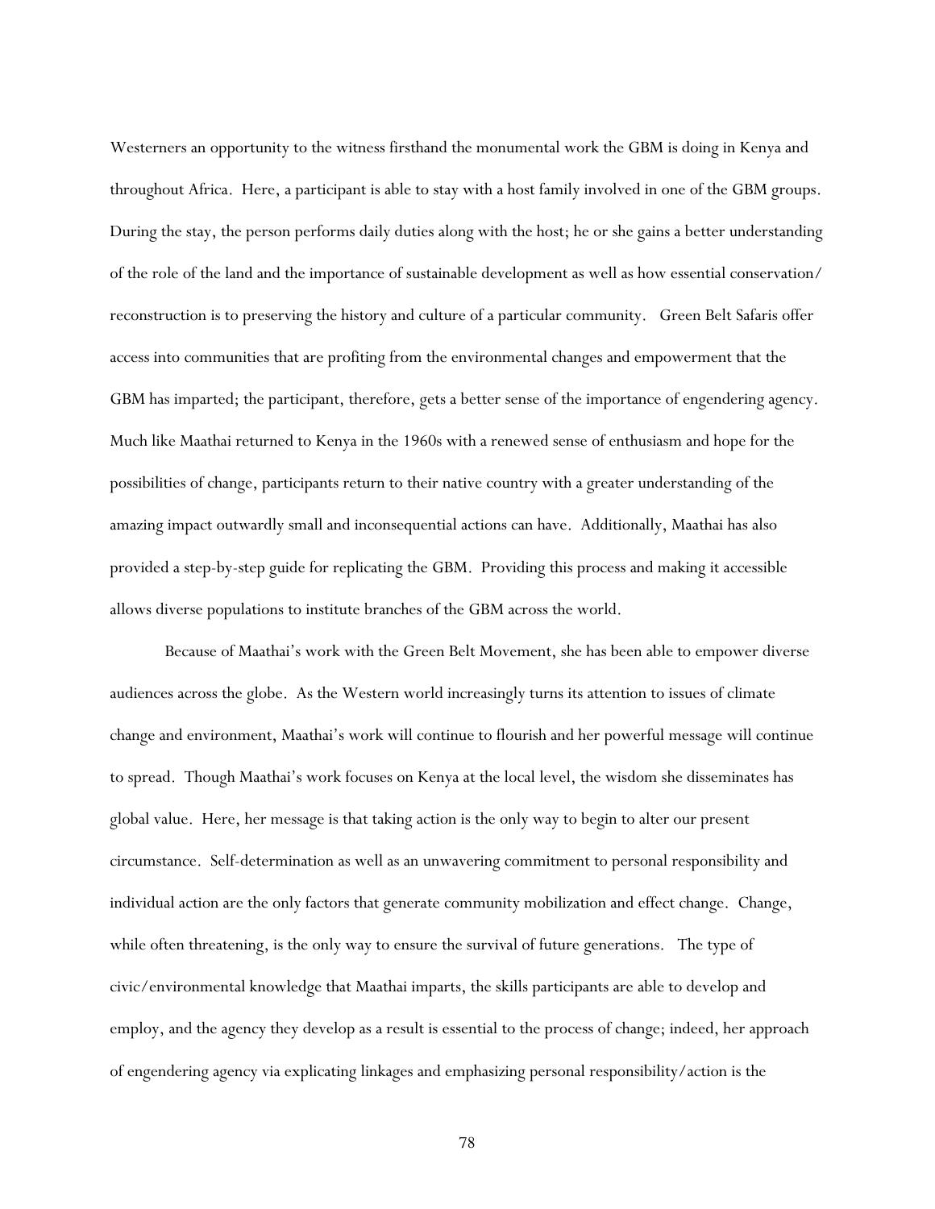Westerners an opportunity to the witness firsthand the monumental work the GBM is doing in Kenya and throughout Africa. Here, a participant is able to stay with a host family involved in one of the GBM groups. During the stay, the person performs daily duties along with the host; he or she gains a better understanding of the role of the land and the importance of sustainable development as well as how essential conservation/ reconstruction is to preserving the history and culture of a particular community. Green Belt Safaris offer access into communities that are profiting from the environmental changes and empowerment that the GBM has imparted; the participant, therefore, gets a better sense of the importance of engendering agency. Much like Maathai returned to Kenya in the 1960s with a renewed sense of enthusiasm and hope for the possibilities of change, participants return to their native country with a greater understanding of the amazing impact outwardly small and inconsequential actions can have. Additionally, Maathai has also provided a step-by-step guide for replicating the GBM. Providing this process and making it accessible allows diverse populations to institute branches of the GBM across the world.

Because of Maathai's work with the Green Belt Movement, she has been able to empower diverse audiences across the globe. As the Western world increasingly turns its attention to issues of climate change and environment, Maathai's work will continue to flourish and her powerful message will continue to spread. Though Maathai's work focuses on Kenya at the local level, the wisdom she disseminates has global value. Here, her message is that taking action is the only way to begin to alter our present circumstance. Self-determination as well as an unwavering commitment to personal responsibility and individual action are the only factors that generate community mobilization and effect change. Change, while often threatening, is the only way to ensure the survival of future generations. The type of civic/environmental knowledge that Maathai imparts, the skills participants are able to develop and employ, and the agency they develop as a result is essential to the process of change; indeed, her approach of engendering agency via explicating linkages and emphasizing personal responsibility/action is the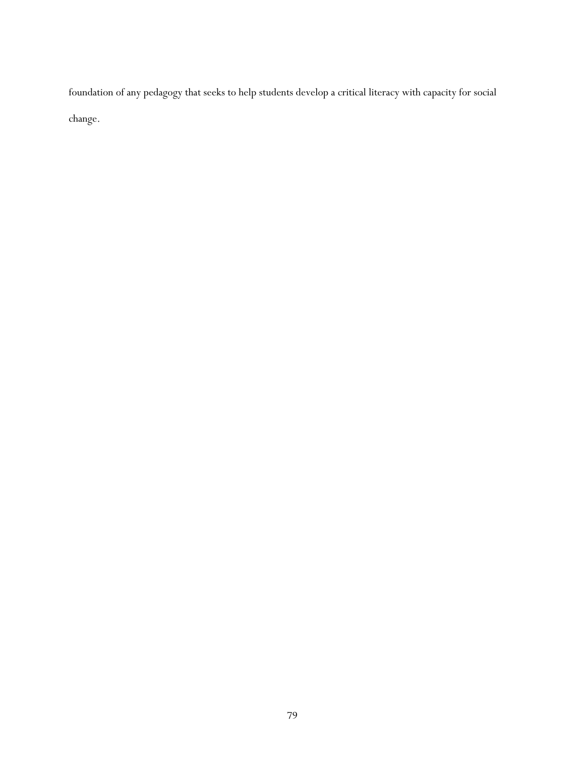foundation of any pedagogy that seeks to help students develop a critical literacy with capacity for social change.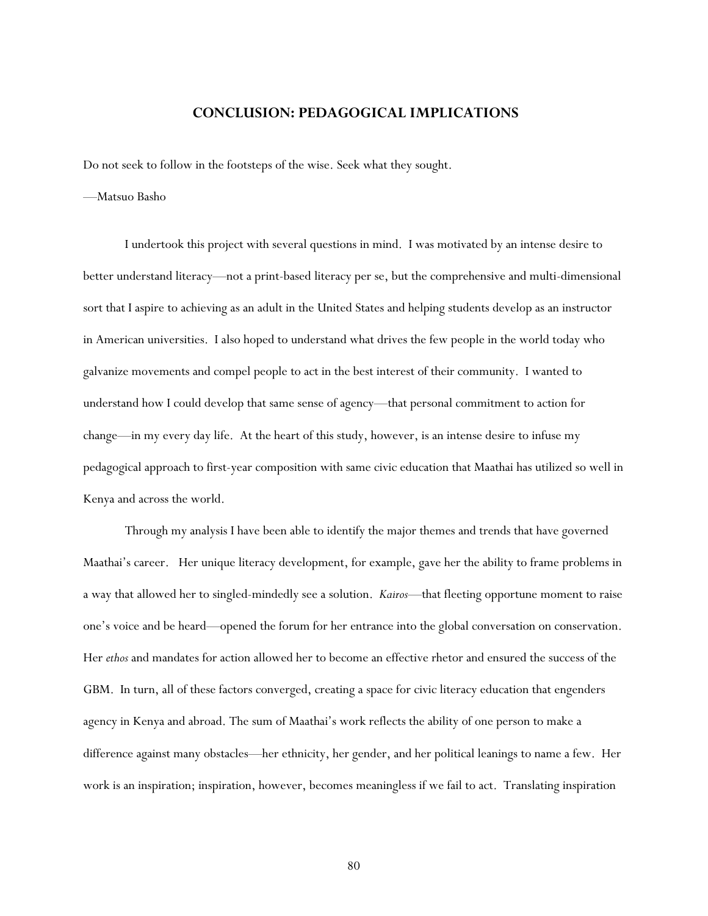## CONCLUSION: PEDAGOGICAL IMPLICATIONS

Do not seek to follow in the footsteps of the wise. Seek what they sought.

—Matsuo Basho

I undertook this project with several questions in mind. I was motivated by an intense desire to better understand literacy—not a print-based literacy per se, but the comprehensive and multi-dimensional sort that I aspire to achieving as an adult in the United States and helping students develop as an instructor in American universities. I also hoped to understand what drives the few people in the world today who galvanize movements and compel people to act in the best interest of their community. I wanted to understand how I could develop that same sense of agency—that personal commitment to action for change—in my every day life. At the heart of this study, however, is an intense desire to infuse my pedagogical approach to first-year composition with same civic education that Maathai has utilized so well in Kenya and across the world.

Through my analysis I have been able to identify the major themes and trends that have governed Maathai's career. Her unique literacy development, for example, gave her the ability to frame problems in a way that allowed her to singled-mindedly see a solution. *Kairos*—that fleeting opportune moment to raise one's voice and be heard—opened the forum for her entrance into the global conversation on conservation. Her *ethos* and mandates for action allowed her to become an effective rhetor and ensured the success of the GBM. In turn, all of these factors converged, creating a space for civic literacy education that engenders agency in Kenya and abroad. The sum of Maathai's work reflects the ability of one person to make a difference against many obstacles—her ethnicity, her gender, and her political leanings to name a few. Her work is an inspiration; inspiration, however, becomes meaningless if we fail to act. Translating inspiration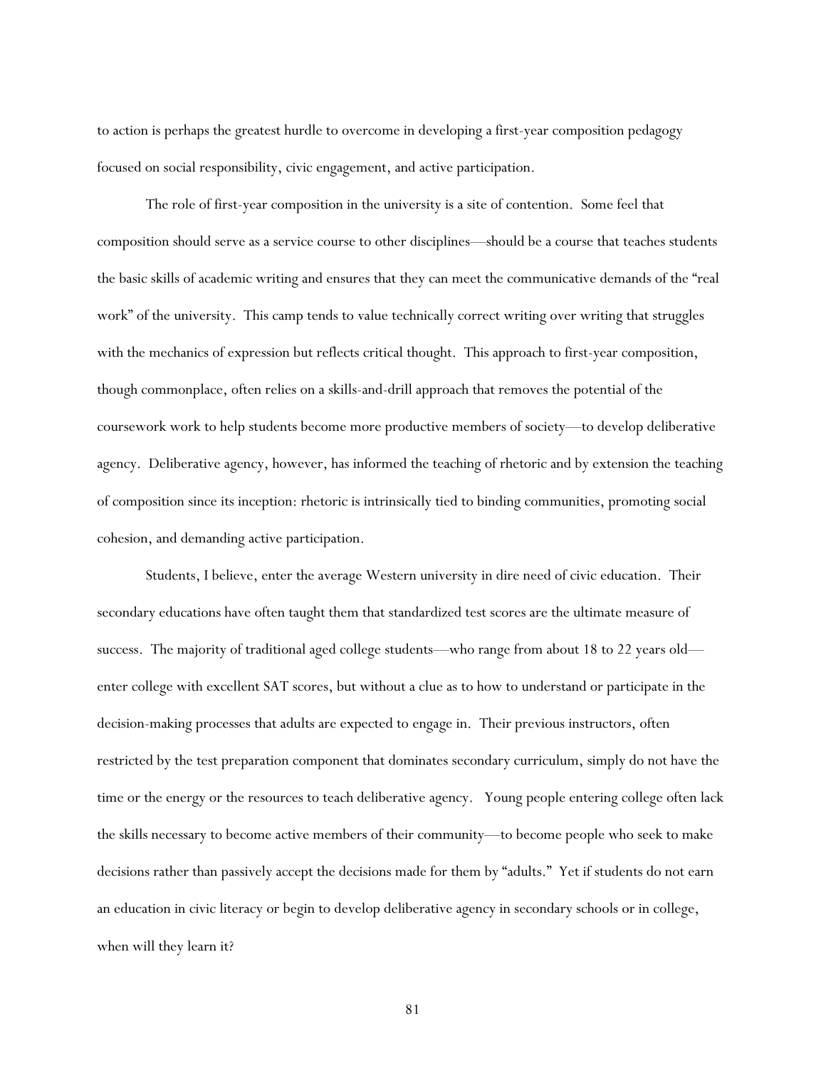to action is perhaps the greatest hurdle to overcome in developing a first-year composition pedagogy focused on social responsibility, civic engagement, and active participation.

The role of first-year composition in the university is a site of contention. Some feel that composition should serve as a service course to other disciplines—should be a course that teaches students the basic skills of academic writing and ensures that they can meet the communicative demands of the "real work" of the university. This camp tends to value technically correct writing over writing that struggles with the mechanics of expression but reflects critical thought. This approach to first-year composition, though commonplace, often relies on a skills-and-drill approach that removes the potential of the coursework work to help students become more productive members of society—to develop deliberative agency. Deliberative agency, however, has informed the teaching of rhetoric and by extension the teaching of composition since its inception: rhetoric is intrinsically tied to binding communities, promoting social cohesion, and demanding active participation.

Students, I believe, enter the average Western university in dire need of civic education. Their secondary educations have often taught them that standardized test scores are the ultimate measure of success. The majority of traditional aged college students—who range from about 18 to 22 years old—enter college with excellent SAT scores, but without a clue as to how to understand or participate in the decision-making processes that adults are expected to engage in. Their previous instructors, often restricted by the test preparation component that dominates secondary curriculum, simply do not have the time or the energy or the resources to teach deliberative agency. Young people entering college often lack the skills necessary to become active members of their community—to become people who seek to make decisions rather than passively accept the decisions made for them by "adults." Yet if students do not earn an education in civic literacy or begin to develop deliberative agency in secondary schools or in college, when will they learn it?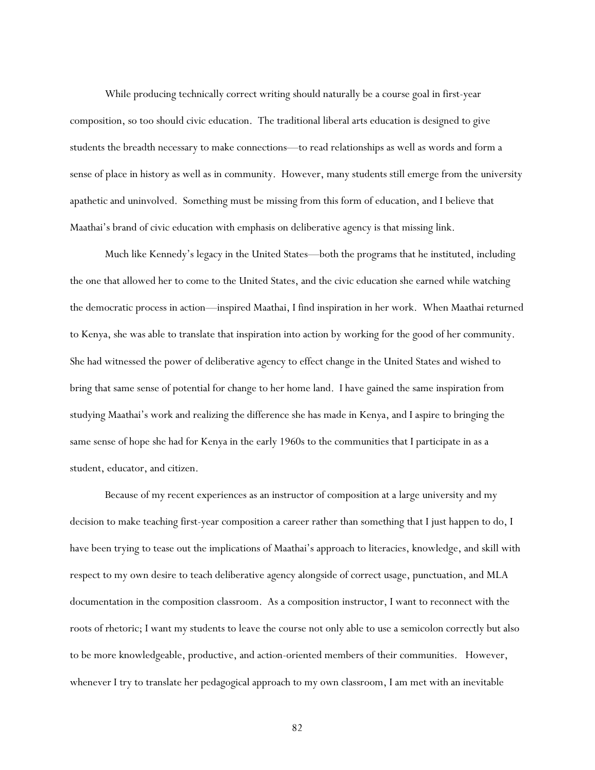While producing technically correct writing should naturally be a course goal in first-year composition, so too should civic education. The traditional liberal arts education is designed to give students the breadth necessary to make connections—to read relationships as well as words and form a sense of place in history as well as in community. However, many students still emerge from the university apathetic and uninvolved. Something must be missing from this form of education, and I believe that Maathai's brand of civic education with emphasis on deliberative agency is that missing link.

Much like Kennedy's legacy in the United States—both the programs that he instituted, including the one that allowed her to come to the United States, and the civic education she earned while watching the democratic process in action—inspired Maathai, I find inspiration in her work. When Maathai returned to Kenya, she was able to translate that inspiration into action by working for the good of her community. She had witnessed the power of deliberative agency to effect change in the United States and wished to bring that same sense of potential for change to her home land. I have gained the same inspiration from studying Maathai's work and realizing the difference she has made in Kenya, and I aspire to bringing the same sense of hope she had for Kenya in the early 1960s to the communities that I participate in as a student, educator, and citizen.

Because of my recent experiences as an instructor of composition at a large university and my decision to make teaching first-year composition a career rather than something that I just happen to do, I have been trying to tease out the implications of Maathai's approach to literacies, knowledge, and skill with respect to my own desire to teach deliberative agency alongside of correct usage, punctuation, and MLA documentation in the composition classroom. As a composition instructor, I want to reconnect with the roots of rhetoric; I want my students to leave the course not only able to use a semicolon correctly but also to be more knowledgeable, productive, and action-oriented members of their communities. However, whenever I try to translate her pedagogical approach to my own classroom, I am met with an inevitable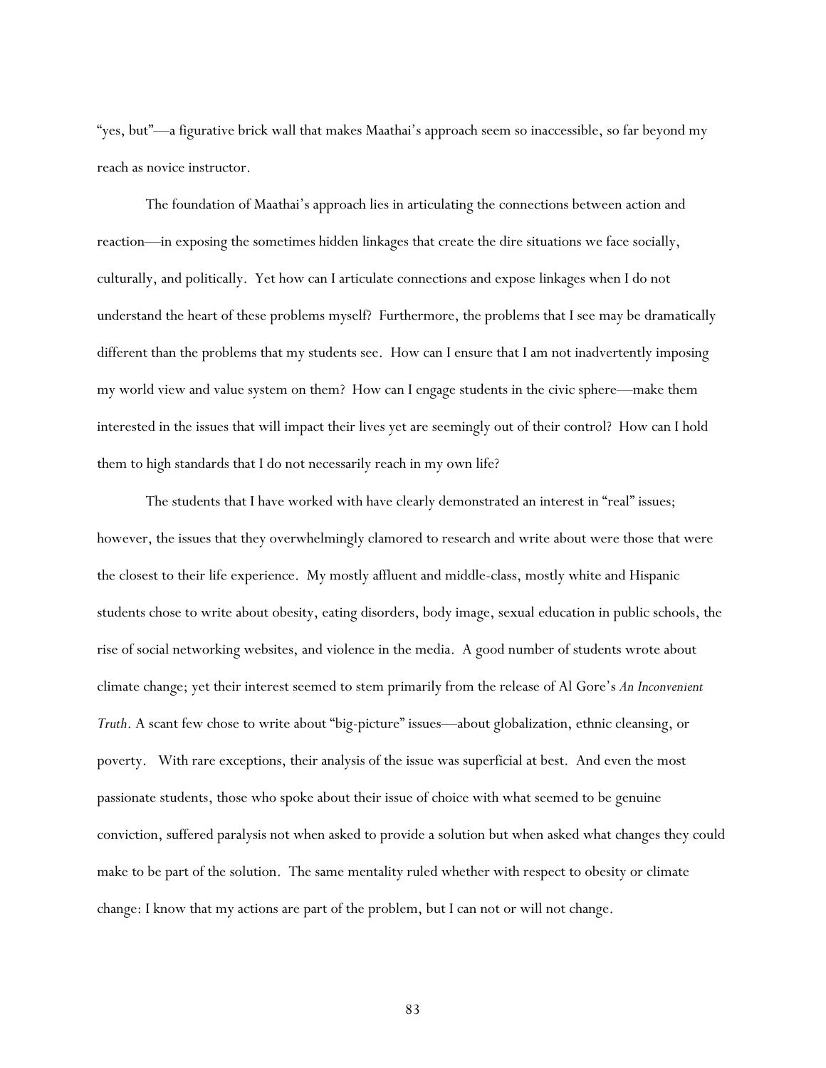"yes, but"—a figurative brick wall that makes Maathai's approach seem so inaccessible, so far beyond my reach as novice instructor.

The foundation of Maathai's approach lies in articulating the connections between action and reaction—in exposing the sometimes hidden linkages that create the dire situations we face socially, culturally, and politically. Yet how can I articulate connections and expose linkages when I do not understand the heart of these problems myself? Furthermore, the problems that I see may be dramatically different than the problems that my students see. How can I ensure that I am not inadvertently imposing my world view and value system on them? How can I engage students in the civic sphere—make them interested in the issues that will impact their lives yet are seemingly out of their control? How can I hold them to high standards that I do not necessarily reach in my own life?

The students that I have worked with have clearly demonstrated an interest in "real" issues; however, the issues that they overwhelmingly clamored to research and write about were those that were the closest to their life experience. My mostly affluent and middle-class, mostly white and Hispanic students chose to write about obesity, eating disorders, body image, sexual education in public schools, the rise of social networking websites, and violence in the media. A good number of students wrote about climate change; yet their interest seemed to stem primarily from the release of Al Gore's *An Inconvenient Truth*. A scant few chose to write about "big-picture" issues—about globalization, ethnic cleansing, or poverty. With rare exceptions, their analysis of the issue was superficial at best. And even the most passionate students, those who spoke about their issue of choice with what seemed to be genuine conviction, suffered paralysis not when asked to provide a solution but when asked what changes they could make to be part of the solution. The same mentality ruled whether with respect to obesity or climate change: I know that my actions are part of the problem, but I can not or will not change.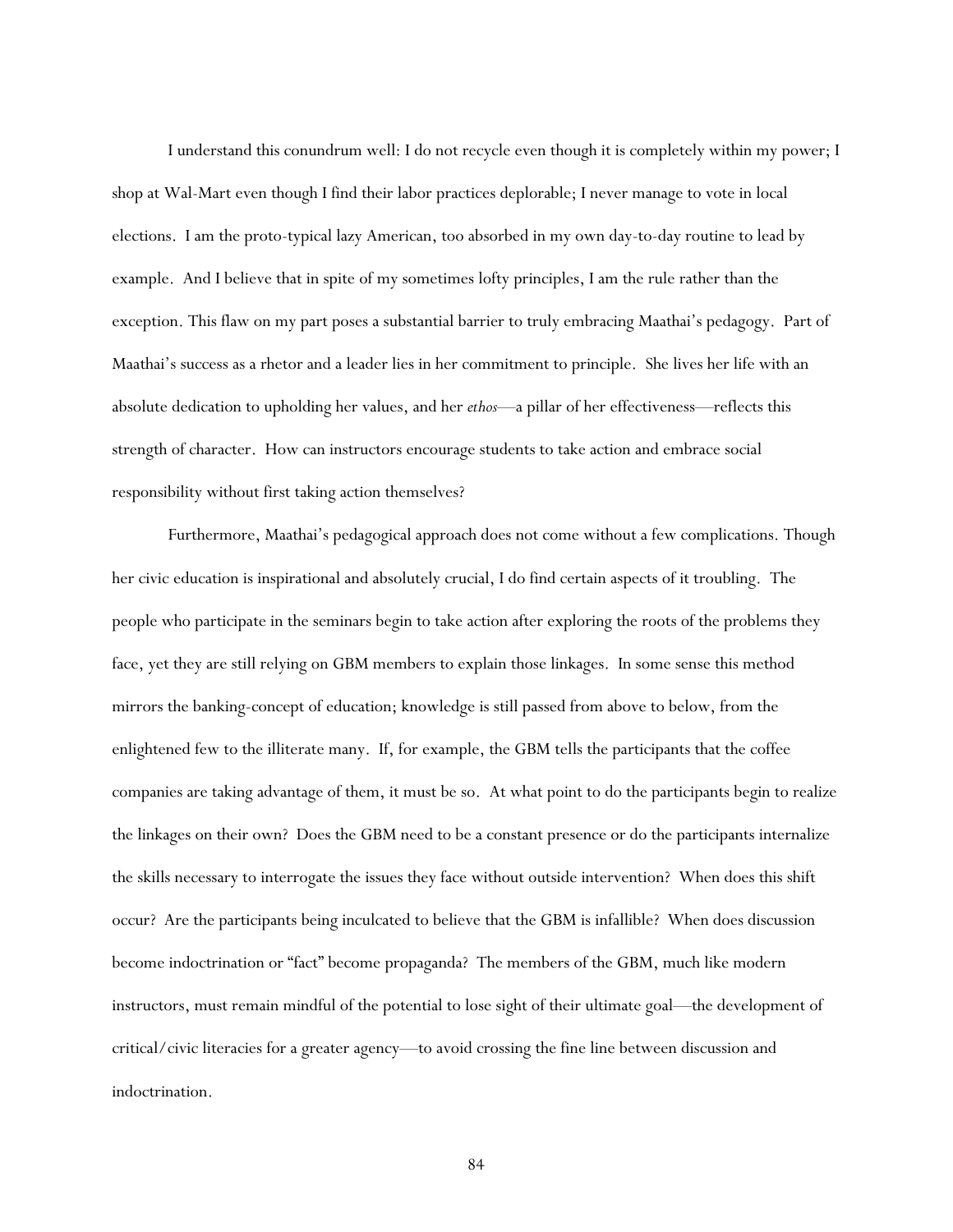I understand this conundrum well: I do not recycle even though it is completely within my power; I shop at Wal-Mart even though I find their labor practices deplorable; I never manage to vote in local elections. I am the proto-typical lazy American, too absorbed in my own day-to-day routine to lead by example. And I believe that in spite of my sometimes lofty principles, I am the rule rather than the exception. This flaw on my part poses a substantial barrier to truly embracing Maathai's pedagogy. Part of Maathai's success as a rhetor and a leader lies in her commitment to principle. She lives her life with an absolute dedication to upholding her values, and her *ethos*—a pillar of her effectiveness—reflects this strength of character. How can instructors encourage students to take action and embrace social responsibility without first taking action themselves?

Furthermore, Maathai's pedagogical approach does not come without a few complications. Though her civic education is inspirational and absolutely crucial, I do find certain aspects of it troubling. The people who participate in the seminars begin to take action after exploring the roots of the problems they face, yet they are still relying on GBM members to explain those linkages. In some sense this method mirrors the banking-concept of education; knowledge is still passed from above to below, from the enlightened few to the illiterate many. If, for example, the GBM tells the participants that the coffee companies are taking advantage of them, it must be so. At what point to do the participants begin to realize the linkages on their own? Does the GBM need to be a constant presence or do the participants internalize the skills necessary to interrogate the issues they face without outside intervention? When does this shift occur? Are the participants being inculcated to believe that the GBM is infallible? When does discussion become indoctrination or "fact" become propaganda? The members of the GBM, much like modern instructors, must remain mindful of the potential to lose sight of their ultimate goal—the development of critical/civic literacies for a greater agency—to avoid crossing the fine line between discussion and indoctrination.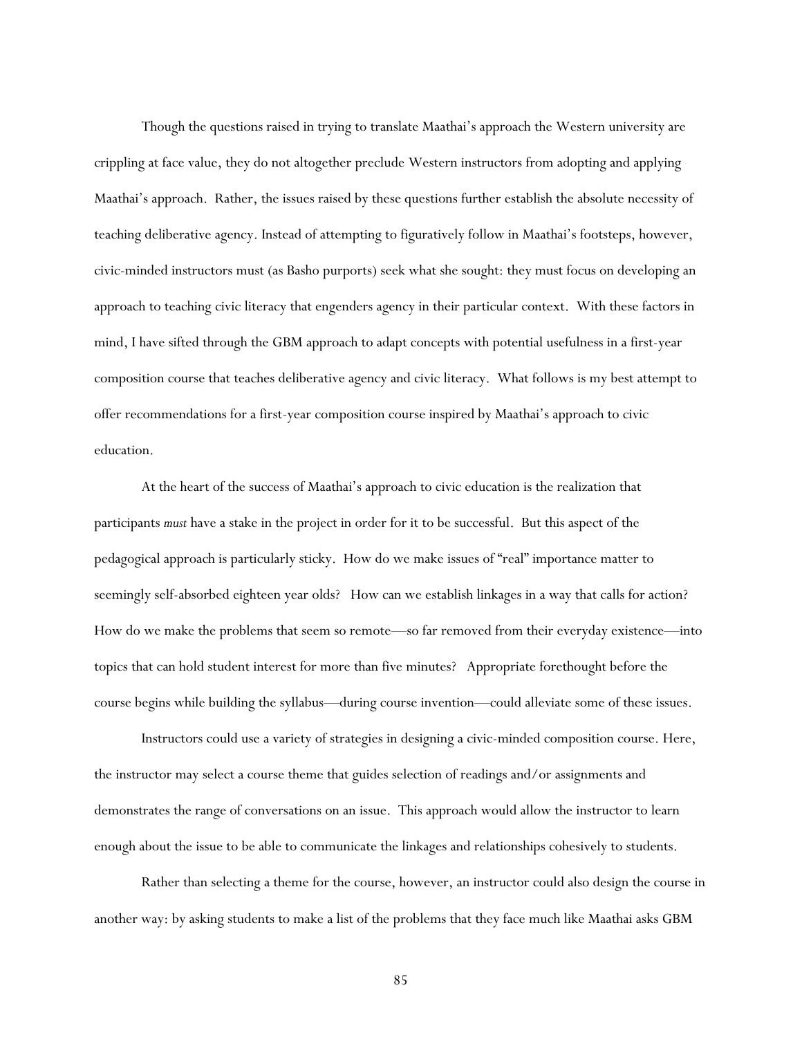Though the questions raised in trying to translate Maathai's approach the Western university are crippling at face value, they do not altogether preclude Western instructors from adopting and applying Maathai's approach. Rather, the issues raised by these questions further establish the absolute necessity of teaching deliberative agency. Instead of attempting to figuratively follow in Maathai's footsteps, however, civic-minded instructors must (as Basho purports) seek what she sought: they must focus on developing an approach to teaching civic literacy that engenders agency in their particular context. With these factors in mind, I have sifted through the GBM approach to adapt concepts with potential usefulness in a first-year composition course that teaches deliberative agency and civic literacy. What follows is my best attempt to offer recommendations for a first-year composition course inspired by Maathai's approach to civic education.

At the heart of the success of Maathai's approach to civic education is the realization that participants *must* have a stake in the project in order for it to be successful. But this aspect of the pedagogical approach is particularly sticky. How do we make issues of "real" importance matter to seemingly self-absorbed eighteen year olds? How can we establish linkages in a way that calls for action? How do we make the problems that seem so remote—so far removed from their everyday existence—into topics that can hold student interest for more than five minutes? Appropriate forethought before the course begins while building the syllabus—during course invention—could alleviate some of these issues.

Instructors could use a variety of strategies in designing a civic-minded composition course. Here, the instructor may select a course theme that guides selection of readings and/or assignments and demonstrates the range of conversations on an issue. This approach would allow the instructor to learn enough about the issue to be able to communicate the linkages and relationships cohesively to students.

Rather than selecting a theme for the course, however, an instructor could also design the course in another way: by asking students to make a list of the problems that they face much like Maathai asks GBM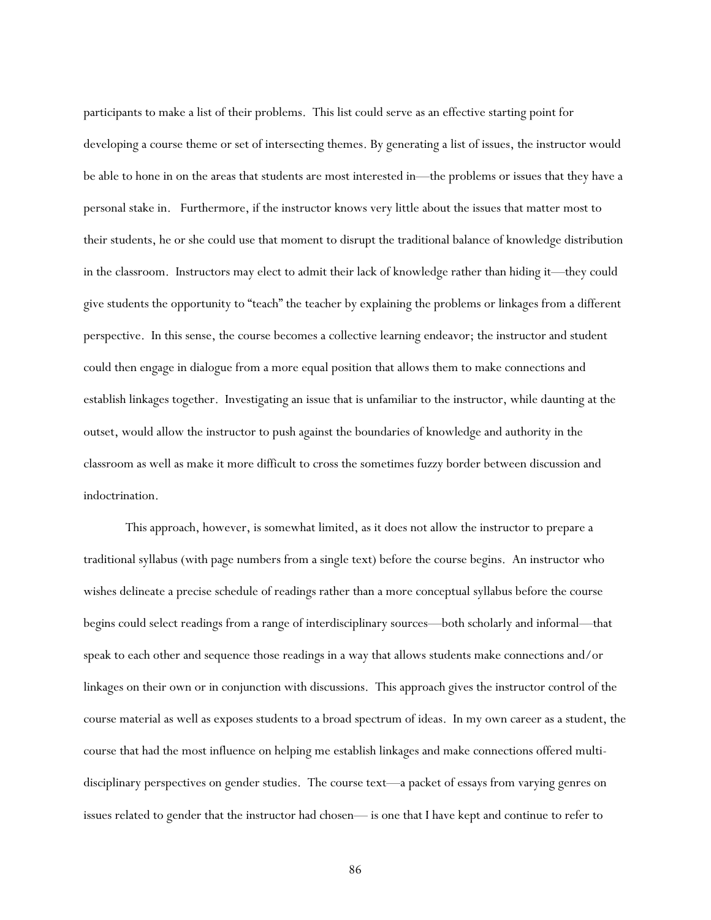participants to make a list of their problems. This list could serve as an effective starting point for developing a course theme or set of intersecting themes. By generating a list of issues, the instructor would be able to hone in on the areas that students are most interested in—the problems or issues that they have a personal stake in. Furthermore, if the instructor knows very little about the issues that matter most to their students, he or she could use that moment to disrupt the traditional balance of knowledge distribution in the classroom. Instructors may elect to admit their lack of knowledge rather than hiding it—they could give students the opportunity to "teach" the teacher by explaining the problems or linkages from a different perspective. In this sense, the course becomes a collective learning endeavor; the instructor and student could then engage in dialogue from a more equal position that allows them to make connections and establish linkages together. Investigating an issue that is unfamiliar to the instructor, while daunting at the outset, would allow the instructor to push against the boundaries of knowledge and authority in the classroom as well as make it more difficult to cross the sometimes fuzzy border between discussion and indoctrination.

This approach, however, is somewhat limited, as it does not allow the instructor to prepare a traditional syllabus (with page numbers from a single text) before the course begins. An instructor who wishes delineate a precise schedule of readings rather than a more conceptual syllabus before the course begins could select readings from a range of interdisciplinary sources—both scholarly and informal—that speak to each other and sequence those readings in a way that allows students make connections and/or linkages on their own or in conjunction with discussions. This approach gives the instructor control of the course material as well as exposes students to a broad spectrum of ideas. In my own career as a student, the course that had the most influence on helping me establish linkages and make connections offered multi-disciplinary perspectives on gender studies. The course text—a packet of essays from varying genres on issues related to gender that the instructor had chosen— is one that I have kept and continue to refer to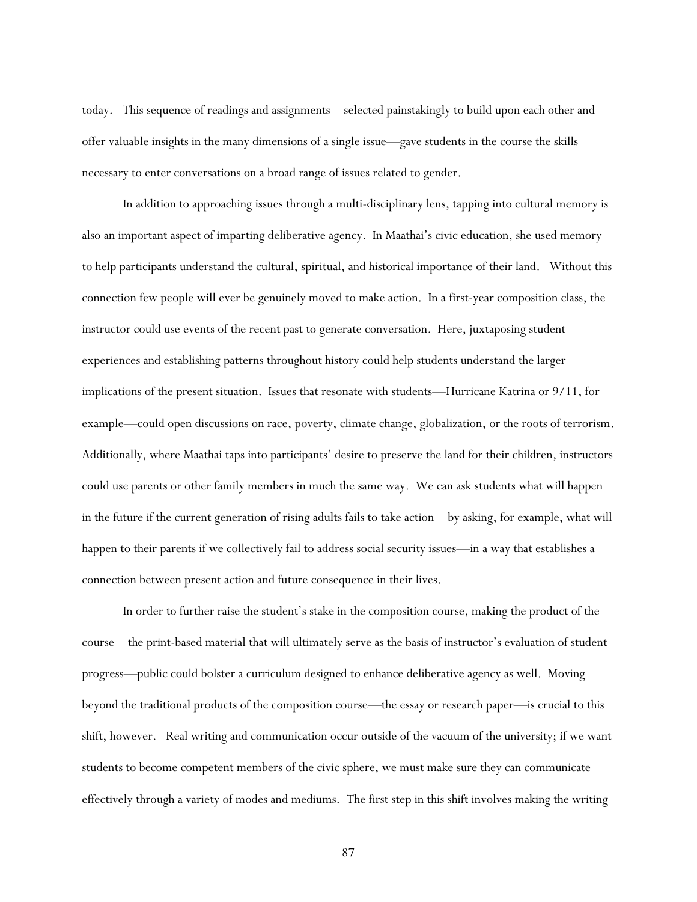today. This sequence of readings and assignments—selected painstakingly to build upon each other and offer valuable insights in the many dimensions of a single issue—gave students in the course the skills necessary to enter conversations on a broad range of issues related to gender.

In addition to approaching issues through a multi-disciplinary lens, tapping into cultural memory is also an important aspect of imparting deliberative agency. In Maathai's civic education, she used memory to help participants understand the cultural, spiritual, and historical importance of their land. Without this connection few people will ever be genuinely moved to make action. In a first-year composition class, the instructor could use events of the recent past to generate conversation. Here, juxtaposing student experiences and establishing patterns throughout history could help students understand the larger implications of the present situation. Issues that resonate with students—Hurricane Katrina or 9/11, for example—could open discussions on race, poverty, climate change, globalization, or the roots of terrorism. Additionally, where Maathai taps into participants' desire to preserve the land for their children, instructors could use parents or other family members in much the same way. We can ask students what will happen in the future if the current generation of rising adults fails to take action—by asking, for example, what will happen to their parents if we collectively fail to address social security issues—in a way that establishes a connection between present action and future consequence in their lives.

In order to further raise the student's stake in the composition course, making the product of the course—the print-based material that will ultimately serve as the basis of instructor's evaluation of student progress—public could bolster a curriculum designed to enhance deliberative agency as well. Moving beyond the traditional products of the composition course—the essay or research paper—is crucial to this shift, however. Real writing and communication occur outside of the vacuum of the university; if we want students to become competent members of the civic sphere, we must make sure they can communicate effectively through a variety of modes and mediums. The first step in this shift involves making the writing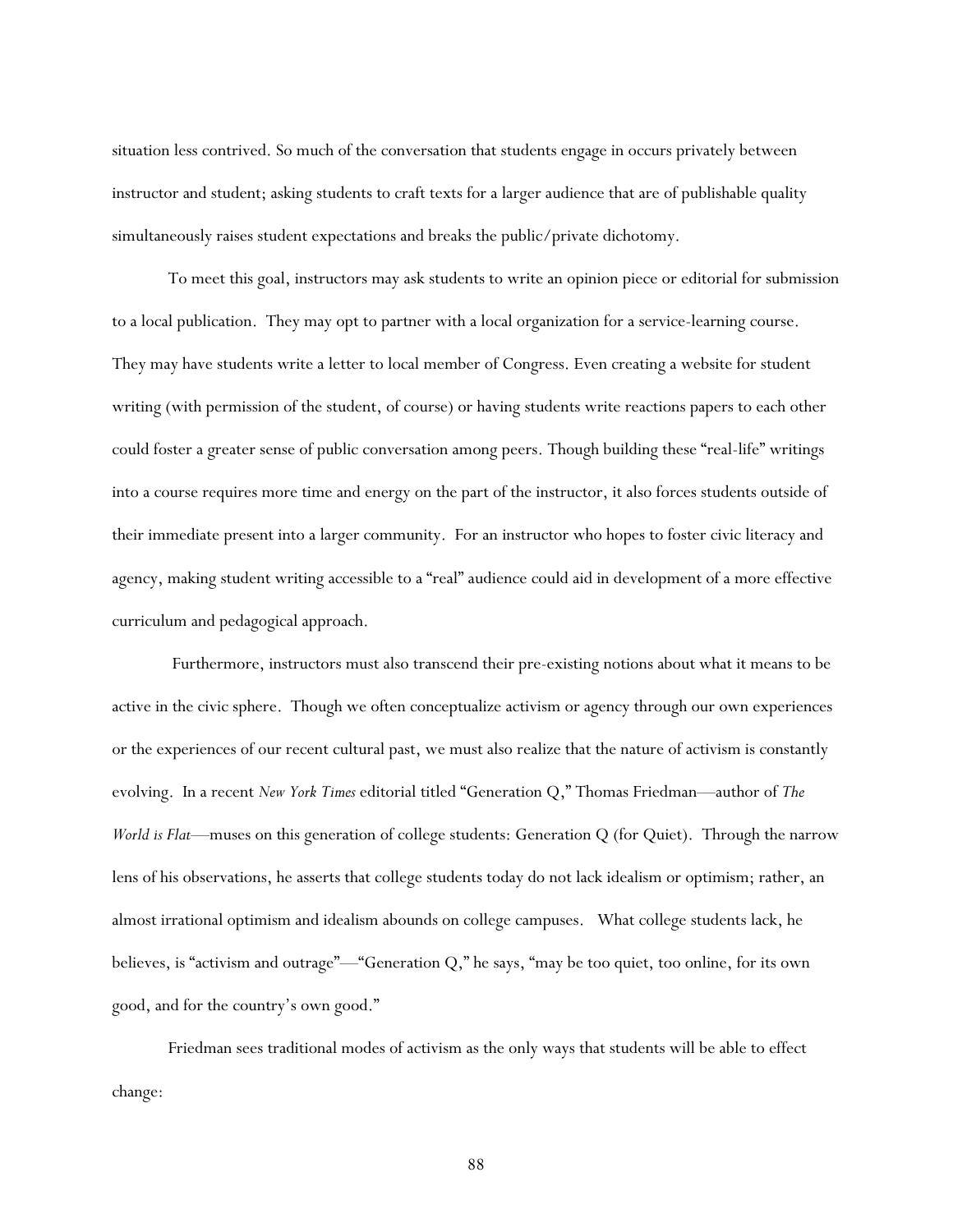situation less contrived. So much of the conversation that students engage in occurs privately between instructor and student; asking students to craft texts for a larger audience that are of publishable quality simultaneously raises student expectations and breaks the public/private dichotomy.

To meet this goal, instructors may ask students to write an opinion piece or editorial for submission to a local publication. They may opt to partner with a local organization for a service-learning course. They may have students write a letter to local member of Congress. Even creating a website for student writing (with permission of the student, of course) or having students write reactions papers to each other could foster a greater sense of public conversation among peers. Though building these "real-life" writings into a course requires more time and energy on the part of the instructor, it also forces students outside of their immediate present into a larger community. For an instructor who hopes to foster civic literacy and agency, making student writing accessible to a "real" audience could aid in development of a more effective curriculum and pedagogical approach.

Furthermore, instructors must also transcend their pre-existing notions about what it means to be active in the civic sphere. Though we often conceptualize activism or agency through our own experiences or the experiences of our recent cultural past, we must also realize that the nature of activism is constantly evolving. In a recent *New York Times* editorial titled "Generation Q," Thomas Friedman—author of *The World is Flat*—muses on this generation of college students: Generation Q (for Quiet). Through the narrow lens of his observations, he asserts that college students today do not lack idealism or optimism; rather, an almost irrational optimism and idealism abounds on college campuses. What college students lack, he believes, is "activism and outrage"—"Generation Q," he says, "may be too quiet, too online, for its own good, and for the country's own good."

Friedman sees traditional modes of activism as the only ways that students will be able to effect change: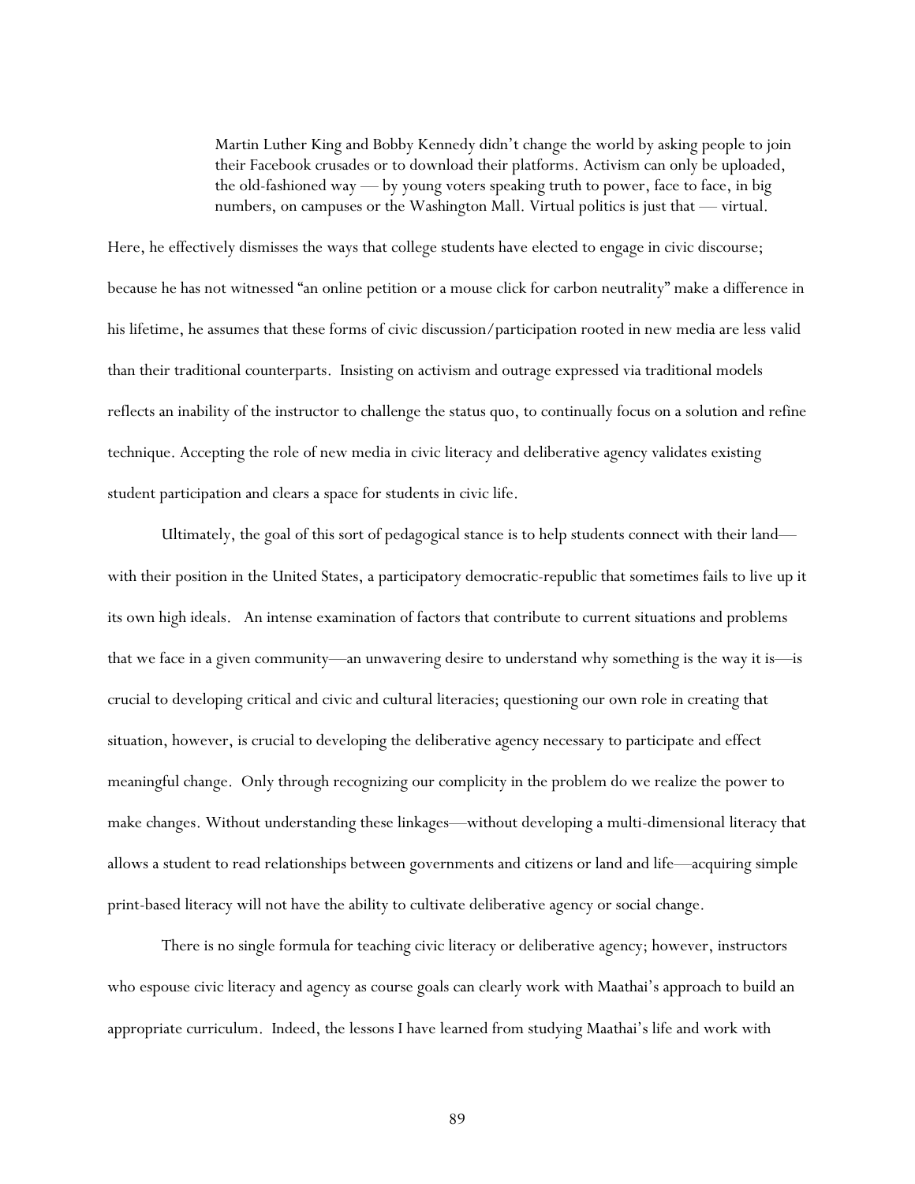> Martin Luther King and Bobby Kennedy didn't change the world by asking people to join their Facebook crusades or to download their platforms. Activism can only be uploaded, the old-fashioned way — by young voters speaking truth to power, face to face, in big numbers, on campuses or the Washington Mall. Virtual politics is just that — virtual.

Here, he effectively dismisses the ways that college students have elected to engage in civic discourse; because he has not witnessed "an online petition or a mouse click for carbon neutrality" make a difference in his lifetime, he assumes that these forms of civic discussion/participation rooted in new media are less valid than their traditional counterparts. Insisting on activism and outrage expressed via traditional models reflects an inability of the instructor to challenge the status quo, to continually focus on a solution and refine technique. Accepting the role of new media in civic literacy and deliberative agency validates existing student participation and clears a space for students in civic life.

Ultimately, the goal of this sort of pedagogical stance is to help students connect with their land—with their position in the United States, a participatory democratic-republic that sometimes fails to live up it its own high ideals. An intense examination of factors that contribute to current situations and problems that we face in a given community—an unwavering desire to understand why something is the way it is—is crucial to developing critical and civic and cultural literacies; questioning our own role in creating that situation, however, is crucial to developing the deliberative agency necessary to participate and effect meaningful change. Only through recognizing our complicity in the problem do we realize the power to make changes. Without understanding these linkages—without developing a multi-dimensional literacy that allows a student to read relationships between governments and citizens or land and life—acquiring simple print-based literacy will not have the ability to cultivate deliberative agency or social change.

There is no single formula for teaching civic literacy or deliberative agency; however, instructors who espouse civic literacy and agency as course goals can clearly work with Maathai's approach to build an appropriate curriculum. Indeed, the lessons I have learned from studying Maathai's life and work with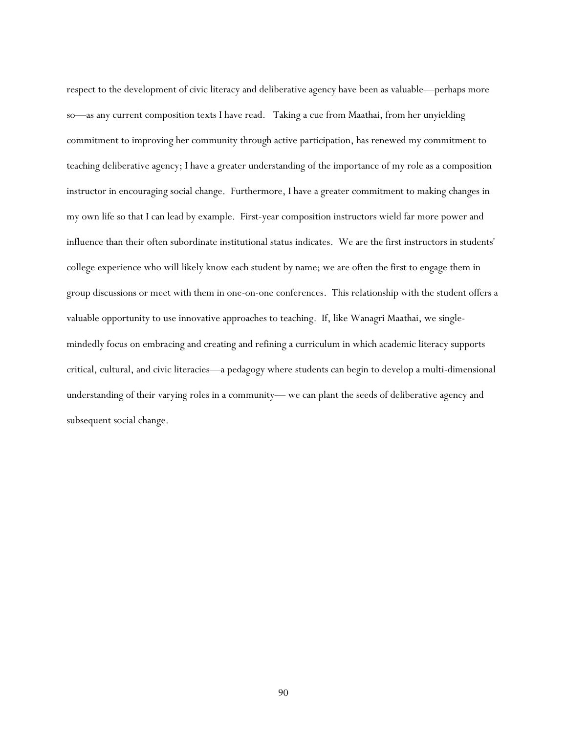respect to the development of civic literacy and deliberative agency have been as valuable—perhaps more so—as any current composition texts I have read. Taking a cue from Maathai, from her unyielding commitment to improving her community through active participation, has renewed my commitment to teaching deliberative agency; I have a greater understanding of the importance of my role as a composition instructor in encouraging social change. Furthermore, I have a greater commitment to making changes in my own life so that I can lead by example. First-year composition instructors wield far more power and influence than their often subordinate institutional status indicates. We are the first instructors in students' college experience who will likely know each student by name; we are often the first to engage them in group discussions or meet with them in one-on-one conferences. This relationship with the student offers a valuable opportunity to use innovative approaches to teaching. If, like Wanagri Maathai, we single-mindedly focus on embracing and creating and refining a curriculum in which academic literacy supports critical, cultural, and civic literacies—a pedagogy where students can begin to develop a multi-dimensional understanding of their varying roles in a community— we can plant the seeds of deliberative agency and subsequent social change.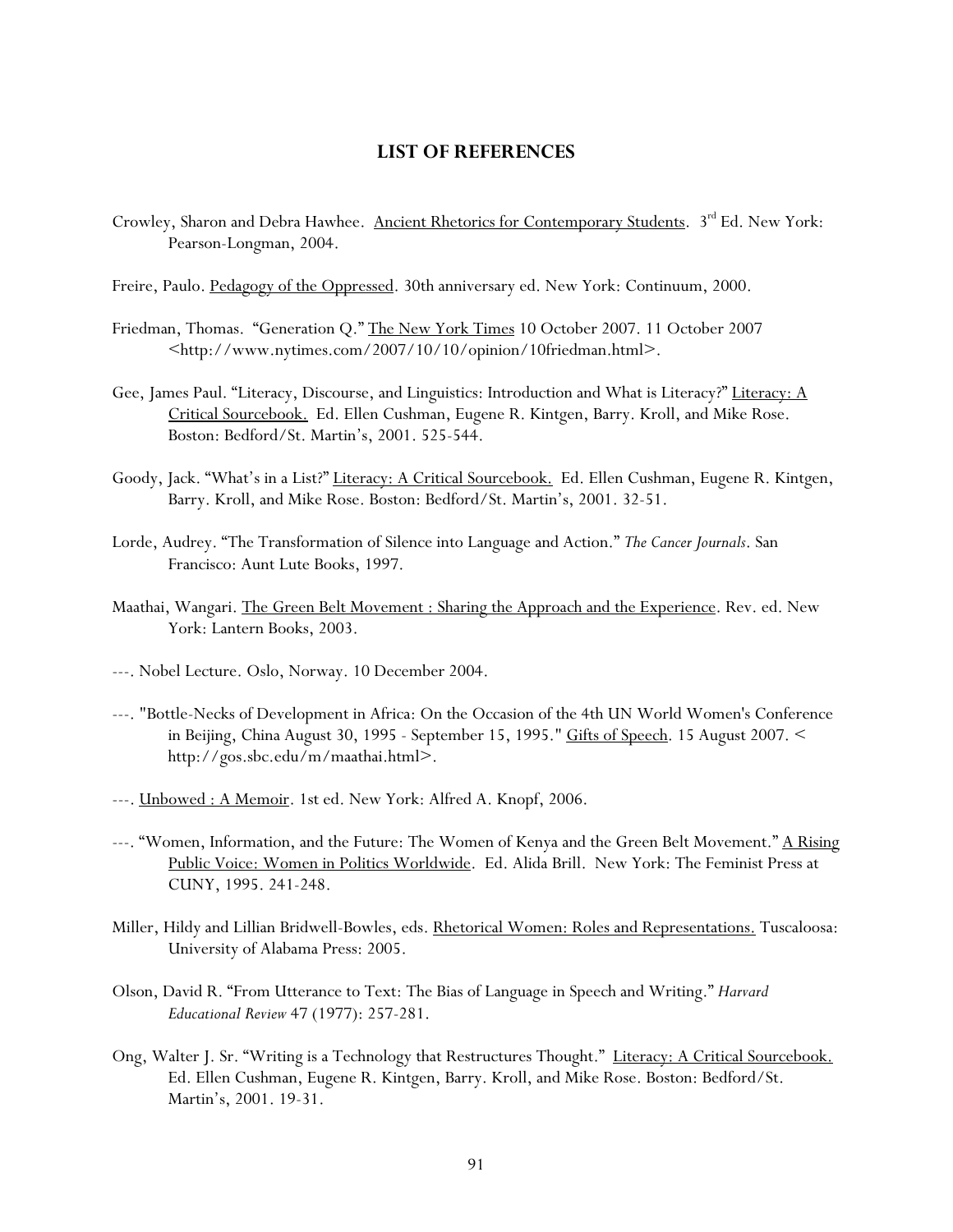## LIST OF REFERENCES

Crowley, Sharon and Debra Hawhee. Ancient Rhetorics for Contemporary Students. 3rd Ed. New York: Pearson-Longman, 2004.

Freire, Paulo. Pedagogy of the Oppressed. 30th anniversary ed. New York: Continuum, 2000.

Friedman, Thomas. "Generation Q." The New York Times 10 October 2007. 11 October 2007 <http://www.nytimes.com/2007/10/10/opinion/10friedman.html>.

Gee, James Paul. "Literacy, Discourse, and Linguistics: Introduction and What is Literacy?" Literacy: A Critical Sourcebook. Ed. Ellen Cushman, Eugene R. Kintgen, Barry. Kroll, and Mike Rose. Boston: Bedford/St. Martin's, 2001. 525-544.

Goody, Jack. "What's in a List?" Literacy: A Critical Sourcebook. Ed. Ellen Cushman, Eugene R. Kintgen, Barry. Kroll, and Mike Rose. Boston: Bedford/St. Martin's, 2001. 32-51.

Lorde, Audrey. "The Transformation of Silence into Language and Action." *The Cancer Journals*. San Francisco: Aunt Lute Books, 1997.

Maathai, Wangari. The Green Belt Movement : Sharing the Approach and the Experience. Rev. ed. New York: Lantern Books, 2003.

---. Nobel Lecture. Oslo, Norway. 10 December 2004.

---. "Bottle-Necks of Development in Africa: On the Occasion of the 4th UN World Women's Conference in Beijing, China August 30, 1995 - September 15, 1995." Gifts of Speech. 15 August 2007. < http://gos.sbc.edu/m/maathai.html>.

---. Unbowed : A Memoir. 1st ed. New York: Alfred A. Knopf, 2006.

---. "Women, Information, and the Future: The Women of Kenya and the Green Belt Movement." A Rising Public Voice: Women in Politics Worldwide. Ed. Alida Brill. New York: The Feminist Press at CUNY, 1995. 241-248.

Miller, Hildy and Lillian Bridwell-Bowles, eds. Rhetorical Women: Roles and Representations. Tuscaloosa: University of Alabama Press: 2005.

Olson, David R. "From Utterance to Text: The Bias of Language in Speech and Writing." *Harvard Educational Review* 47 (1977): 257-281.

Ong, Walter J. Sr. "Writing is a Technology that Restructures Thought." Literacy: A Critical Sourcebook. Ed. Ellen Cushman, Eugene R. Kintgen, Barry. Kroll, and Mike Rose. Boston: Bedford/St. Martin's, 2001. 19-31.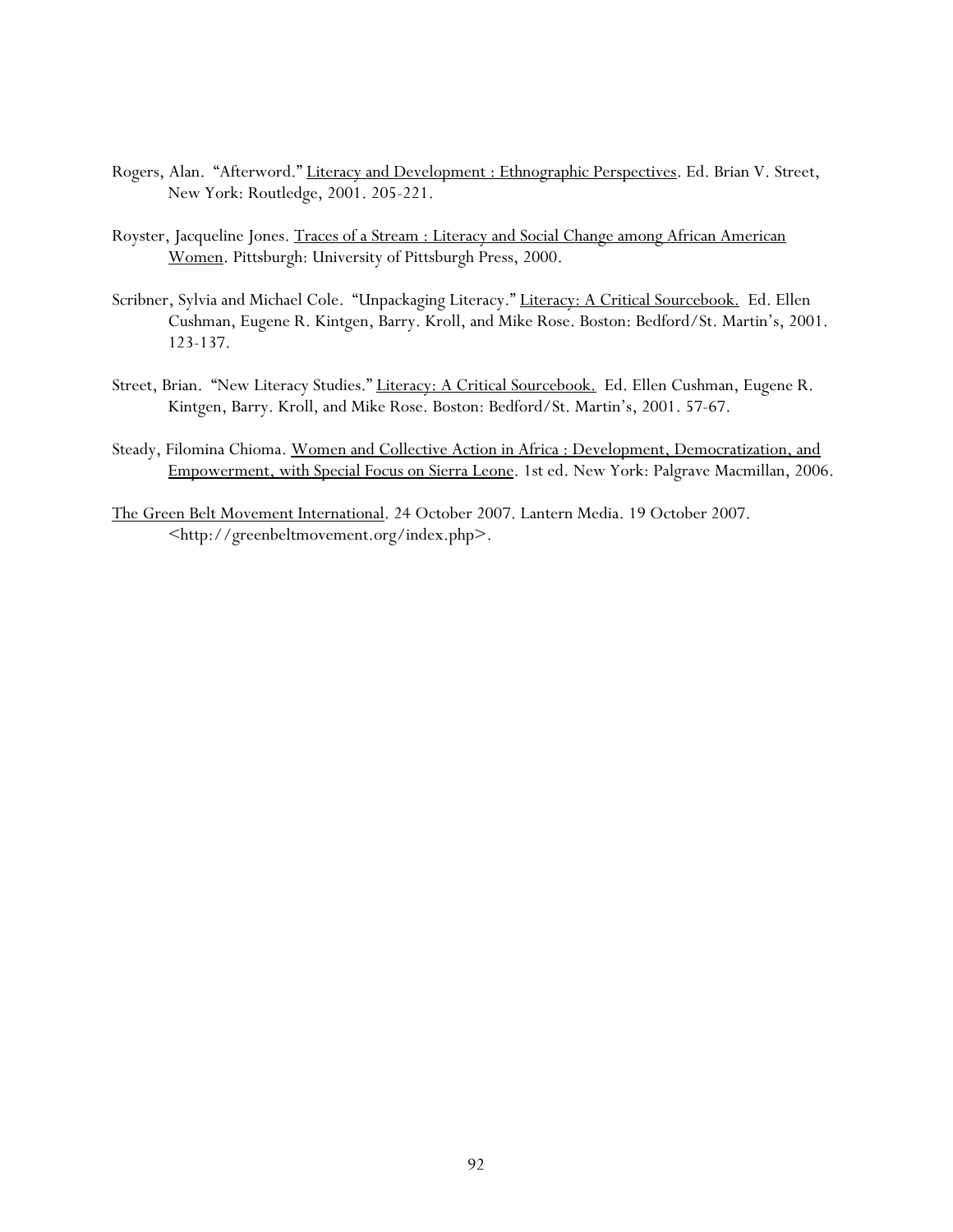Rogers, Alan. "Afterword." <u>Literacy and Development : Ethnographic Perspectives</u>. Ed. Brian V. Street, New York: Routledge, 2001. 205-221.

Royster, Jacqueline Jones. <u>Traces of a Stream : Literacy and Social Change among African American Women</u>. Pittsburgh: University of Pittsburgh Press, 2000.

Scribner, Sylvia and Michael Cole. "Unpackaging Literacy." <u>Literacy: A Critical Sourcebook.</u> Ed. Ellen Cushman, Eugene R. Kintgen, Barry. Kroll, and Mike Rose. Boston: Bedford/St. Martin's, 2001. 123-137.

Street, Brian. "New Literacy Studies." <u>Literacy: A Critical Sourcebook.</u> Ed. Ellen Cushman, Eugene R. Kintgen, Barry. Kroll, and Mike Rose. Boston: Bedford/St. Martin's, 2001. 57-67.

Steady, Filomina Chioma. <u>Women and Collective Action in Africa : Development, Democratization, and Empowerment, with Special Focus on Sierra Leone</u>. 1st ed. New York: Palgrave Macmillan, 2006.

<u>The Green Belt Movement International</u>. 24 October 2007. Lantern Media. 19 October 2007. <http://greenbeltmovement.org/index.php>.